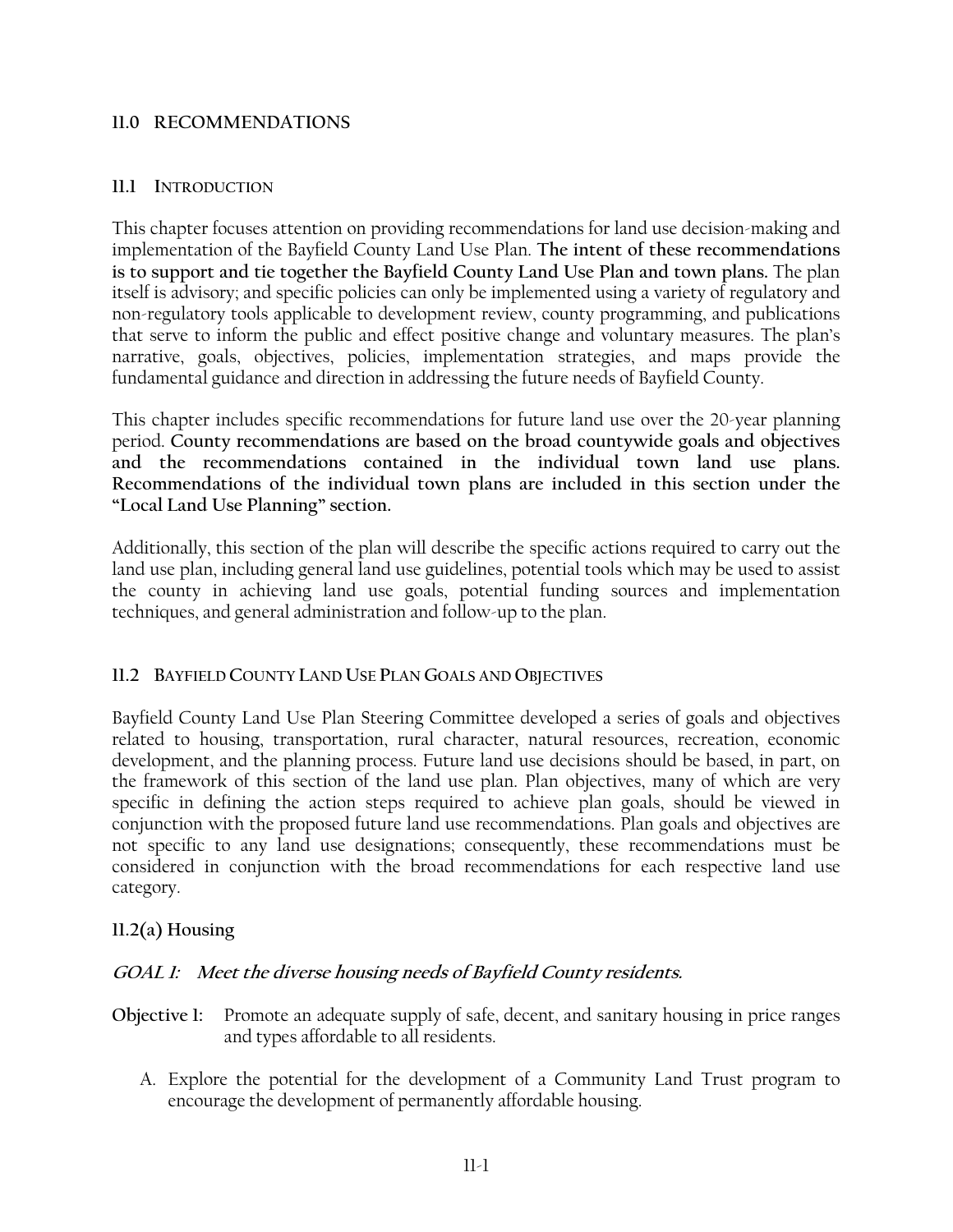# 11.0 RECOMMENDATIONS

## 11.1 INTRODUCTION

This chapter focuses attention on providing recommendations for land use decision-making and implementation of the Bayfield County Land Use Plan. **The intent of these recommendations is to support and tie together the Bayfield County Land Use Plan and town plans.** The plan itself is advisory; and specific policies can only be implemented using a variety of regulatory and non-regulatory tools applicable to development review, county programming, and publications that serve to inform the public and effect positive change and voluntary measures. The plan's narrative, goals, objectives, policies, implementation strategies, and maps provide the fundamental guidance and direction in addressing the future needs of Bayfield County.

This chapter includes specific recommendations for future land use over the 20-year planning period. **County recommendations are based on the broad countywide goals and objectives and the recommendations contained in the individual town land use plans. Recommendations of the individual town plans are included in this section under the "Local Land Use Planning" section.**

Additionally, this section of the plan will describe the specific actions required to carry out the land use plan, including general land use guidelines, potential tools which may be used to assist the county in achieving land use goals, potential funding sources and implementation techniques, and general administration and follow-up to the plan.

## 11.2 BAYFIELD COUNTY LAND USE PLAN GOALS AND OBJECTIVES

Bayfield County Land Use Plan Steering Committee developed a series of goals and objectives related to housing, transportation, rural character, natural resources, recreation, economic development, and the planning process. Future land use decisions should be based, in part, on the framework of this section of the land use plan. Plan objectives, many of which are very specific in defining the action steps required to achieve plan goals, should be viewed in conjunction with the proposed future land use recommendations. Plan goals and objectives are not specific to any land use designations; consequently, these recommendations must be considered in conjunction with the broad recommendations for each respective land use category.

### 11.2(a) Housing

***GOAL 1: Meet the diverse housing needs of Bayfield County residents.***

**Objective 1:** Promote an adequate supply of safe, decent, and sanitary housing in price ranges and types affordable to all residents.

A. Explore the potential for the development of a Community Land Trust program to encourage the development of permanently affordable housing.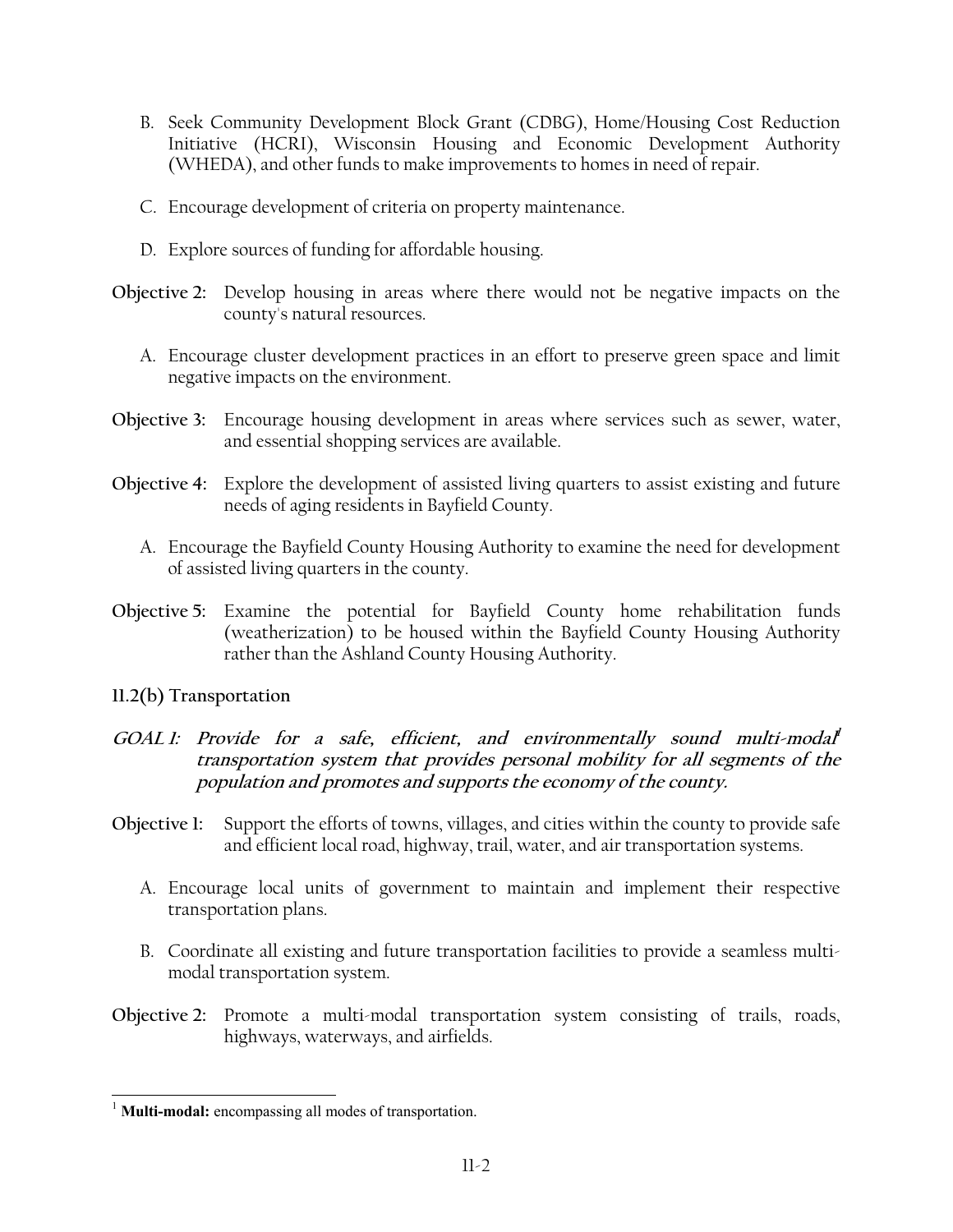B. Seek Community Development Block Grant (CDBG), Home/Housing Cost Reduction Initiative (HCRI), Wisconsin Housing and Economic Development Authority (WHEDA), and other funds to make improvements to homes in need of repair.

C. Encourage development of criteria on property maintenance.

D. Explore sources of funding for affordable housing.

**Objective 2:** Develop housing in areas where there would not be negative impacts on the county's natural resources.

A. Encourage cluster development practices in an effort to preserve green space and limit negative impacts on the environment.

**Objective 3:** Encourage housing development in areas where services such as sewer, water, and essential shopping services are available.

**Objective 4:** Explore the development of assisted living quarters to assist existing and future needs of aging residents in Bayfield County.

A. Encourage the Bayfield County Housing Authority to examine the need for development of assisted living quarters in the county.

**Objective 5:** Examine the potential for Bayfield County home rehabilitation funds (weatherization) to be housed within the Bayfield County Housing Authority rather than the Ashland County Housing Authority.

### 11.2(b) Transportation

***GOAL 1: Provide for a safe, efficient, and environmentally sound multi-modal[1] transportation system that provides personal mobility for all segments of the population and promotes and supports the economy of the county.***

**Objective 1:** Support the efforts of towns, villages, and cities within the county to provide safe and efficient local road, highway, trail, water, and air transportation systems.

A. Encourage local units of government to maintain and implement their respective transportation plans.

B. Coordinate all existing and future transportation facilities to provide a seamless multi-modal transportation system.

**Objective 2:** Promote a multi-modal transportation system consisting of trails, roads, highways, waterways, and airfields.

---

[1] **Multi-modal:** encompassing all modes of transportation.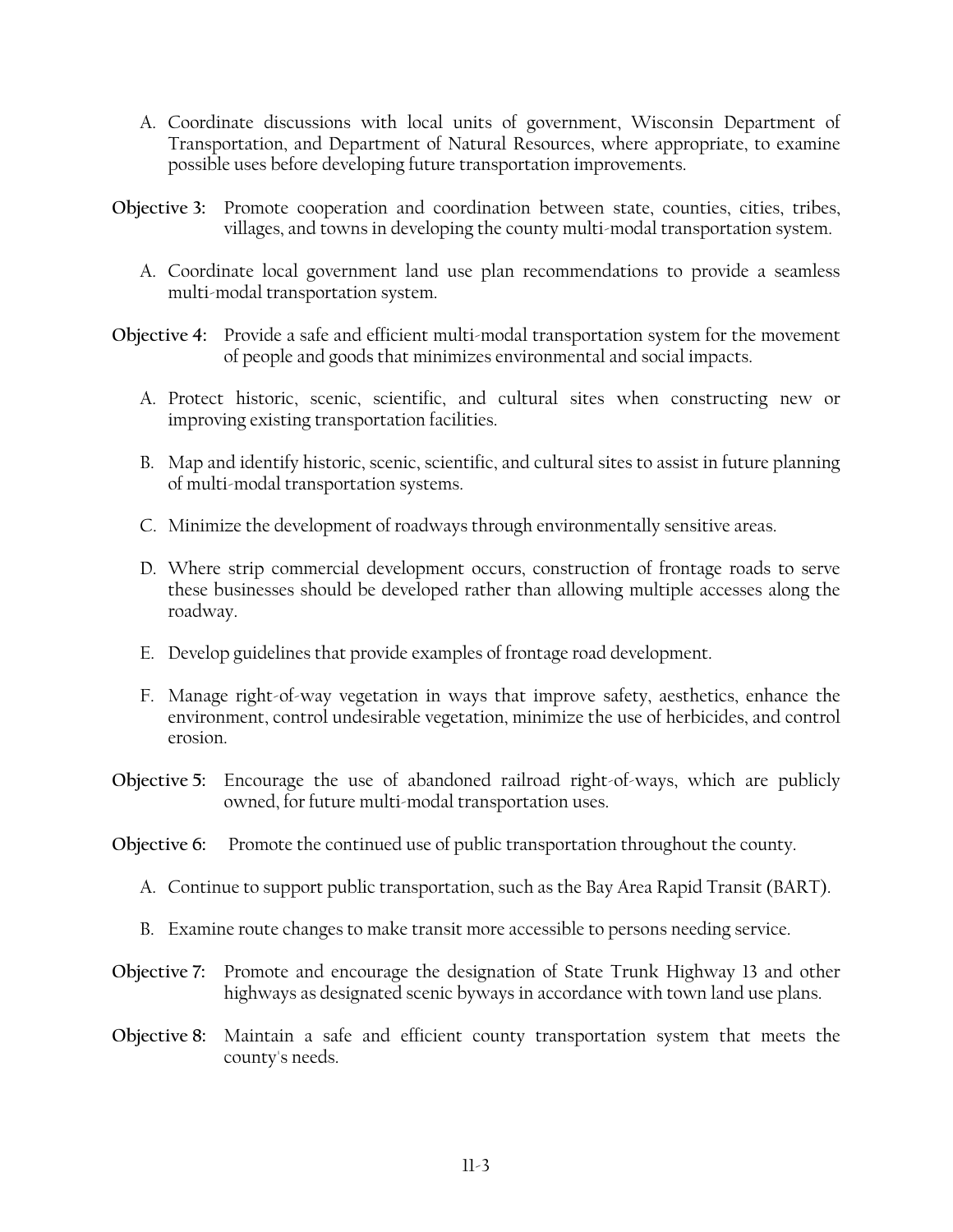A. Coordinate discussions with local units of government, Wisconsin Department of Transportation, and Department of Natural Resources, where appropriate, to examine possible uses before developing future transportation improvements.

**Objective 3:** Promote cooperation and coordination between state, counties, cities, tribes, villages, and towns in developing the county multi-modal transportation system.

A. Coordinate local government land use plan recommendations to provide a seamless multi-modal transportation system.

**Objective 4:** Provide a safe and efficient multi-modal transportation system for the movement of people and goods that minimizes environmental and social impacts.

A. Protect historic, scenic, scientific, and cultural sites when constructing new or improving existing transportation facilities.

B. Map and identify historic, scenic, scientific, and cultural sites to assist in future planning of multi-modal transportation systems.

C. Minimize the development of roadways through environmentally sensitive areas.

D. Where strip commercial development occurs, construction of frontage roads to serve these businesses should be developed rather than allowing multiple accesses along the roadway.

E. Develop guidelines that provide examples of frontage road development.

F. Manage right-of-way vegetation in ways that improve safety, aesthetics, enhance the environment, control undesirable vegetation, minimize the use of herbicides, and control erosion.

**Objective 5:** Encourage the use of abandoned railroad right-of-ways, which are publicly owned, for future multi-modal transportation uses.

**Objective 6:** Promote the continued use of public transportation throughout the county.

A. Continue to support public transportation, such as the Bay Area Rapid Transit (BART).

B. Examine route changes to make transit more accessible to persons needing service.

**Objective 7:** Promote and encourage the designation of State Trunk Highway 13 and other highways as designated scenic byways in accordance with town land use plans.

**Objective 8:** Maintain a safe and efficient county transportation system that meets the county's needs.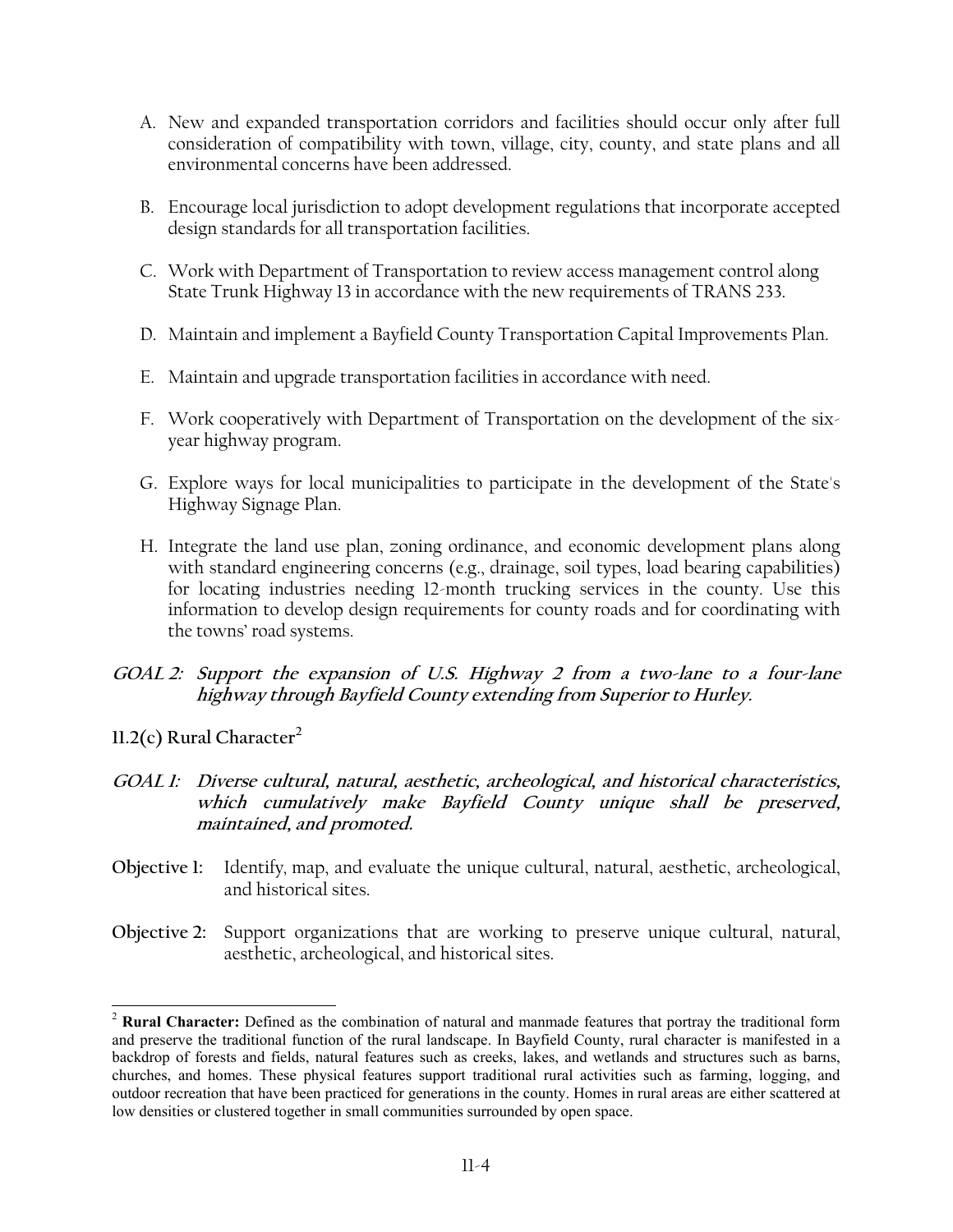A. New and expanded transportation corridors and facilities should occur only after full consideration of compatibility with town, village, city, county, and state plans and all environmental concerns have been addressed.

B. Encourage local jurisdiction to adopt development regulations that incorporate accepted design standards for all transportation facilities.

C. Work with Department of Transportation to review access management control along State Trunk Highway 13 in accordance with the new requirements of TRANS 233.

D. Maintain and implement a Bayfield County Transportation Capital Improvements Plan.

E. Maintain and upgrade transportation facilities in accordance with need.

F. Work cooperatively with Department of Transportation on the development of the six-year highway program.

G. Explore ways for local municipalities to participate in the development of the State's Highway Signage Plan.

H. Integrate the land use plan, zoning ordinance, and economic development plans along with standard engineering concerns (e.g., drainage, soil types, load bearing capabilities) for locating industries needing 12-month trucking services in the county. Use this information to develop design requirements for county roads and for coordinating with the towns' road systems.

***GOAL 2: Support the expansion of U.S. Highway 2 from a two-lane to a four-lane highway through Bayfield County extending from Superior to Hurley.***

### 11.2(c) Rural Character[2]

***GOAL 1: Diverse cultural, natural, aesthetic, archeological, and historical characteristics, which cumulatively make Bayfield County unique shall be preserved, maintained, and promoted.***

**Objective 1:** Identify, map, and evaluate the unique cultural, natural, aesthetic, archeological, and historical sites.

**Objective 2:** Support organizations that are working to preserve unique cultural, natural, aesthetic, archeological, and historical sites.

---

[2] **Rural Character:** Defined as the combination of natural and manmade features that portray the traditional form and preserve the traditional function of the rural landscape. In Bayfield County, rural character is manifested in a backdrop of forests and fields, natural features such as creeks, lakes, and wetlands and structures such as barns, churches, and homes. These physical features support traditional rural activities such as farming, logging, and outdoor recreation that have been practiced for generations in the county. Homes in rural areas are either scattered at low densities or clustered together in small communities surrounded by open space.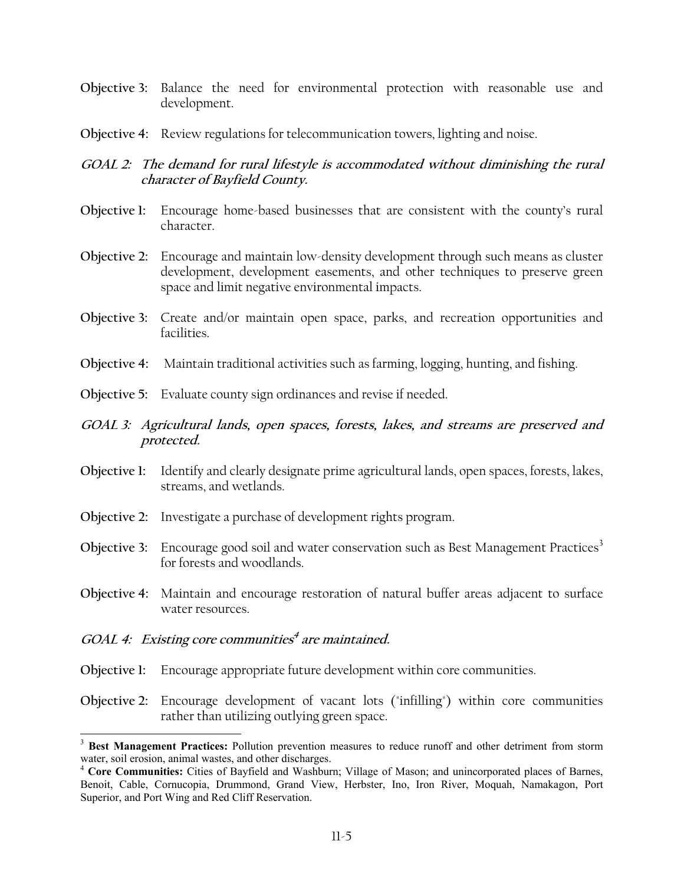**Objective 3:** Balance the need for environmental protection with reasonable use and development.

**Objective 4:** Review regulations for telecommunication towers, lighting and noise.

### *GOAL 2: The demand for rural lifestyle is accommodated without diminishing the rural character of Bayfield County.*

**Objective 1:** Encourage home-based businesses that are consistent with the county's rural character.

**Objective 2:** Encourage and maintain low-density development through such means as cluster development, development easements, and other techniques to preserve green space and limit negative environmental impacts.

**Objective 3:** Create and/or maintain open space, parks, and recreation opportunities and facilities.

**Objective 4:** Maintain traditional activities such as farming, logging, hunting, and fishing.

**Objective 5:** Evaluate county sign ordinances and revise if needed.

### *GOAL 3: Agricultural lands, open spaces, forests, lakes, and streams are preserved and protected.*

**Objective 1:** Identify and clearly designate prime agricultural lands, open spaces, forests, lakes, streams, and wetlands.

**Objective 2:** Investigate a purchase of development rights program.

**Objective 3:** Encourage good soil and water conservation such as Best Management Practices[3] for forests and woodlands.

**Objective 4:** Maintain and encourage restoration of natural buffer areas adjacent to surface water resources.

### *GOAL 4: Existing core communities[4] are maintained.*

**Objective 1:** Encourage appropriate future development within core communities.

**Objective 2:** Encourage development of vacant lots ("infilling") within core communities rather than utilizing outlying green space.

---

[3] **Best Management Practices:** Pollution prevention measures to reduce runoff and other detriment from storm water, soil erosion, animal wastes, and other discharges.

[4] **Core Communities:** Cities of Bayfield and Washburn; Village of Mason; and unincorporated places of Barnes, Benoit, Cable, Cornucopia, Drummond, Grand View, Herbster, Ino, Iron River, Moquah, Namakagon, Port Superior, and Port Wing and Red Cliff Reservation.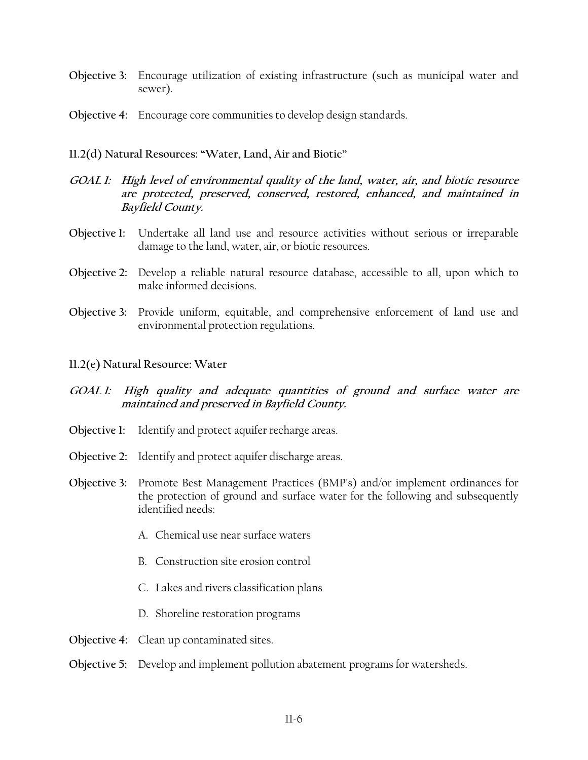**Objective 3:** Encourage utilization of existing infrastructure (such as municipal water and sewer).

**Objective 4:** Encourage core communities to develop design standards.

### 11.2(d) Natural Resources: "Water, Land, Air and Biotic"

***GOAL 1: High level of environmental quality of the land, water, air, and biotic resource are protected, preserved, conserved, restored, enhanced, and maintained in Bayfield County.***

**Objective 1:** Undertake all land use and resource activities without serious or irreparable damage to the land, water, air, or biotic resources.

**Objective 2:** Develop a reliable natural resource database, accessible to all, upon which to make informed decisions.

**Objective 3:** Provide uniform, equitable, and comprehensive enforcement of land use and environmental protection regulations.

### 11.2(e) Natural Resource: Water

***GOAL 1: High quality and adequate quantities of ground and surface water are maintained and preserved in Bayfield County.***

**Objective 1:** Identify and protect aquifer recharge areas.

**Objective 2:** Identify and protect aquifer discharge areas.

**Objective 3:** Promote Best Management Practices (BMP's) and/or implement ordinances for the protection of ground and surface water for the following and subsequently identified needs:

A. Chemical use near surface waters

B. Construction site erosion control

C. Lakes and rivers classification plans

D. Shoreline restoration programs

**Objective 4:** Clean up contaminated sites.

**Objective 5:** Develop and implement pollution abatement programs for watersheds.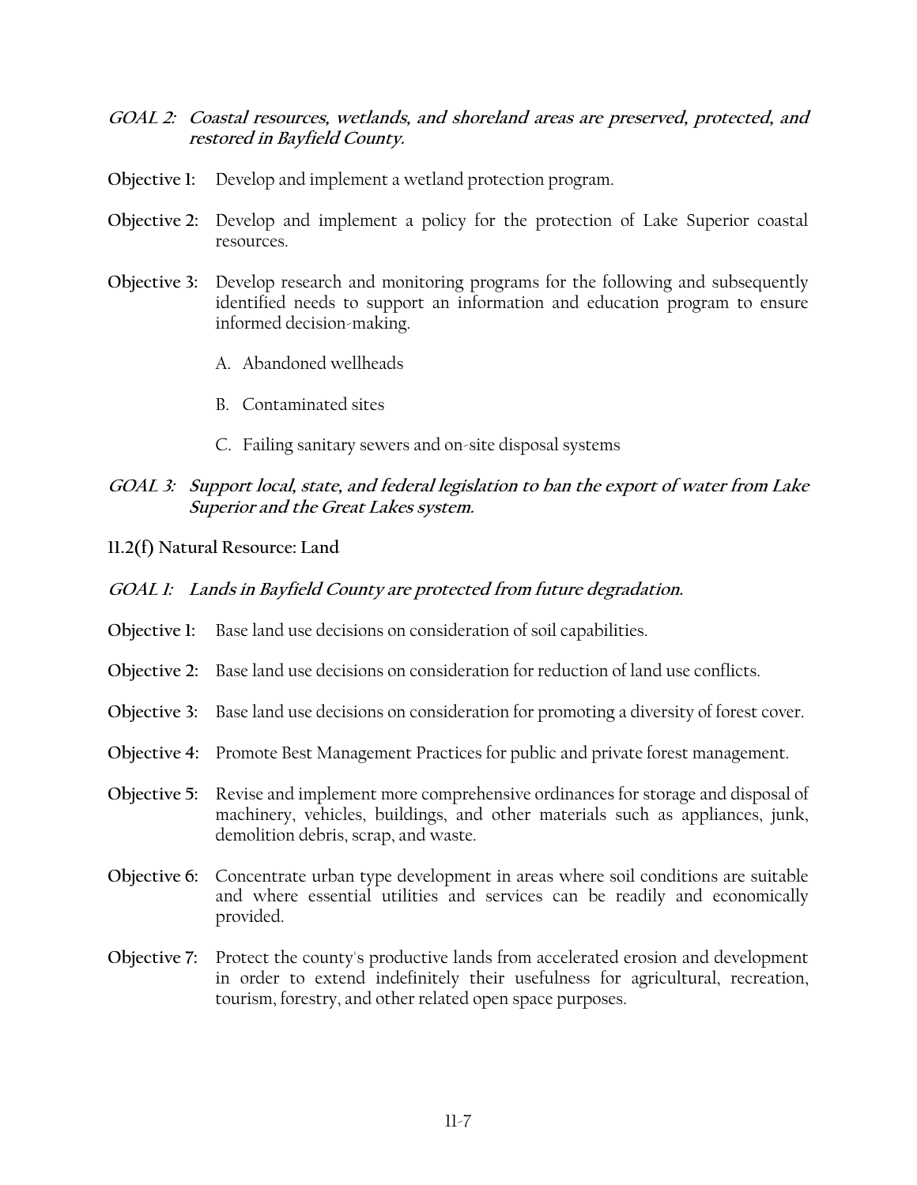***GOAL 2: Coastal resources, wetlands, and shoreland areas are preserved, protected, and restored in Bayfield County.***

**Objective 1:** Develop and implement a wetland protection program.

**Objective 2:** Develop and implement a policy for the protection of Lake Superior coastal resources.

**Objective 3:** Develop research and monitoring programs for the following and subsequently identified needs to support an information and education program to ensure informed decision-making.

A. Abandoned wellheads

B. Contaminated sites

C. Failing sanitary sewers and on-site disposal systems

***GOAL 3: Support local, state, and federal legislation to ban the export of water from Lake Superior and the Great Lakes system.***

**11.2(f) Natural Resource: Land**

***GOAL 1: Lands in Bayfield County are protected from future degradation.***

**Objective 1:** Base land use decisions on consideration of soil capabilities.

**Objective 2:** Base land use decisions on consideration for reduction of land use conflicts.

**Objective 3:** Base land use decisions on consideration for promoting a diversity of forest cover.

**Objective 4:** Promote Best Management Practices for public and private forest management.

**Objective 5:** Revise and implement more comprehensive ordinances for storage and disposal of machinery, vehicles, buildings, and other materials such as appliances, junk, demolition debris, scrap, and waste.

**Objective 6:** Concentrate urban type development in areas where soil conditions are suitable and where essential utilities and services can be readily and economically provided.

**Objective 7:** Protect the county's productive lands from accelerated erosion and development in order to extend indefinitely their usefulness for agricultural, recreation, tourism, forestry, and other related open space purposes.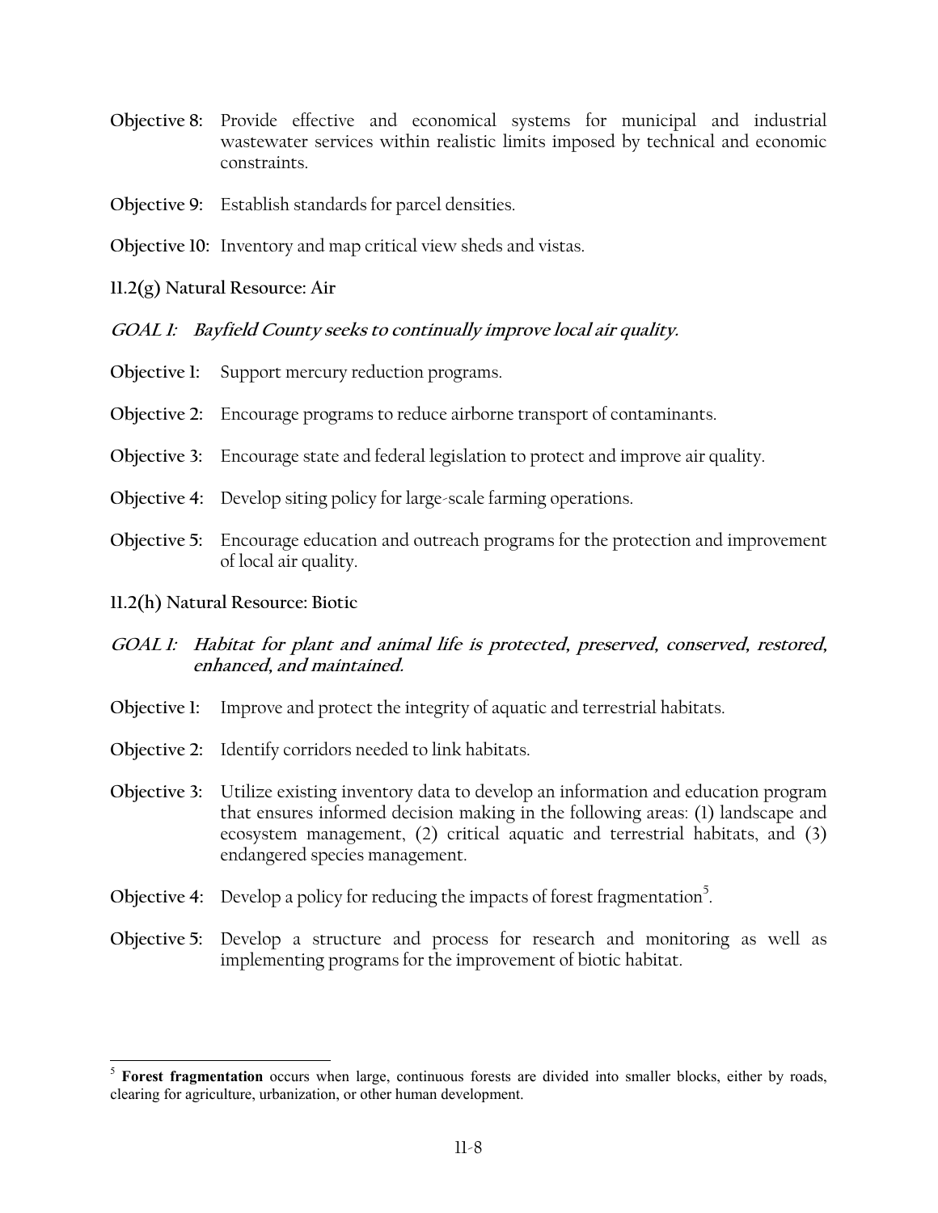**Objective 8:** Provide effective and economical systems for municipal and industrial wastewater services within realistic limits imposed by technical and economic constraints.

**Objective 9:** Establish standards for parcel densities.

**Objective 10:** Inventory and map critical view sheds and vistas.

### 11.2(g) Natural Resource: Air

***GOAL 1: Bayfield County seeks to continually improve local air quality.***

**Objective 1:** Support mercury reduction programs.

**Objective 2:** Encourage programs to reduce airborne transport of contaminants.

**Objective 3:** Encourage state and federal legislation to protect and improve air quality.

**Objective 4:** Develop siting policy for large-scale farming operations.

**Objective 5:** Encourage education and outreach programs for the protection and improvement of local air quality.

### 11.2(h) Natural Resource: Biotic

***GOAL 1: Habitat for plant and animal life is protected, preserved, conserved, restored, enhanced, and maintained.***

**Objective 1:** Improve and protect the integrity of aquatic and terrestrial habitats.

**Objective 2:** Identify corridors needed to link habitats.

**Objective 3:** Utilize existing inventory data to develop an information and education program that ensures informed decision making in the following areas: (1) landscape and ecosystem management, (2) critical aquatic and terrestrial habitats, and (3) endangered species management.

**Objective 4:** Develop a policy for reducing the impacts of forest fragmentation[5].

**Objective 5:** Develop a structure and process for research and monitoring as well as implementing programs for the improvement of biotic habitat.

---

[5] **Forest fragmentation** occurs when large, continuous forests are divided into smaller blocks, either by roads, clearing for agriculture, urbanization, or other human development.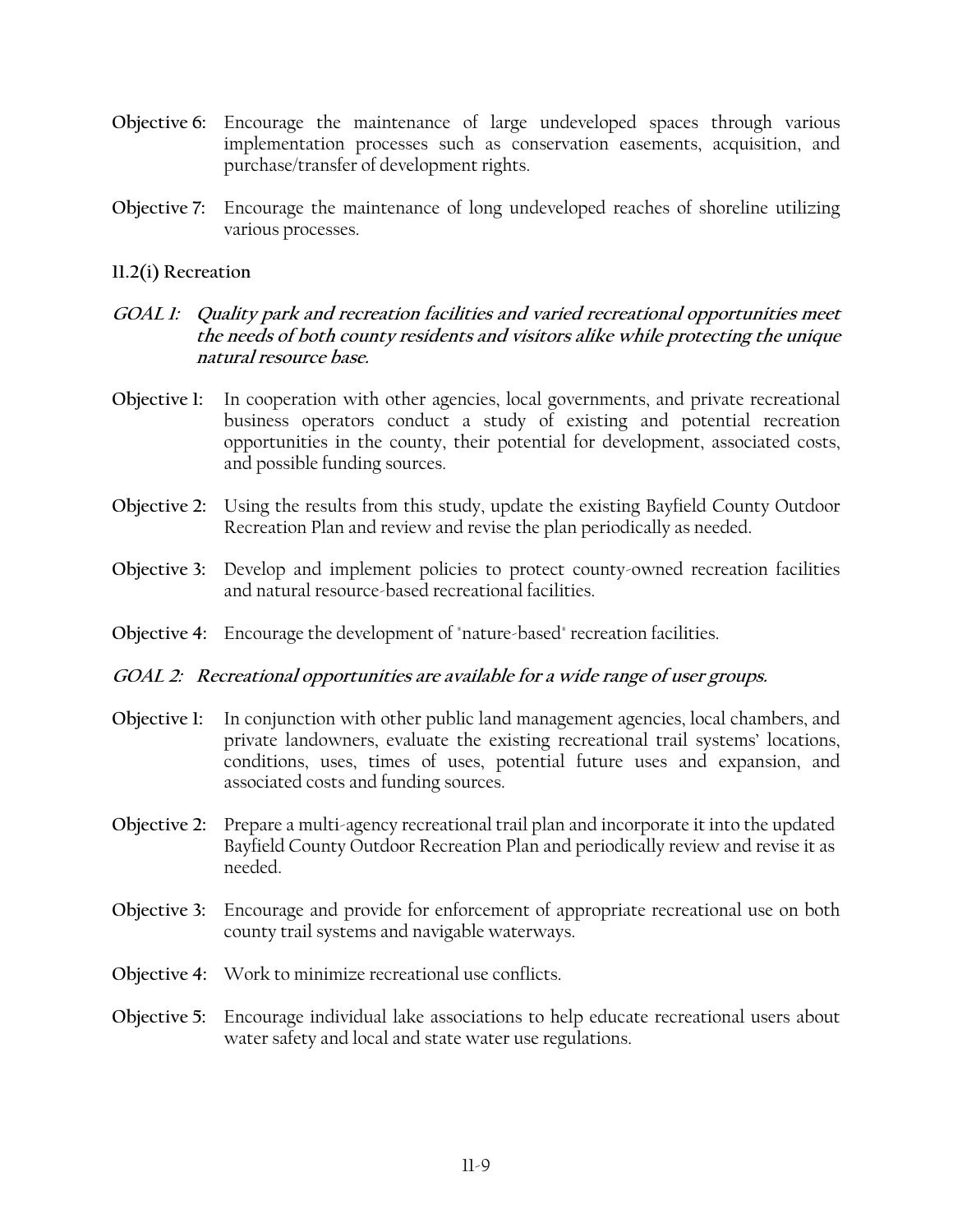**Objective 6:** Encourage the maintenance of large undeveloped spaces through various implementation processes such as conservation easements, acquisition, and purchase/transfer of development rights.

**Objective 7:** Encourage the maintenance of long undeveloped reaches of shoreline utilizing various processes.

### 11.2(i) Recreation

***GOAL 1: Quality park and recreation facilities and varied recreational opportunities meet the needs of both county residents and visitors alike while protecting the unique natural resource base.***

**Objective 1:** In cooperation with other agencies, local governments, and private recreational business operators conduct a study of existing and potential recreation opportunities in the county, their potential for development, associated costs, and possible funding sources.

**Objective 2:** Using the results from this study, update the existing Bayfield County Outdoor Recreation Plan and review and revise the plan periodically as needed.

**Objective 3:** Develop and implement policies to protect county-owned recreation facilities and natural resource-based recreational facilities.

**Objective 4:** Encourage the development of "nature-based" recreation facilities.

***GOAL 2: Recreational opportunities are available for a wide range of user groups.***

**Objective 1:** In conjunction with other public land management agencies, local chambers, and private landowners, evaluate the existing recreational trail systems' locations, conditions, uses, times of uses, potential future uses and expansion, and associated costs and funding sources.

**Objective 2:** Prepare a multi-agency recreational trail plan and incorporate it into the updated Bayfield County Outdoor Recreation Plan and periodically review and revise it as needed.

**Objective 3:** Encourage and provide for enforcement of appropriate recreational use on both county trail systems and navigable waterways.

**Objective 4:** Work to minimize recreational use conflicts.

**Objective 5:** Encourage individual lake associations to help educate recreational users about water safety and local and state water use regulations.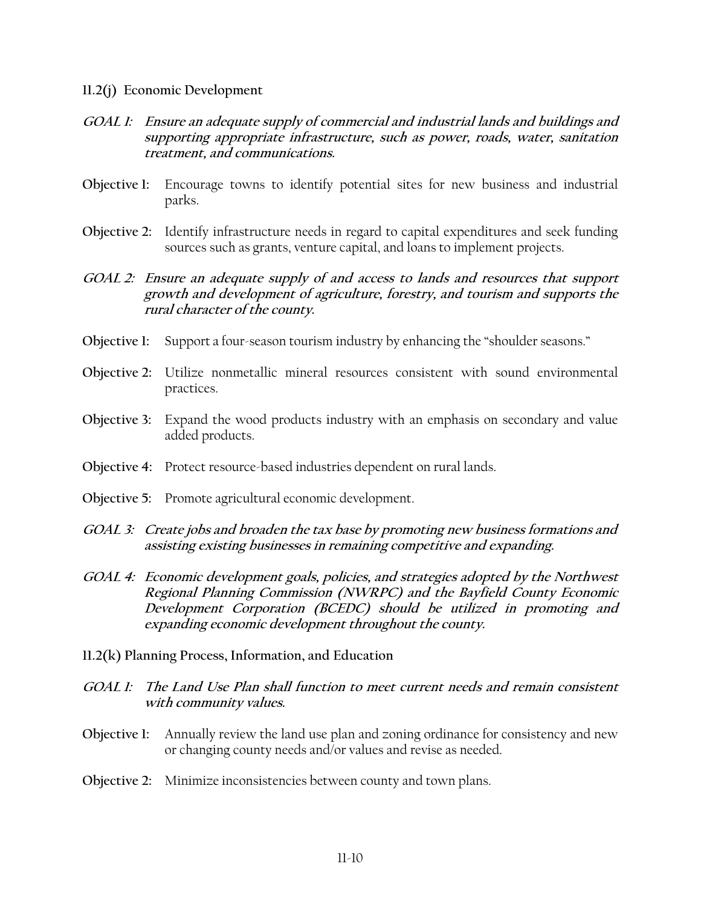### 11.2(j) Economic Development

***GOAL 1: Ensure an adequate supply of commercial and industrial lands and buildings and supporting appropriate infrastructure, such as power, roads, water, sanitation treatment, and communications.***

**Objective 1:** Encourage towns to identify potential sites for new business and industrial parks.

**Objective 2:** Identify infrastructure needs in regard to capital expenditures and seek funding sources such as grants, venture capital, and loans to implement projects.

***GOAL 2: Ensure an adequate supply of and access to lands and resources that support growth and development of agriculture, forestry, and tourism and supports the rural character of the county.***

**Objective 1:** Support a four-season tourism industry by enhancing the "shoulder seasons."

**Objective 2:** Utilize nonmetallic mineral resources consistent with sound environmental practices.

**Objective 3:** Expand the wood products industry with an emphasis on secondary and value added products.

**Objective 4:** Protect resource-based industries dependent on rural lands.

**Objective 5:** Promote agricultural economic development.

***GOAL 3: Create jobs and broaden the tax base by promoting new business formations and assisting existing businesses in remaining competitive and expanding.***

***GOAL 4: Economic development goals, policies, and strategies adopted by the Northwest Regional Planning Commission (NWRPC) and the Bayfield County Economic Development Corporation (BCEDC) should be utilized in promoting and expanding economic development throughout the county.***

### 11.2(k) Planning Process, Information, and Education

***GOAL 1: The Land Use Plan shall function to meet current needs and remain consistent with community values.***

**Objective 1:** Annually review the land use plan and zoning ordinance for consistency and new or changing county needs and/or values and revise as needed.

**Objective 2:** Minimize inconsistencies between county and town plans.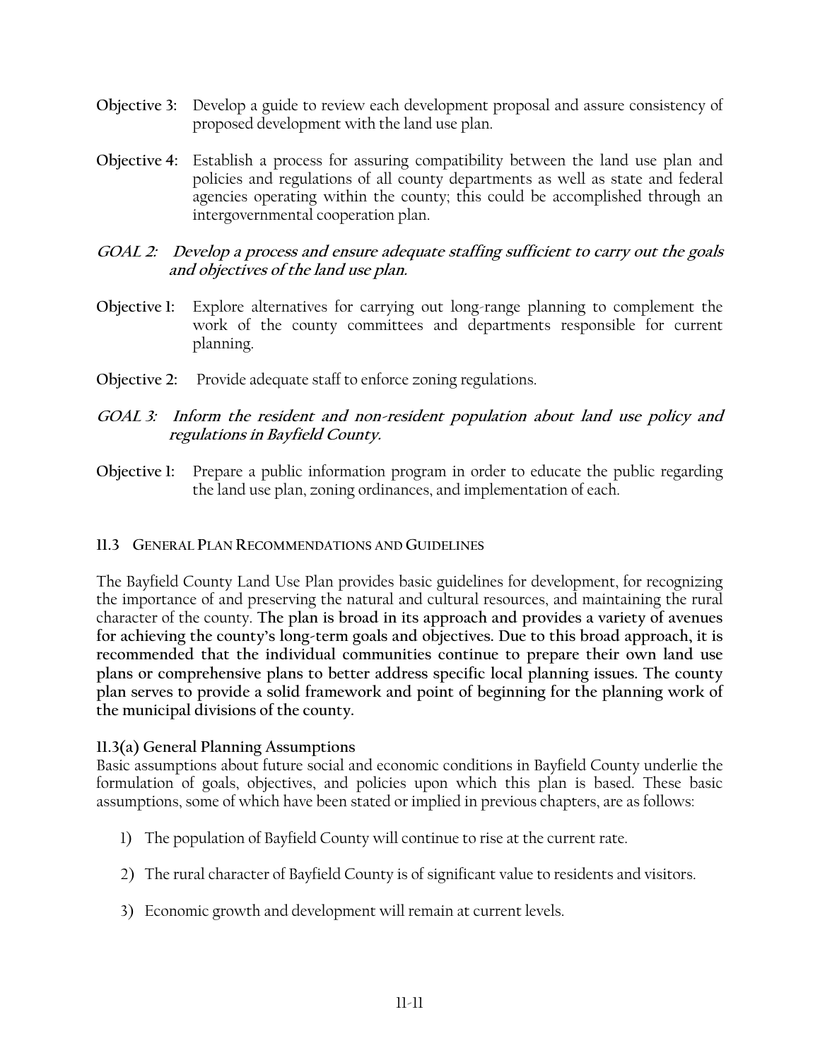**Objective 3:** Develop a guide to review each development proposal and assure consistency of proposed development with the land use plan.

**Objective 4:** Establish a process for assuring compatibility between the land use plan and policies and regulations of all county departments as well as state and federal agencies operating within the county; this could be accomplished through an intergovernmental cooperation plan.

***GOAL 2: Develop a process and ensure adequate staffing sufficient to carry out the goals and objectives of the land use plan.***

**Objective 1:** Explore alternatives for carrying out long-range planning to complement the work of the county committees and departments responsible for current planning.

**Objective 2:** Provide adequate staff to enforce zoning regulations.

***GOAL 3: Inform the resident and non-resident population about land use policy and regulations in Bayfield County.***

**Objective 1:** Prepare a public information program in order to educate the public regarding the land use plan, zoning ordinances, and implementation of each.

## 11.3 General Plan Recommendations and Guidelines

The Bayfield County Land Use Plan provides basic guidelines for development, for recognizing the importance of and preserving the natural and cultural resources, and maintaining the rural character of the county. **The plan is broad in its approach and provides a variety of avenues for achieving the county's long-term goals and objectives. Due to this broad approach, it is recommended that the individual communities continue to prepare their own land use plans or comprehensive plans to better address specific local planning issues. The county plan serves to provide a solid framework and point of beginning for the planning work of the municipal divisions of the county.**

### 11.3(a) General Planning Assumptions

Basic assumptions about future social and economic conditions in Bayfield County underlie the formulation of goals, objectives, and policies upon which this plan is based. These basic assumptions, some of which have been stated or implied in previous chapters, are as follows:

1) The population of Bayfield County will continue to rise at the current rate.

2) The rural character of Bayfield County is of significant value to residents and visitors.

3) Economic growth and development will remain at current levels.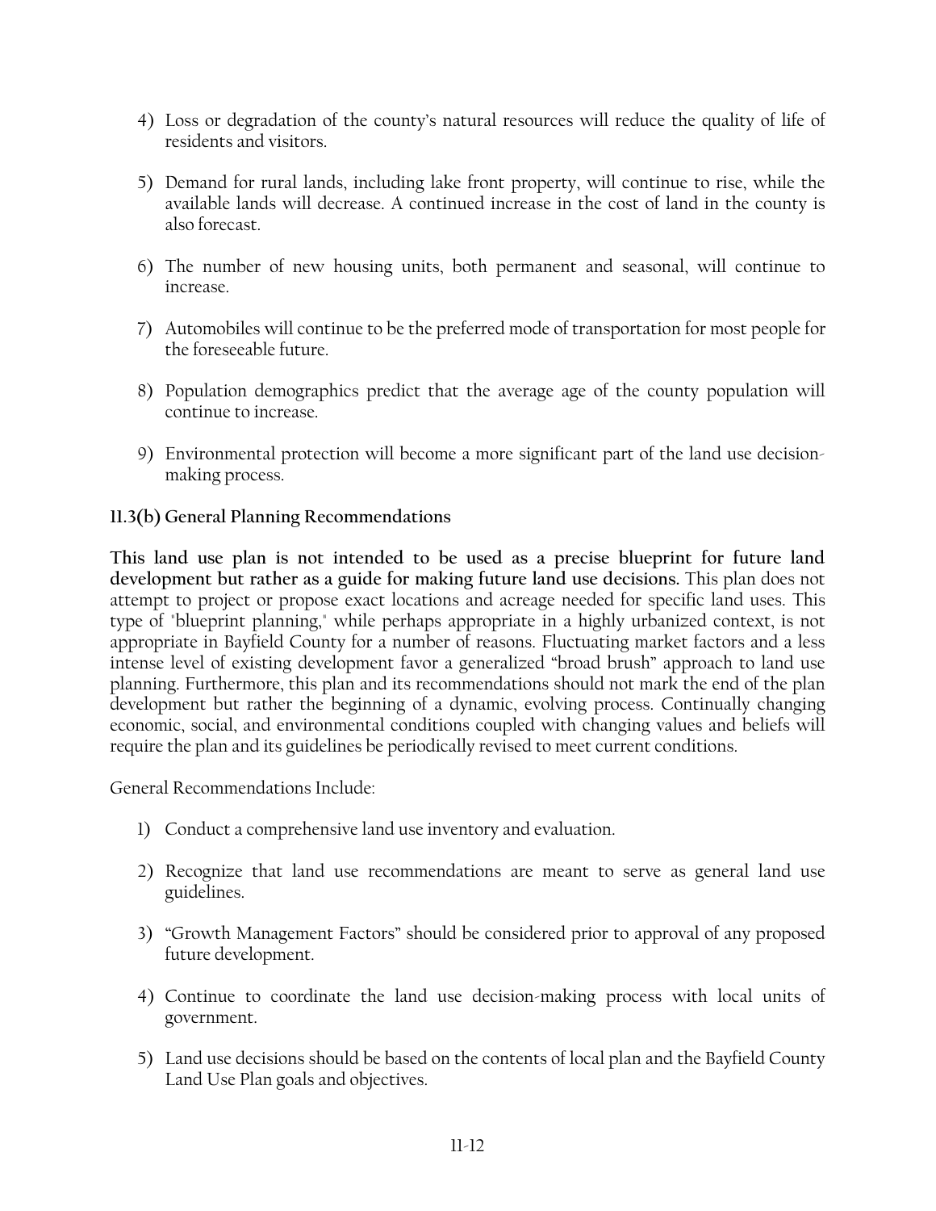4) Loss or degradation of the county's natural resources will reduce the quality of life of residents and visitors.

5) Demand for rural lands, including lake front property, will continue to rise, while the available lands will decrease. A continued increase in the cost of land in the county is also forecast.

6) The number of new housing units, both permanent and seasonal, will continue to increase.

7) Automobiles will continue to be the preferred mode of transportation for most people for the foreseeable future.

8) Population demographics predict that the average age of the county population will continue to increase.

9) Environmental protection will become a more significant part of the land use decision-making process.

### 11.3(b) General Planning Recommendations

**This land use plan is not intended to be used as a precise blueprint for future land development but rather as a guide for making future land use decisions.** This plan does not attempt to project or propose exact locations and acreage needed for specific land uses. This type of "blueprint planning," while perhaps appropriate in a highly urbanized context, is not appropriate in Bayfield County for a number of reasons. Fluctuating market factors and a less intense level of existing development favor a generalized "broad brush" approach to land use planning. Furthermore, this plan and its recommendations should not mark the end of the plan development but rather the beginning of a dynamic, evolving process. Continually changing economic, social, and environmental conditions coupled with changing values and beliefs will require the plan and its guidelines be periodically revised to meet current conditions.

General Recommendations Include:

1) Conduct a comprehensive land use inventory and evaluation.

2) Recognize that land use recommendations are meant to serve as general land use guidelines.

3) "Growth Management Factors" should be considered prior to approval of any proposed future development.

4) Continue to coordinate the land use decision-making process with local units of government.

5) Land use decisions should be based on the contents of local plan and the Bayfield County Land Use Plan goals and objectives.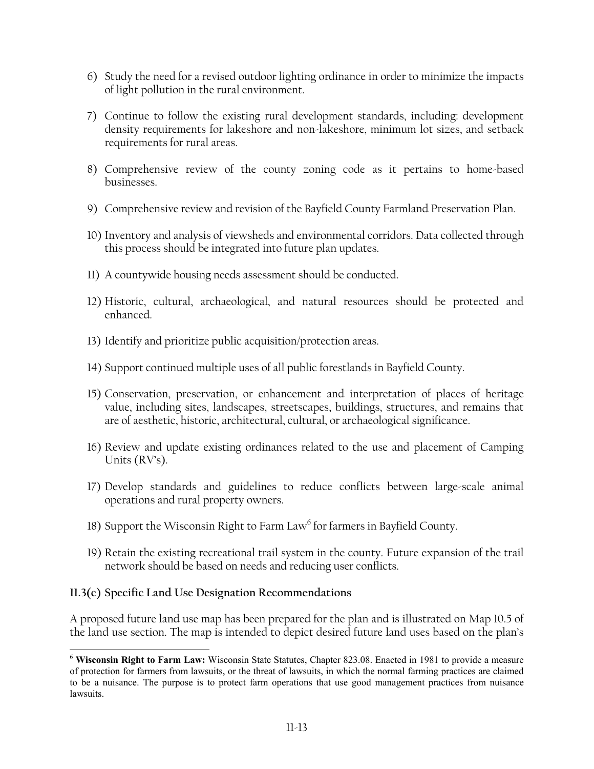6) Study the need for a revised outdoor lighting ordinance in order to minimize the impacts of light pollution in the rural environment.

7) Continue to follow the existing rural development standards, including: development density requirements for lakeshore and non-lakeshore, minimum lot sizes, and setback requirements for rural areas.

8) Comprehensive review of the county zoning code as it pertains to home-based businesses.

9) Comprehensive review and revision of the Bayfield County Farmland Preservation Plan.

10) Inventory and analysis of viewsheds and environmental corridors. Data collected through this process should be integrated into future plan updates.

11) A countywide housing needs assessment should be conducted.

12) Historic, cultural, archaeological, and natural resources should be protected and enhanced.

13) Identify and prioritize public acquisition/protection areas.

14) Support continued multiple uses of all public forestlands in Bayfield County.

15) Conservation, preservation, or enhancement and interpretation of places of heritage value, including sites, landscapes, streetscapes, buildings, structures, and remains that are of aesthetic, historic, architectural, cultural, or archaeological significance.

16) Review and update existing ordinances related to the use and placement of Camping Units (RV's).

17) Develop standards and guidelines to reduce conflicts between large-scale animal operations and rural property owners.

18) Support the Wisconsin Right to Farm Law[6] for farmers in Bayfield County.

19) Retain the existing recreational trail system in the county. Future expansion of the trail network should be based on needs and reducing user conflicts.

### 11.3(c) Specific Land Use Designation Recommendations

A proposed future land use map has been prepared for the plan and is illustrated on Map 10.5 of the land use section. The map is intended to depict desired future land uses based on the plan's

[6] **Wisconsin Right to Farm Law:** Wisconsin State Statutes, Chapter 823.08. Enacted in 1981 to provide a measure of protection for farmers from lawsuits, or the threat of lawsuits, in which the normal farming practices are claimed to be a nuisance. The purpose is to protect farm operations that use good management practices from nuisance lawsuits.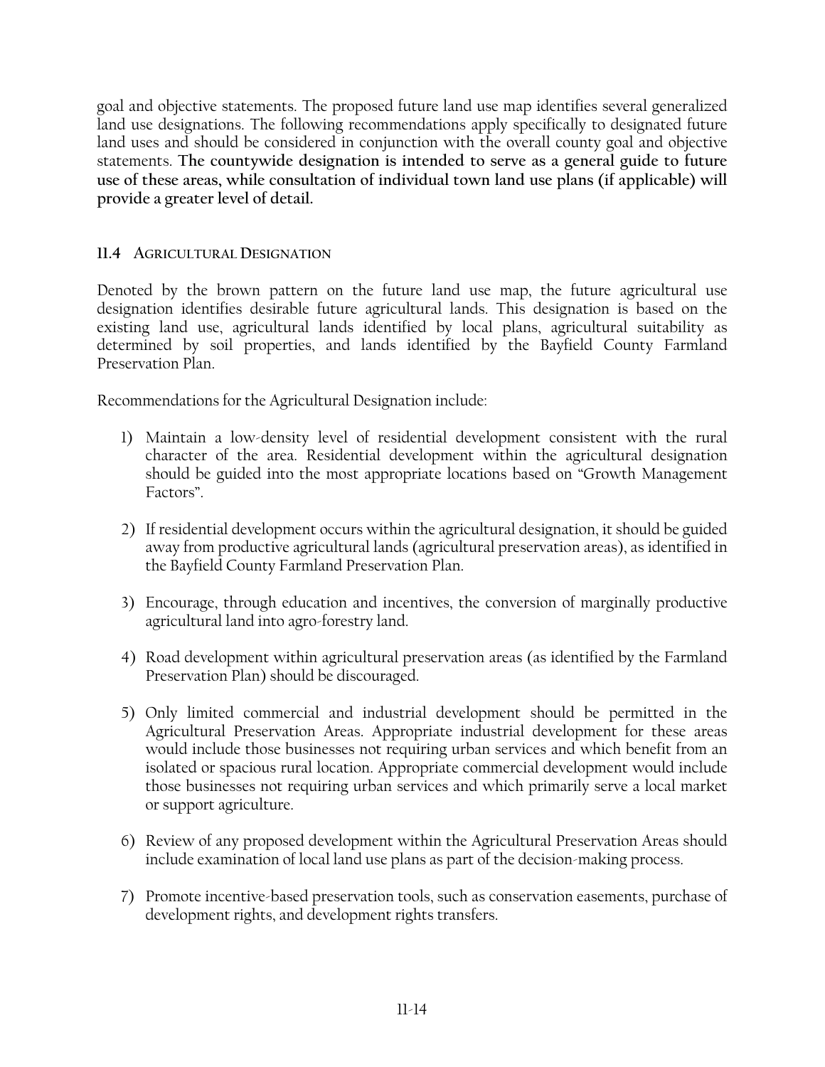goal and objective statements. The proposed future land use map identifies several generalized land use designations. The following recommendations apply specifically to designated future land uses and should be considered in conjunction with the overall county goal and objective statements. **The countywide designation is intended to serve as a general guide to future use of these areas, while consultation of individual town land use plans (if applicable) will provide a greater level of detail.**

### 11.4 Agricultural Designation

Denoted by the brown pattern on the future land use map, the future agricultural use designation identifies desirable future agricultural lands. This designation is based on the existing land use, agricultural lands identified by local plans, agricultural suitability as determined by soil properties, and lands identified by the Bayfield County Farmland Preservation Plan.

Recommendations for the Agricultural Designation include:

1) Maintain a low-density level of residential development consistent with the rural character of the area. Residential development within the agricultural designation should be guided into the most appropriate locations based on "Growth Management Factors".

2) If residential development occurs within the agricultural designation, it should be guided away from productive agricultural lands (agricultural preservation areas), as identified in the Bayfield County Farmland Preservation Plan.

3) Encourage, through education and incentives, the conversion of marginally productive agricultural land into agro-forestry land.

4) Road development within agricultural preservation areas (as identified by the Farmland Preservation Plan) should be discouraged.

5) Only limited commercial and industrial development should be permitted in the Agricultural Preservation Areas. Appropriate industrial development for these areas would include those businesses not requiring urban services and which benefit from an isolated or spacious rural location. Appropriate commercial development would include those businesses not requiring urban services and which primarily serve a local market or support agriculture.

6) Review of any proposed development within the Agricultural Preservation Areas should include examination of local land use plans as part of the decision-making process.

7) Promote incentive-based preservation tools, such as conservation easements, purchase of development rights, and development rights transfers.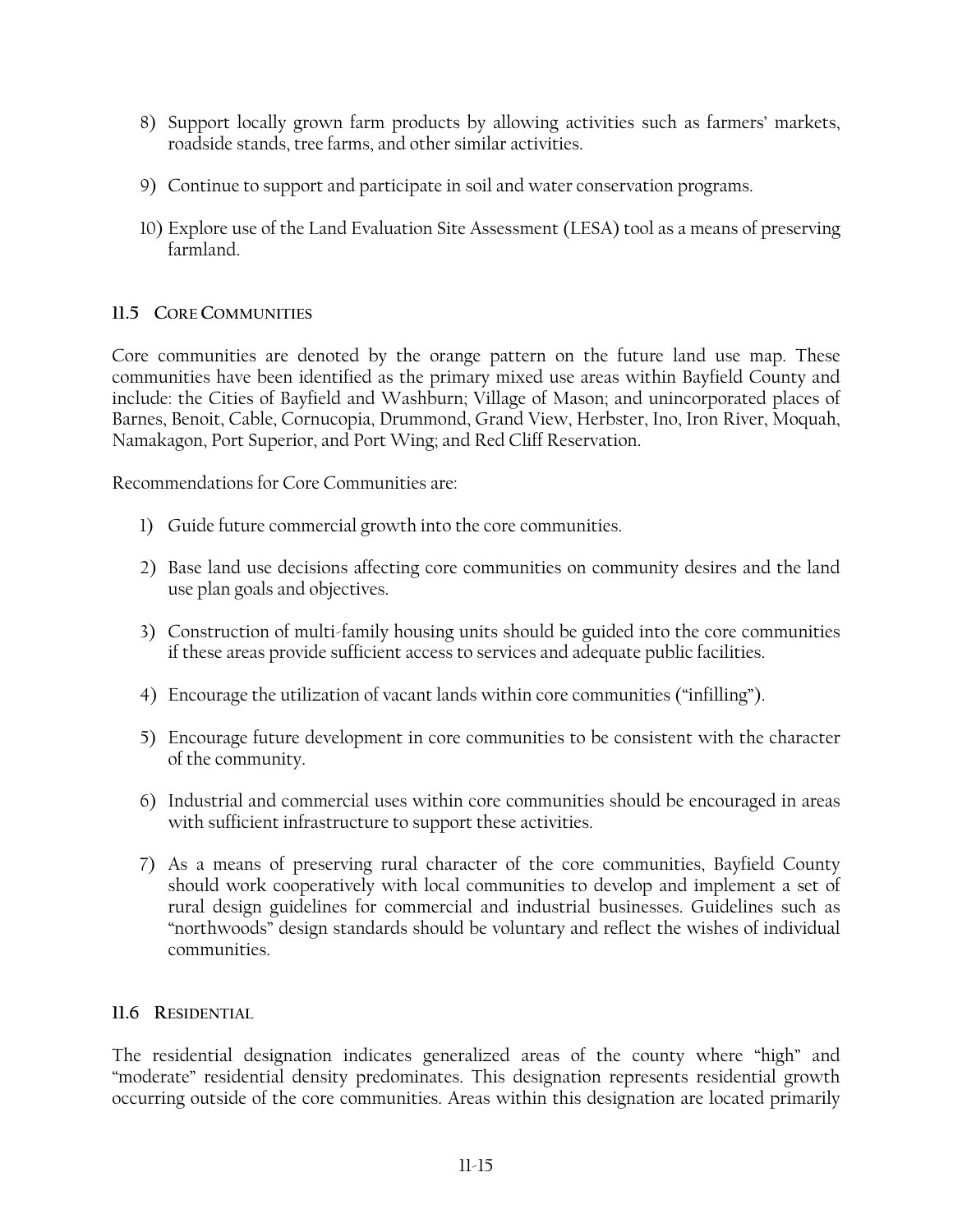8) Support locally grown farm products by allowing activities such as farmers' markets, roadside stands, tree farms, and other similar activities.

9) Continue to support and participate in soil and water conservation programs.

10) Explore use of the Land Evaluation Site Assessment (LESA) tool as a means of preserving farmland.

### 11.5 CORE COMMUNITIES

Core communities are denoted by the orange pattern on the future land use map. These communities have been identified as the primary mixed use areas within Bayfield County and include: the Cities of Bayfield and Washburn; Village of Mason; and unincorporated places of Barnes, Benoit, Cable, Cornucopia, Drummond, Grand View, Herbster, Ino, Iron River, Moquah, Namakagon, Port Superior, and Port Wing; and Red Cliff Reservation.

Recommendations for Core Communities are:

1) Guide future commercial growth into the core communities.

2) Base land use decisions affecting core communities on community desires and the land use plan goals and objectives.

3) Construction of multi-family housing units should be guided into the core communities if these areas provide sufficient access to services and adequate public facilities.

4) Encourage the utilization of vacant lands within core communities ("infilling").

5) Encourage future development in core communities to be consistent with the character of the community.

6) Industrial and commercial uses within core communities should be encouraged in areas with sufficient infrastructure to support these activities.

7) As a means of preserving rural character of the core communities, Bayfield County should work cooperatively with local communities to develop and implement a set of rural design guidelines for commercial and industrial businesses. Guidelines such as "northwoods" design standards should be voluntary and reflect the wishes of individual communities.

### 11.6 RESIDENTIAL

The residential designation indicates generalized areas of the county where "high" and "moderate" residential density predominates. This designation represents residential growth occurring outside of the core communities. Areas within this designation are located primarily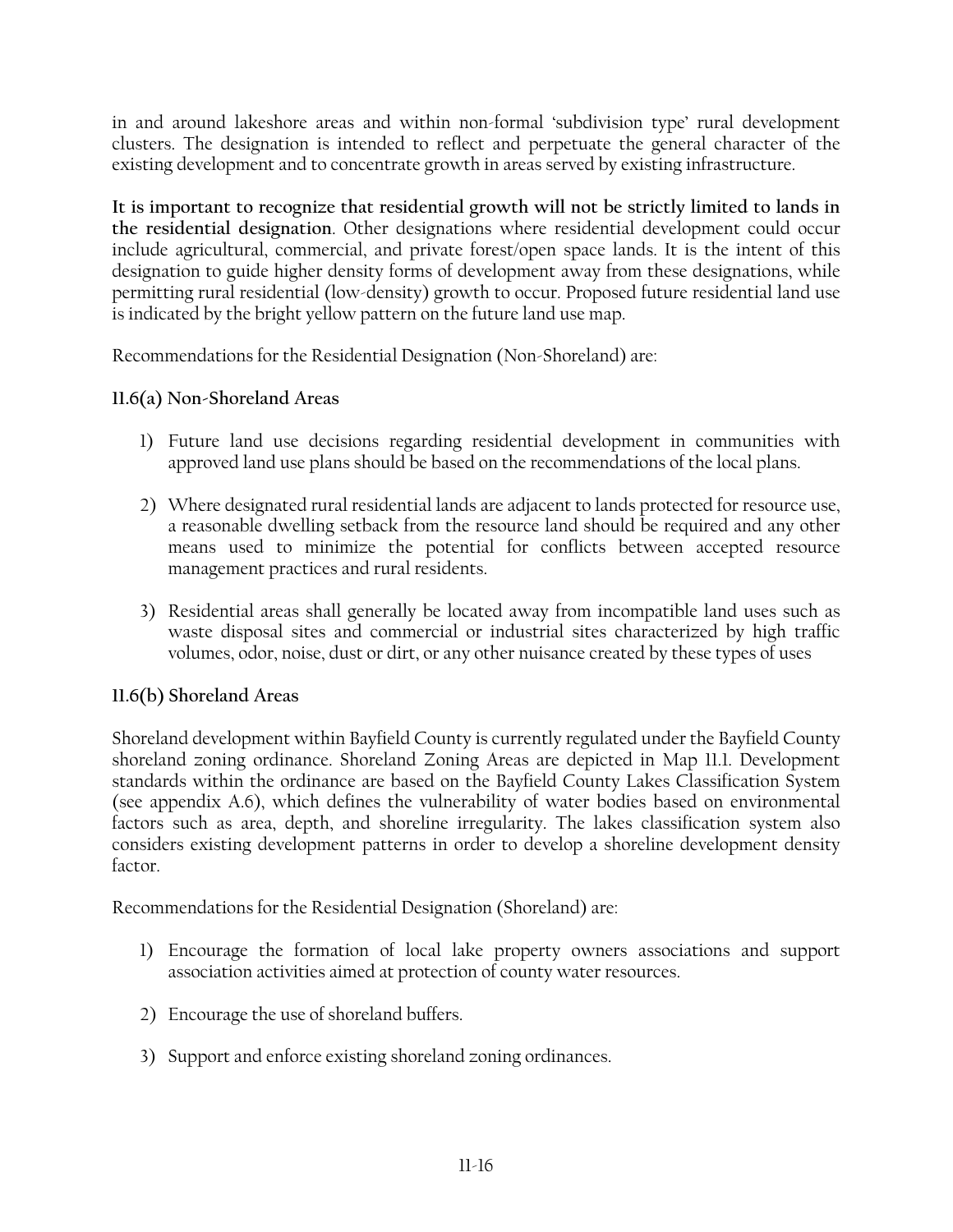in and around lakeshore areas and within non-formal 'subdivision type' rural development clusters. The designation is intended to reflect and perpetuate the general character of the existing development and to concentrate growth in areas served by existing infrastructure.

**It is important to recognize that residential growth will not be strictly limited to lands in the residential designation**. Other designations where residential development could occur include agricultural, commercial, and private forest/open space lands. It is the intent of this designation to guide higher density forms of development away from these designations, while permitting rural residential (low-density) growth to occur. Proposed future residential land use is indicated by the bright yellow pattern on the future land use map.

Recommendations for the Residential Designation (Non-Shoreland) are:

### 11.6(a) Non-Shoreland Areas

1) Future land use decisions regarding residential development in communities with approved land use plans should be based on the recommendations of the local plans.

2) Where designated rural residential lands are adjacent to lands protected for resource use, a reasonable dwelling setback from the resource land should be required and any other means used to minimize the potential for conflicts between accepted resource management practices and rural residents.

3) Residential areas shall generally be located away from incompatible land uses such as waste disposal sites and commercial or industrial sites characterized by high traffic volumes, odor, noise, dust or dirt, or any other nuisance created by these types of uses

### 11.6(b) Shoreland Areas

Shoreland development within Bayfield County is currently regulated under the Bayfield County shoreland zoning ordinance. Shoreland Zoning Areas are depicted in Map 11.1. Development standards within the ordinance are based on the Bayfield County Lakes Classification System (see appendix A.6), which defines the vulnerability of water bodies based on environmental factors such as area, depth, and shoreline irregularity. The lakes classification system also considers existing development patterns in order to develop a shoreline development density factor.

Recommendations for the Residential Designation (Shoreland) are:

1) Encourage the formation of local lake property owners associations and support association activities aimed at protection of county water resources.

2) Encourage the use of shoreland buffers.

3) Support and enforce existing shoreland zoning ordinances.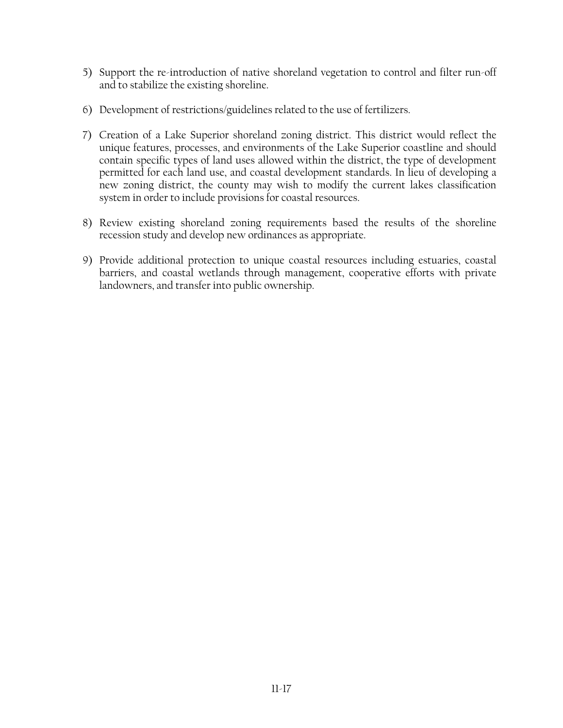5) Support the re-introduction of native shoreland vegetation to control and filter run-off and to stabilize the existing shoreline.

6) Development of restrictions/guidelines related to the use of fertilizers.

7) Creation of a Lake Superior shoreland zoning district. This district would reflect the unique features, processes, and environments of the Lake Superior coastline and should contain specific types of land uses allowed within the district, the type of development permitted for each land use, and coastal development standards. In lieu of developing a new zoning district, the county may wish to modify the current lakes classification system in order to include provisions for coastal resources.

8) Review existing shoreland zoning requirements based the results of the shoreline recession study and develop new ordinances as appropriate.

9) Provide additional protection to unique coastal resources including estuaries, coastal barriers, and coastal wetlands through management, cooperative efforts with private landowners, and transfer into public ownership.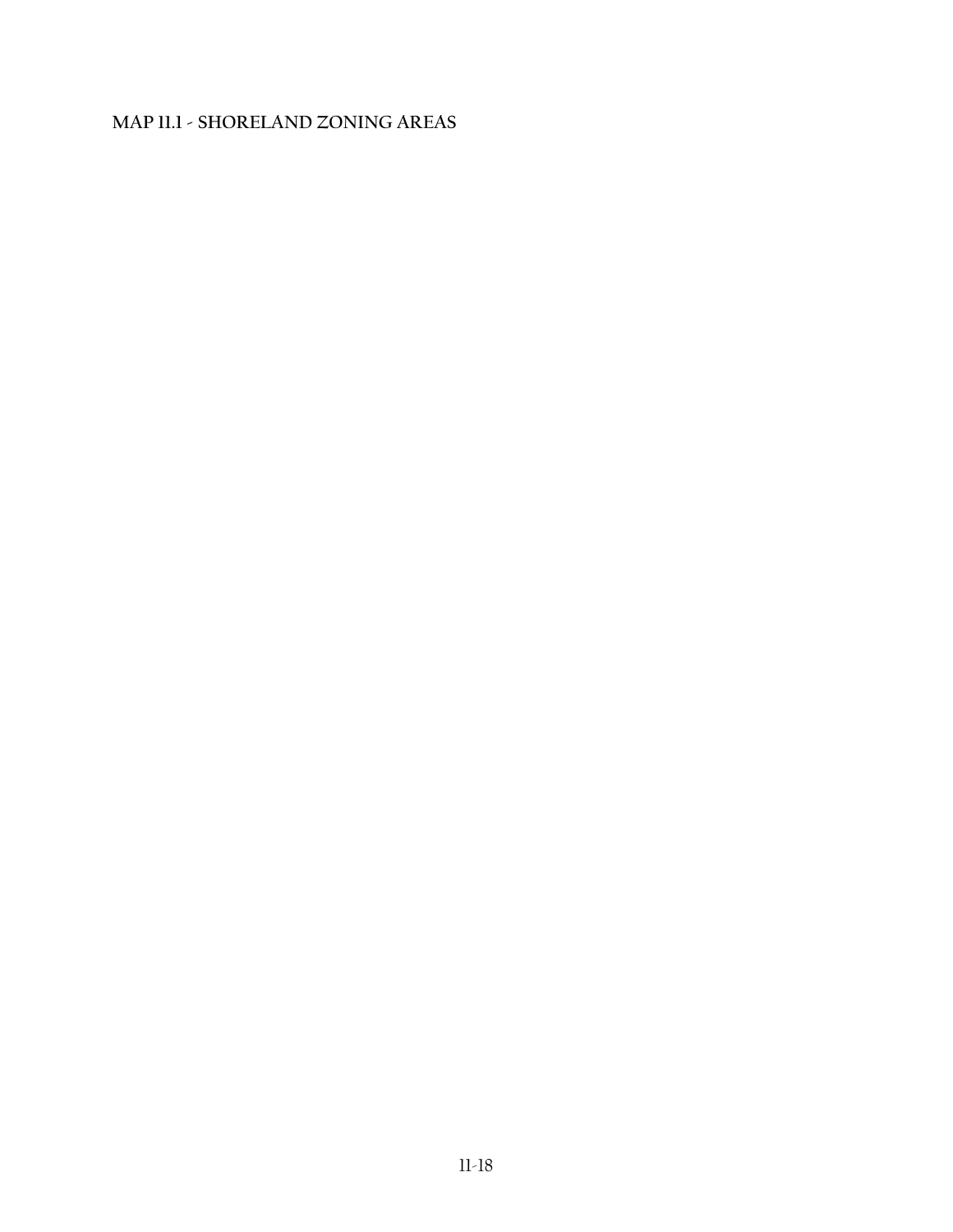MAP 11.1 - SHORELAND ZONING AREAS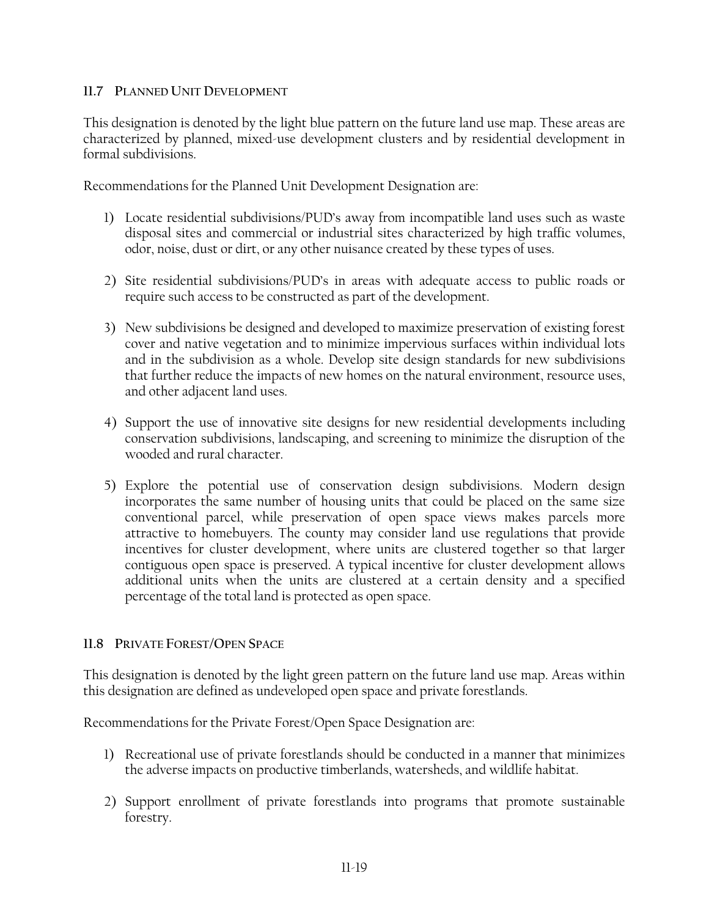### 11.7 PLANNED UNIT DEVELOPMENT

This designation is denoted by the light blue pattern on the future land use map. These areas are characterized by planned, mixed-use development clusters and by residential development in formal subdivisions.

Recommendations for the Planned Unit Development Designation are:

1) Locate residential subdivisions/PUD's away from incompatible land uses such as waste disposal sites and commercial or industrial sites characterized by high traffic volumes, odor, noise, dust or dirt, or any other nuisance created by these types of uses.

2) Site residential subdivisions/PUD's in areas with adequate access to public roads or require such access to be constructed as part of the development.

3) New subdivisions be designed and developed to maximize preservation of existing forest cover and native vegetation and to minimize impervious surfaces within individual lots and in the subdivision as a whole. Develop site design standards for new subdivisions that further reduce the impacts of new homes on the natural environment, resource uses, and other adjacent land uses.

4) Support the use of innovative site designs for new residential developments including conservation subdivisions, landscaping, and screening to minimize the disruption of the wooded and rural character.

5) Explore the potential use of conservation design subdivisions. Modern design incorporates the same number of housing units that could be placed on the same size conventional parcel, while preservation of open space views makes parcels more attractive to homebuyers. The county may consider land use regulations that provide incentives for cluster development, where units are clustered together so that larger contiguous open space is preserved. A typical incentive for cluster development allows additional units when the units are clustered at a certain density and a specified percentage of the total land is protected as open space.

### 11.8 PRIVATE FOREST/OPEN SPACE

This designation is denoted by the light green pattern on the future land use map. Areas within this designation are defined as undeveloped open space and private forestlands.

Recommendations for the Private Forest/Open Space Designation are:

1) Recreational use of private forestlands should be conducted in a manner that minimizes the adverse impacts on productive timberlands, watersheds, and wildlife habitat.

2) Support enrollment of private forestlands into programs that promote sustainable forestry.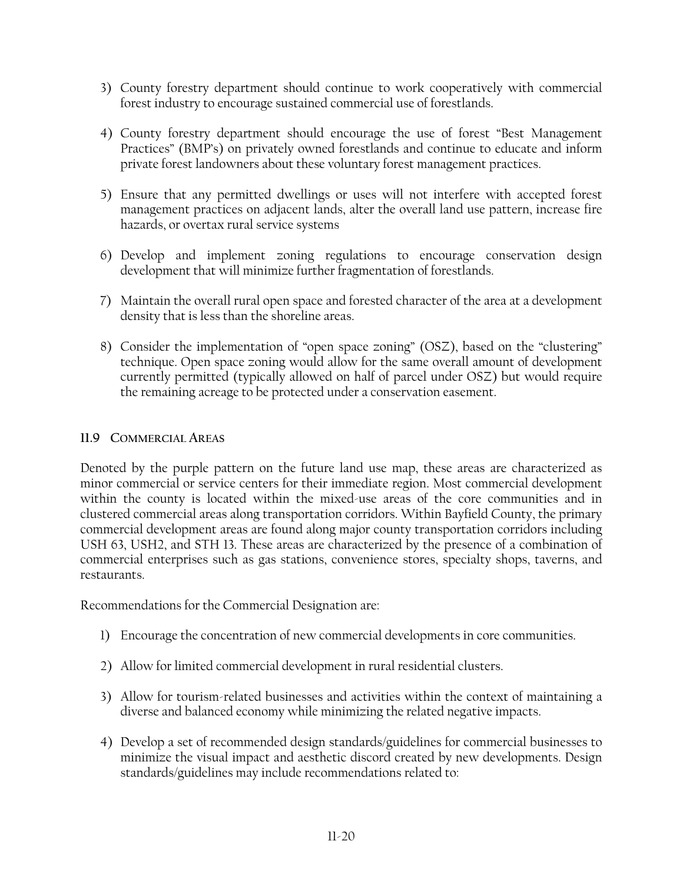3) County forestry department should continue to work cooperatively with commercial forest industry to encourage sustained commercial use of forestlands.

4) County forestry department should encourage the use of forest "Best Management Practices" (BMP's) on privately owned forestlands and continue to educate and inform private forest landowners about these voluntary forest management practices.

5) Ensure that any permitted dwellings or uses will not interfere with accepted forest management practices on adjacent lands, alter the overall land use pattern, increase fire hazards, or overtax rural service systems

6) Develop and implement zoning regulations to encourage conservation design development that will minimize further fragmentation of forestlands.

7) Maintain the overall rural open space and forested character of the area at a development density that is less than the shoreline areas.

8) Consider the implementation of "open space zoning" (OSZ), based on the "clustering" technique. Open space zoning would allow for the same overall amount of development currently permitted (typically allowed on half of parcel under OSZ) but would require the remaining acreage to be protected under a conservation easement.

### 11.9 Commercial Areas

Denoted by the purple pattern on the future land use map, these areas are characterized as minor commercial or service centers for their immediate region. Most commercial development within the county is located within the mixed-use areas of the core communities and in clustered commercial areas along transportation corridors. Within Bayfield County, the primary commercial development areas are found along major county transportation corridors including USH 63, USH2, and STH 13. These areas are characterized by the presence of a combination of commercial enterprises such as gas stations, convenience stores, specialty shops, taverns, and restaurants.

Recommendations for the Commercial Designation are:

1) Encourage the concentration of new commercial developments in core communities.

2) Allow for limited commercial development in rural residential clusters.

3) Allow for tourism-related businesses and activities within the context of maintaining a diverse and balanced economy while minimizing the related negative impacts.

4) Develop a set of recommended design standards/guidelines for commercial businesses to minimize the visual impact and aesthetic discord created by new developments. Design standards/guidelines may include recommendations related to: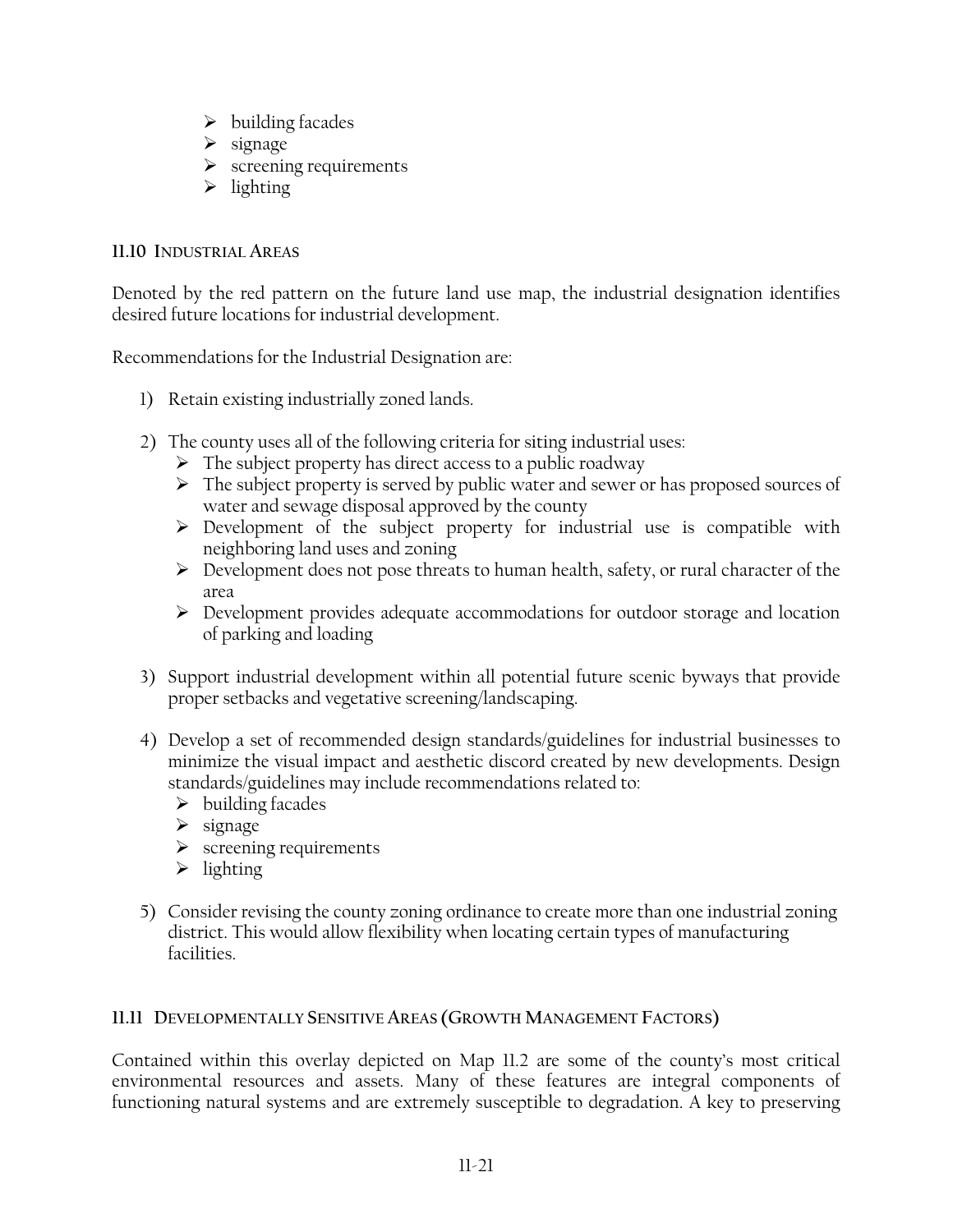- building facades
- signage
- screening requirements
- lighting

### 11.10 INDUSTRIAL AREAS

Denoted by the red pattern on the future land use map, the industrial designation identifies desired future locations for industrial development.

Recommendations for the Industrial Designation are:

1) Retain existing industrially zoned lands.

2) The county uses all of the following criteria for siting industrial uses:
   - The subject property has direct access to a public roadway
   - The subject property is served by public water and sewer or has proposed sources of water and sewage disposal approved by the county
   - Development of the subject property for industrial use is compatible with neighboring land uses and zoning
   - Development does not pose threats to human health, safety, or rural character of the area
   - Development provides adequate accommodations for outdoor storage and location of parking and loading

3) Support industrial development within all potential future scenic byways that provide proper setbacks and vegetative screening/landscaping.

4) Develop a set of recommended design standards/guidelines for industrial businesses to minimize the visual impact and aesthetic discord created by new developments. Design standards/guidelines may include recommendations related to:
   - building facades
   - signage
   - screening requirements
   - lighting

5) Consider revising the county zoning ordinance to create more than one industrial zoning district. This would allow flexibility when locating certain types of manufacturing facilities.

### 11.11 DEVELOPMENTALLY SENSITIVE AREAS (GROWTH MANAGEMENT FACTORS)

Contained within this overlay depicted on Map 11.2 are some of the county's most critical environmental resources and assets. Many of these features are integral components of functioning natural systems and are extremely susceptible to degradation. A key to preserving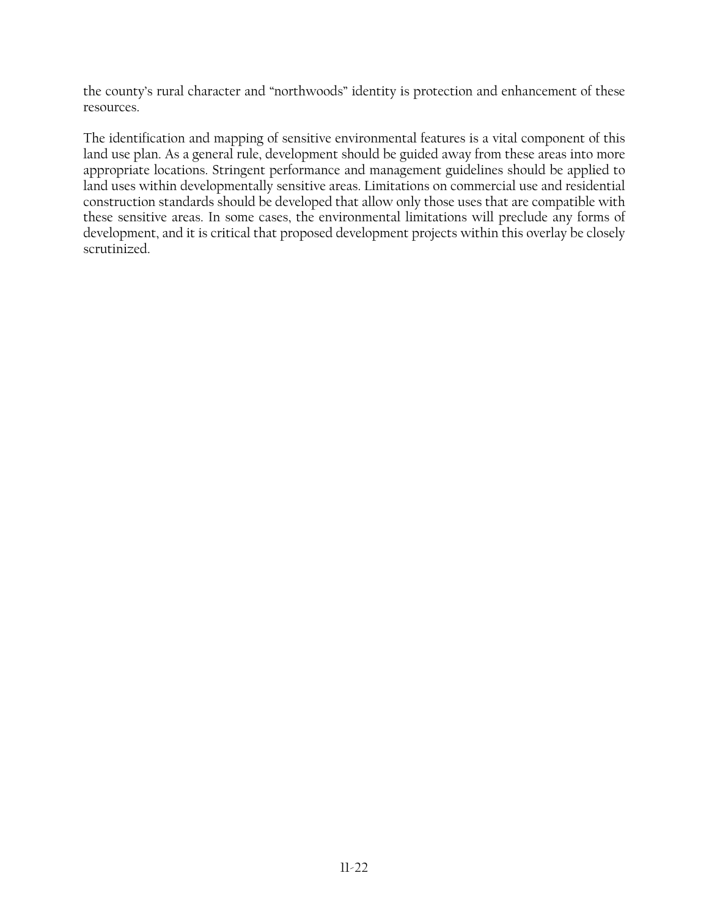the county's rural character and "northwoods" identity is protection and enhancement of these resources.

The identification and mapping of sensitive environmental features is a vital component of this land use plan. As a general rule, development should be guided away from these areas into more appropriate locations. Stringent performance and management guidelines should be applied to land uses within developmentally sensitive areas. Limitations on commercial use and residential construction standards should be developed that allow only those uses that are compatible with these sensitive areas. In some cases, the environmental limitations will preclude any forms of development, and it is critical that proposed development projects within this overlay be closely scrutinized.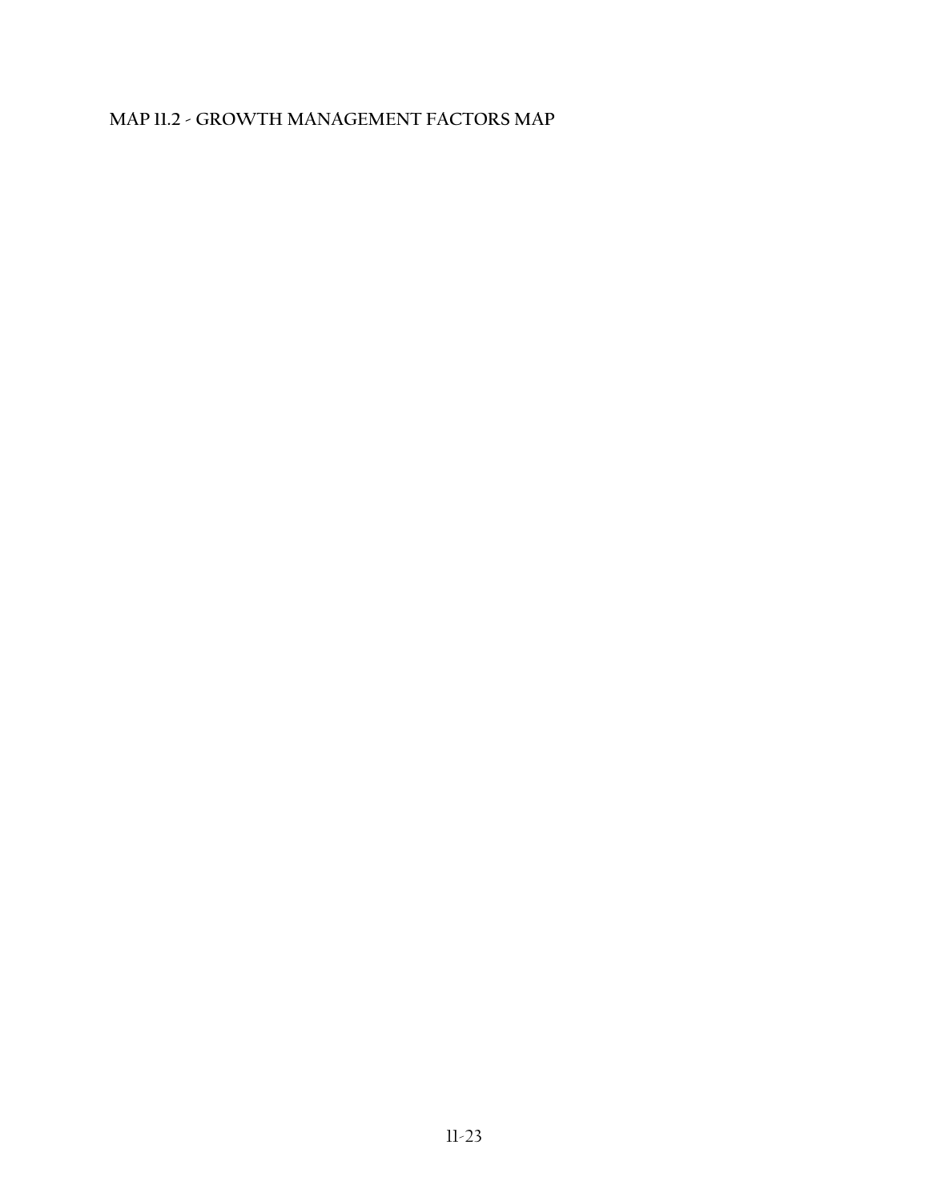## MAP 11.2 - GROWTH MANAGEMENT FACTORS MAP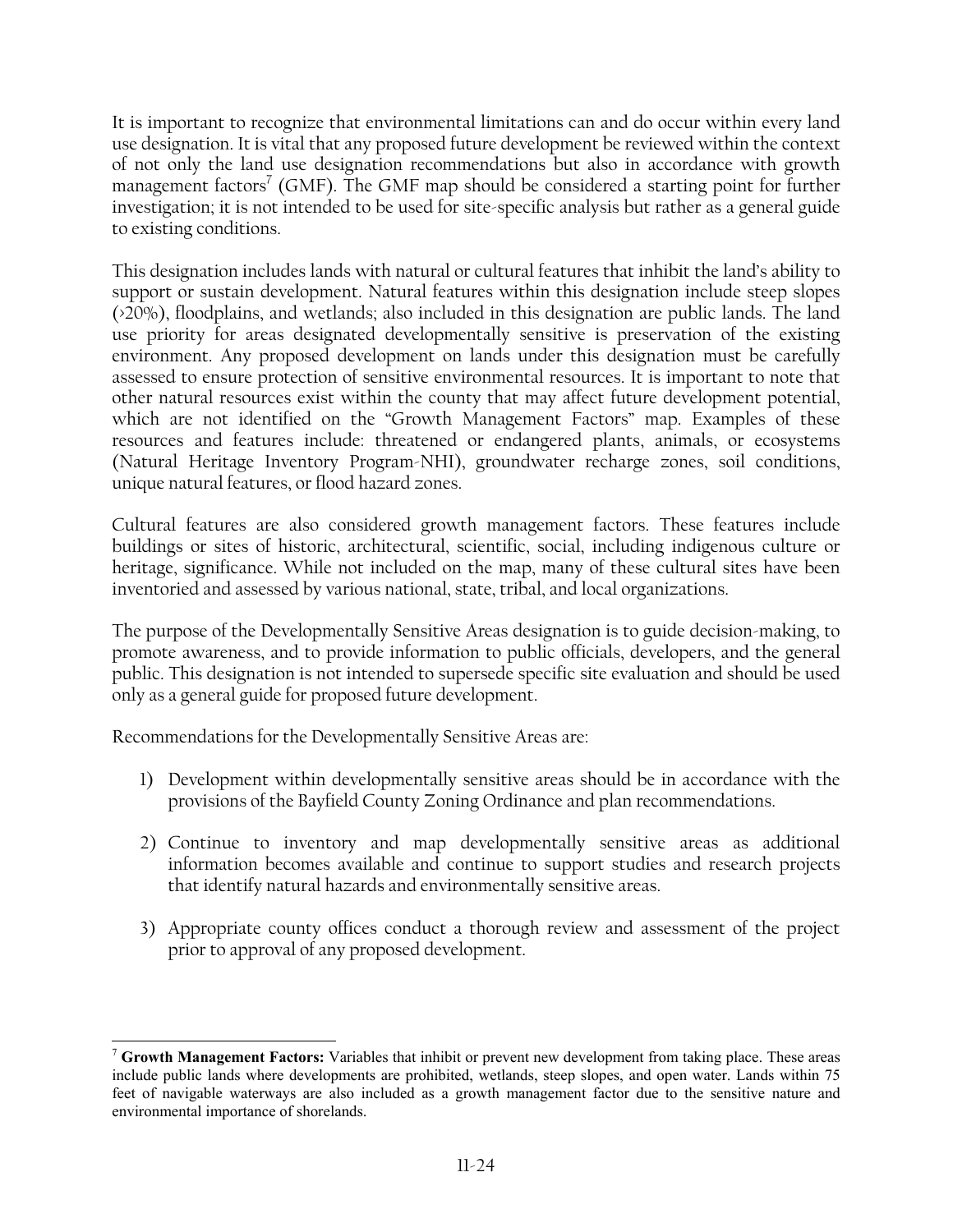It is important to recognize that environmental limitations can and do occur within every land use designation. It is vital that any proposed future development be reviewed within the context of not only the land use designation recommendations but also in accordance with growth management factors[7] (GMF). The GMF map should be considered a starting point for further investigation; it is not intended to be used for site-specific analysis but rather as a general guide to existing conditions.

This designation includes lands with natural or cultural features that inhibit the land's ability to support or sustain development. Natural features within this designation include steep slopes (>20%), floodplains, and wetlands; also included in this designation are public lands. The land use priority for areas designated developmentally sensitive is preservation of the existing environment. Any proposed development on lands under this designation must be carefully assessed to ensure protection of sensitive environmental resources. It is important to note that other natural resources exist within the county that may affect future development potential, which are not identified on the "Growth Management Factors" map. Examples of these resources and features include: threatened or endangered plants, animals, or ecosystems (Natural Heritage Inventory Program-NHI), groundwater recharge zones, soil conditions, unique natural features, or flood hazard zones.

Cultural features are also considered growth management factors. These features include buildings or sites of historic, architectural, scientific, social, including indigenous culture or heritage, significance. While not included on the map, many of these cultural sites have been inventoried and assessed by various national, state, tribal, and local organizations.

The purpose of the Developmentally Sensitive Areas designation is to guide decision-making, to promote awareness, and to provide information to public officials, developers, and the general public. This designation is not intended to supersede specific site evaluation and should be used only as a general guide for proposed future development.

Recommendations for the Developmentally Sensitive Areas are:

1) Development within developmentally sensitive areas should be in accordance with the provisions of the Bayfield County Zoning Ordinance and plan recommendations.

2) Continue to inventory and map developmentally sensitive areas as additional information becomes available and continue to support studies and research projects that identify natural hazards and environmentally sensitive areas.

3) Appropriate county offices conduct a thorough review and assessment of the project prior to approval of any proposed development.

---

[7] **Growth Management Factors:** Variables that inhibit or prevent new development from taking place. These areas include public lands where developments are prohibited, wetlands, steep slopes, and open water. Lands within 75 feet of navigable waterways are also included as a growth management factor due to the sensitive nature and environmental importance of shorelands.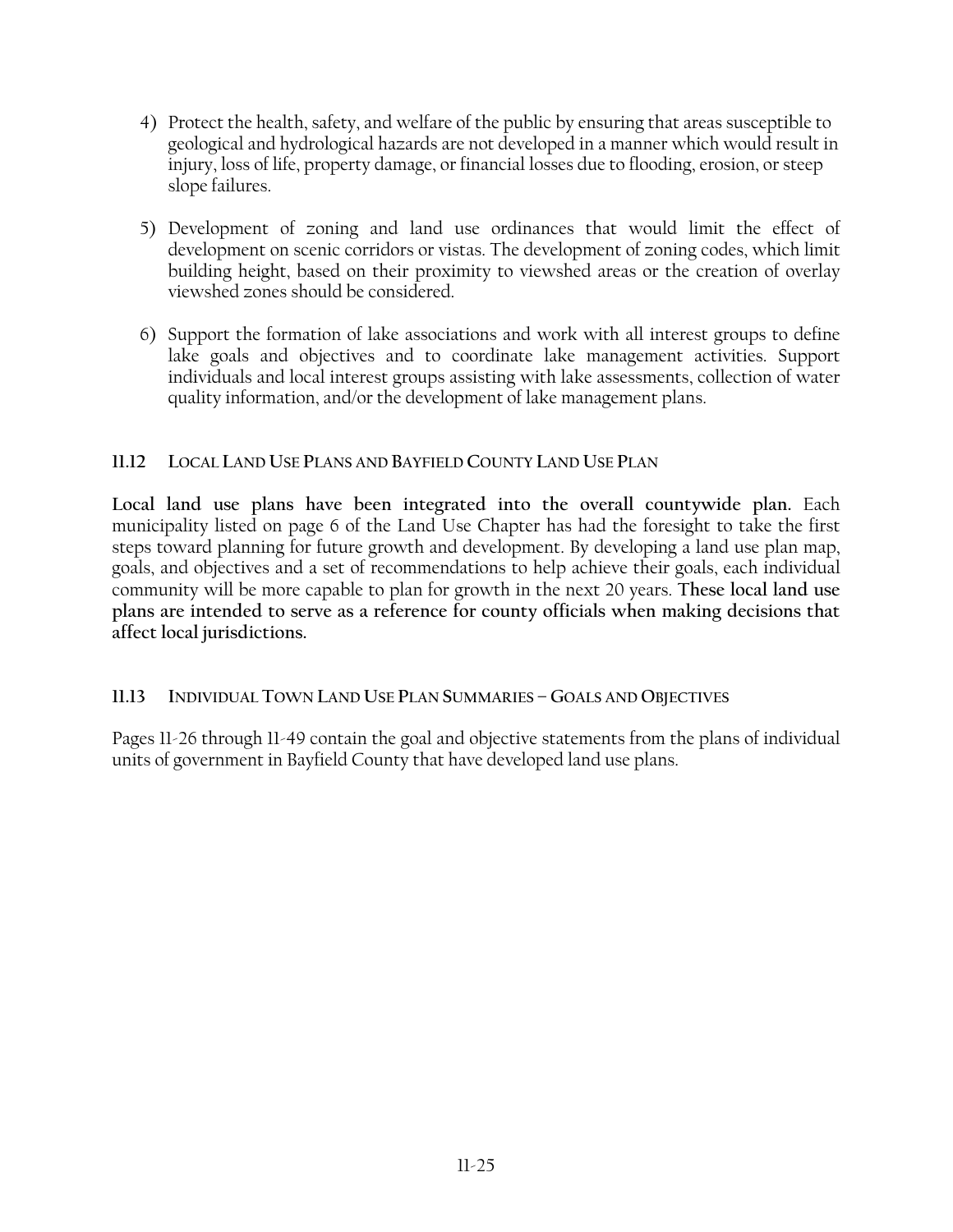4) Protect the health, safety, and welfare of the public by ensuring that areas susceptible to geological and hydrological hazards are not developed in a manner which would result in injury, loss of life, property damage, or financial losses due to flooding, erosion, or steep slope failures.

5) Development of zoning and land use ordinances that would limit the effect of development on scenic corridors or vistas. The development of zoning codes, which limit building height, based on their proximity to viewshed areas or the creation of overlay viewshed zones should be considered.

6) Support the formation of lake associations and work with all interest groups to define lake goals and objectives and to coordinate lake management activities. Support individuals and local interest groups assisting with lake assessments, collection of water quality information, and/or the development of lake management plans.

## 11.12 Local Land Use Plans and Bayfield County Land Use Plan

**Local land use plans have been integrated into the overall countywide plan.** Each municipality listed on page 6 of the Land Use Chapter has had the foresight to take the first steps toward planning for future growth and development. By developing a land use plan map, goals, and objectives and a set of recommendations to help achieve their goals, each individual community will be more capable to plan for growth in the next 20 years. **These local land use plans are intended to serve as a reference for county officials when making decisions that affect local jurisdictions.**

## 11.13 Individual Town Land Use Plan Summaries – Goals and Objectives

Pages 11-26 through 11-49 contain the goal and objective statements from the plans of individual units of government in Bayfield County that have developed land use plans.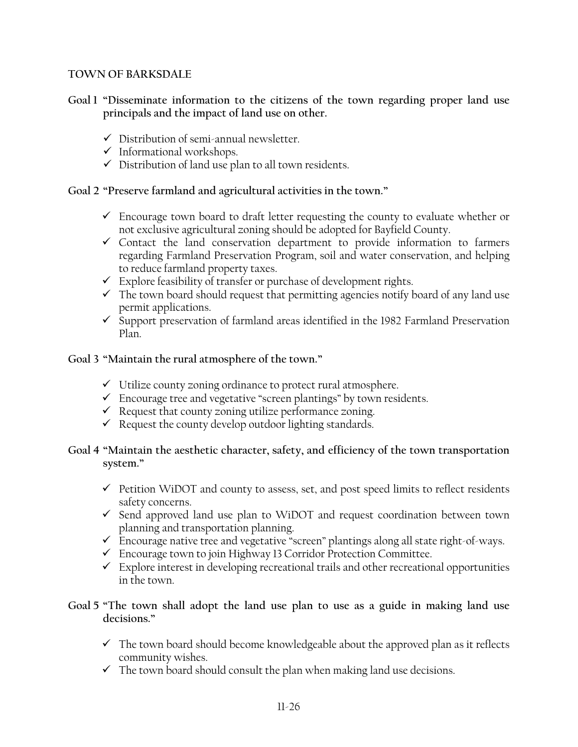## TOWN OF BARKSDALE

**Goal 1 "Disseminate information to the citizens of the town regarding proper land use principals and the impact of land use on other.**

- ✓ Distribution of semi-annual newsletter.
- ✓ Informational workshops.
- ✓ Distribution of land use plan to all town residents.

**Goal 2 "Preserve farmland and agricultural activities in the town."**

- ✓ Encourage town board to draft letter requesting the county to evaluate whether or not exclusive agricultural zoning should be adopted for Bayfield County.
- ✓ Contact the land conservation department to provide information to farmers regarding Farmland Preservation Program, soil and water conservation, and helping to reduce farmland property taxes.
- ✓ Explore feasibility of transfer or purchase of development rights.
- ✓ The town board should request that permitting agencies notify board of any land use permit applications.
- ✓ Support preservation of farmland areas identified in the 1982 Farmland Preservation Plan.

**Goal 3 "Maintain the rural atmosphere of the town."**

- ✓ Utilize county zoning ordinance to protect rural atmosphere.
- ✓ Encourage tree and vegetative "screen plantings" by town residents.
- ✓ Request that county zoning utilize performance zoning.
- ✓ Request the county develop outdoor lighting standards.

**Goal 4 "Maintain the aesthetic character, safety, and efficiency of the town transportation system."**

- ✓ Petition WiDOT and county to assess, set, and post speed limits to reflect residents safety concerns.
- ✓ Send approved land use plan to WiDOT and request coordination between town planning and transportation planning.
- ✓ Encourage native tree and vegetative "screen" plantings along all state right-of-ways.
- ✓ Encourage town to join Highway 13 Corridor Protection Committee.
- ✓ Explore interest in developing recreational trails and other recreational opportunities in the town.

**Goal 5 "The town shall adopt the land use plan to use as a guide in making land use decisions."**

- ✓ The town board should become knowledgeable about the approved plan as it reflects community wishes.
- ✓ The town board should consult the plan when making land use decisions.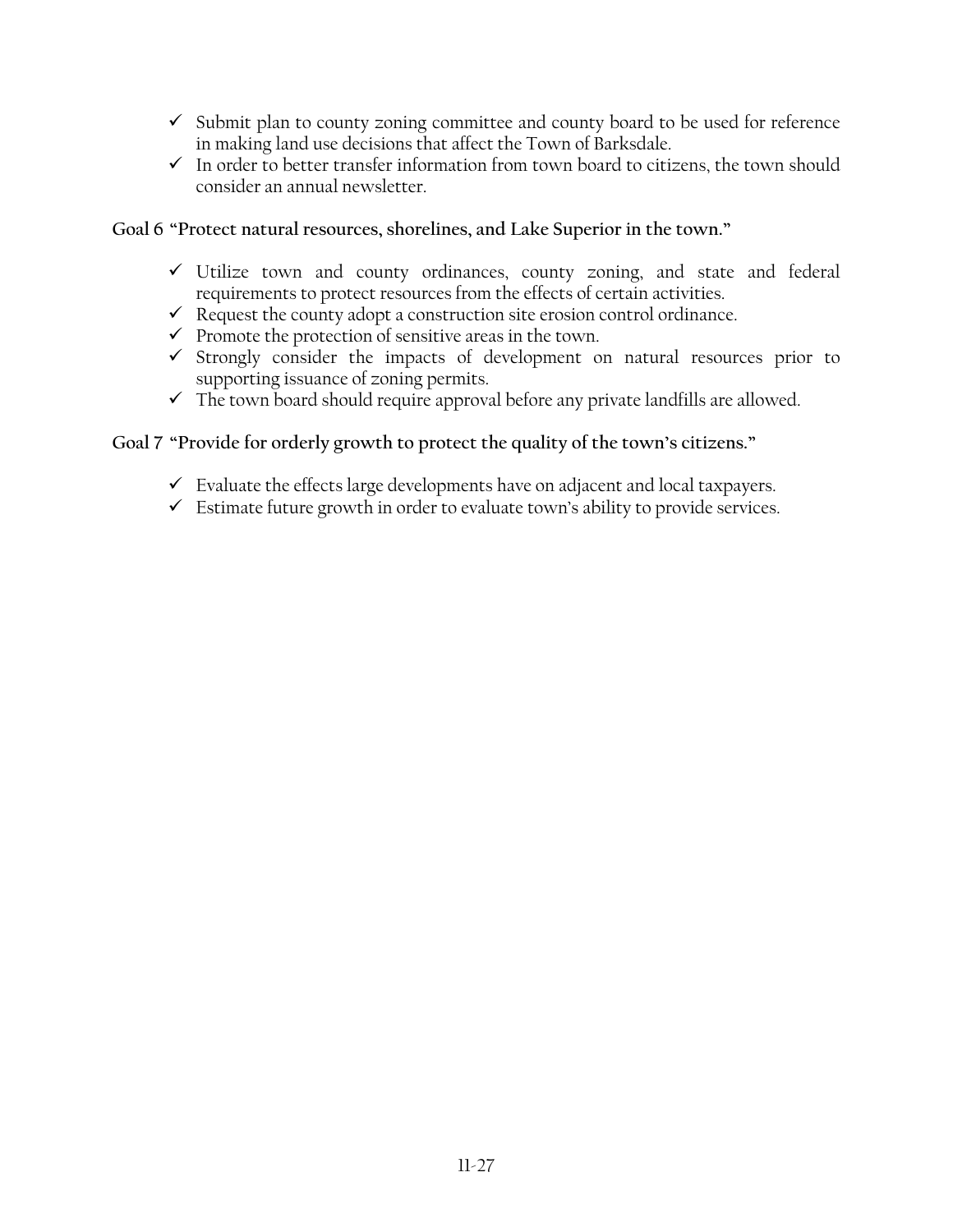- ✓ Submit plan to county zoning committee and county board to be used for reference in making land use decisions that affect the Town of Barksdale.
- ✓ In order to better transfer information from town board to citizens, the town should consider an annual newsletter.

**Goal 6 "Protect natural resources, shorelines, and Lake Superior in the town."**

- ✓ Utilize town and county ordinances, county zoning, and state and federal requirements to protect resources from the effects of certain activities.
- ✓ Request the county adopt a construction site erosion control ordinance.
- ✓ Promote the protection of sensitive areas in the town.
- ✓ Strongly consider the impacts of development on natural resources prior to supporting issuance of zoning permits.
- ✓ The town board should require approval before any private landfills are allowed.

**Goal 7 "Provide for orderly growth to protect the quality of the town's citizens."**

- ✓ Evaluate the effects large developments have on adjacent and local taxpayers.
- ✓ Estimate future growth in order to evaluate town's ability to provide services.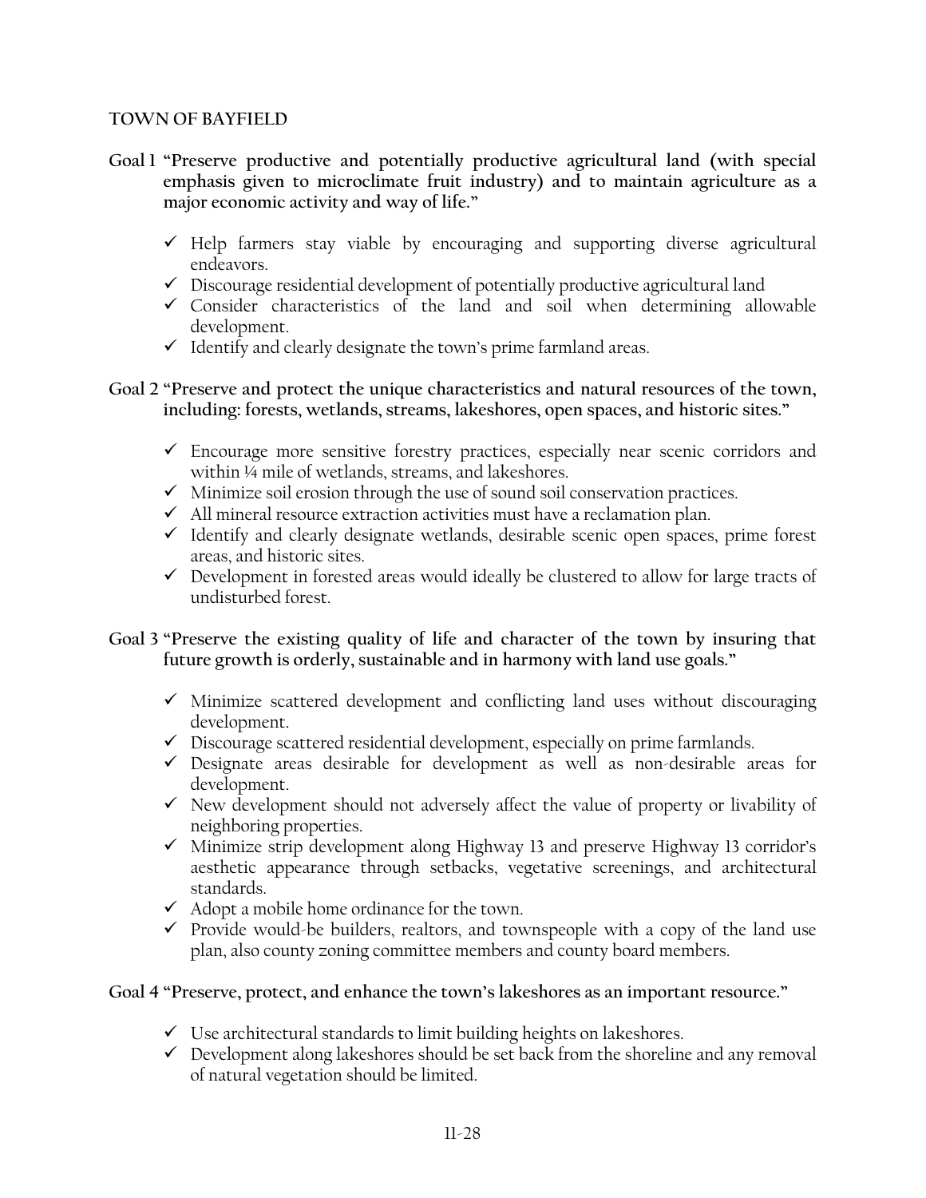## TOWN OF BAYFIELD

**Goal 1 "Preserve productive and potentially productive agricultural land (with special emphasis given to microclimate fruit industry) and to maintain agriculture as a major economic activity and way of life."**

- ✓ Help farmers stay viable by encouraging and supporting diverse agricultural endeavors.
- ✓ Discourage residential development of potentially productive agricultural land
- ✓ Consider characteristics of the land and soil when determining allowable development.
- ✓ Identify and clearly designate the town's prime farmland areas.

**Goal 2 "Preserve and protect the unique characteristics and natural resources of the town, including: forests, wetlands, streams, lakeshores, open spaces, and historic sites."**

- ✓ Encourage more sensitive forestry practices, especially near scenic corridors and within ¼ mile of wetlands, streams, and lakeshores.
- ✓ Minimize soil erosion through the use of sound soil conservation practices.
- ✓ All mineral resource extraction activities must have a reclamation plan.
- ✓ Identify and clearly designate wetlands, desirable scenic open spaces, prime forest areas, and historic sites.
- ✓ Development in forested areas would ideally be clustered to allow for large tracts of undisturbed forest.

**Goal 3 "Preserve the existing quality of life and character of the town by insuring that future growth is orderly, sustainable and in harmony with land use goals."**

- ✓ Minimize scattered development and conflicting land uses without discouraging development.
- ✓ Discourage scattered residential development, especially on prime farmlands.
- ✓ Designate areas desirable for development as well as non-desirable areas for development.
- ✓ New development should not adversely affect the value of property or livability of neighboring properties.
- ✓ Minimize strip development along Highway 13 and preserve Highway 13 corridor's aesthetic appearance through setbacks, vegetative screenings, and architectural standards.
- ✓ Adopt a mobile home ordinance for the town.
- ✓ Provide would-be builders, realtors, and townspeople with a copy of the land use plan, also county zoning committee members and county board members.

**Goal 4 "Preserve, protect, and enhance the town's lakeshores as an important resource."**

- ✓ Use architectural standards to limit building heights on lakeshores.
- ✓ Development along lakeshores should be set back from the shoreline and any removal of natural vegetation should be limited.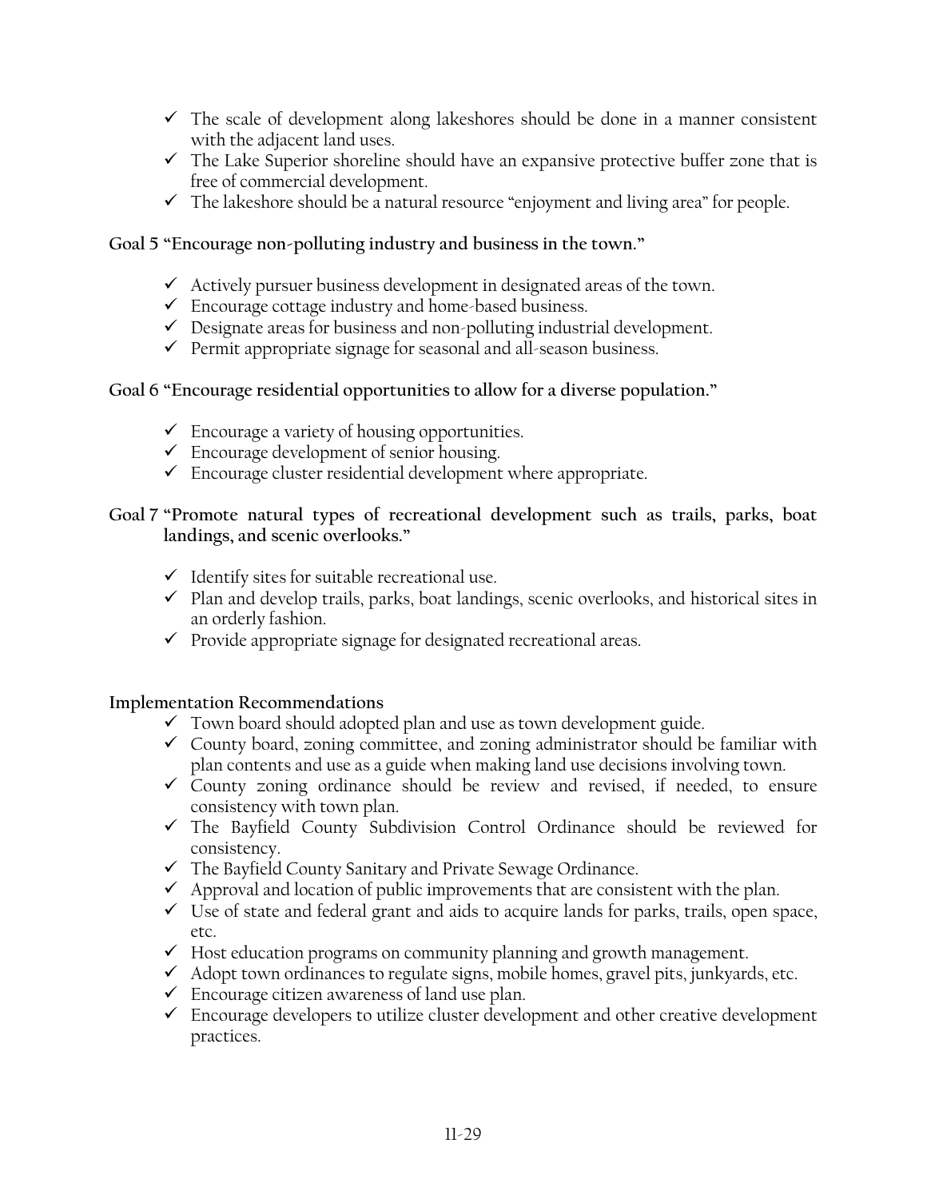- ✓ The scale of development along lakeshores should be done in a manner consistent with the adjacent land uses.
- ✓ The Lake Superior shoreline should have an expansive protective buffer zone that is free of commercial development.
- ✓ The lakeshore should be a natural resource "enjoyment and living area" for people.

**Goal 5 "Encourage non-polluting industry and business in the town."**

- ✓ Actively pursuer business development in designated areas of the town.
- ✓ Encourage cottage industry and home-based business.
- ✓ Designate areas for business and non-polluting industrial development.
- ✓ Permit appropriate signage for seasonal and all-season business.

**Goal 6 "Encourage residential opportunities to allow for a diverse population."**

- ✓ Encourage a variety of housing opportunities.
- ✓ Encourage development of senior housing.
- ✓ Encourage cluster residential development where appropriate.

**Goal 7 "Promote natural types of recreational development such as trails, parks, boat landings, and scenic overlooks."**

- ✓ Identify sites for suitable recreational use.
- ✓ Plan and develop trails, parks, boat landings, scenic overlooks, and historical sites in an orderly fashion.
- ✓ Provide appropriate signage for designated recreational areas.

**Implementation Recommendations**

- ✓ Town board should adopted plan and use as town development guide.
- ✓ County board, zoning committee, and zoning administrator should be familiar with plan contents and use as a guide when making land use decisions involving town.
- ✓ County zoning ordinance should be review and revised, if needed, to ensure consistency with town plan.
- ✓ The Bayfield County Subdivision Control Ordinance should be reviewed for consistency.
- ✓ The Bayfield County Sanitary and Private Sewage Ordinance.
- ✓ Approval and location of public improvements that are consistent with the plan.
- ✓ Use of state and federal grant and aids to acquire lands for parks, trails, open space, etc.
- ✓ Host education programs on community planning and growth management.
- ✓ Adopt town ordinances to regulate signs, mobile homes, gravel pits, junkyards, etc.
- ✓ Encourage citizen awareness of land use plan.
- ✓ Encourage developers to utilize cluster development and other creative development practices.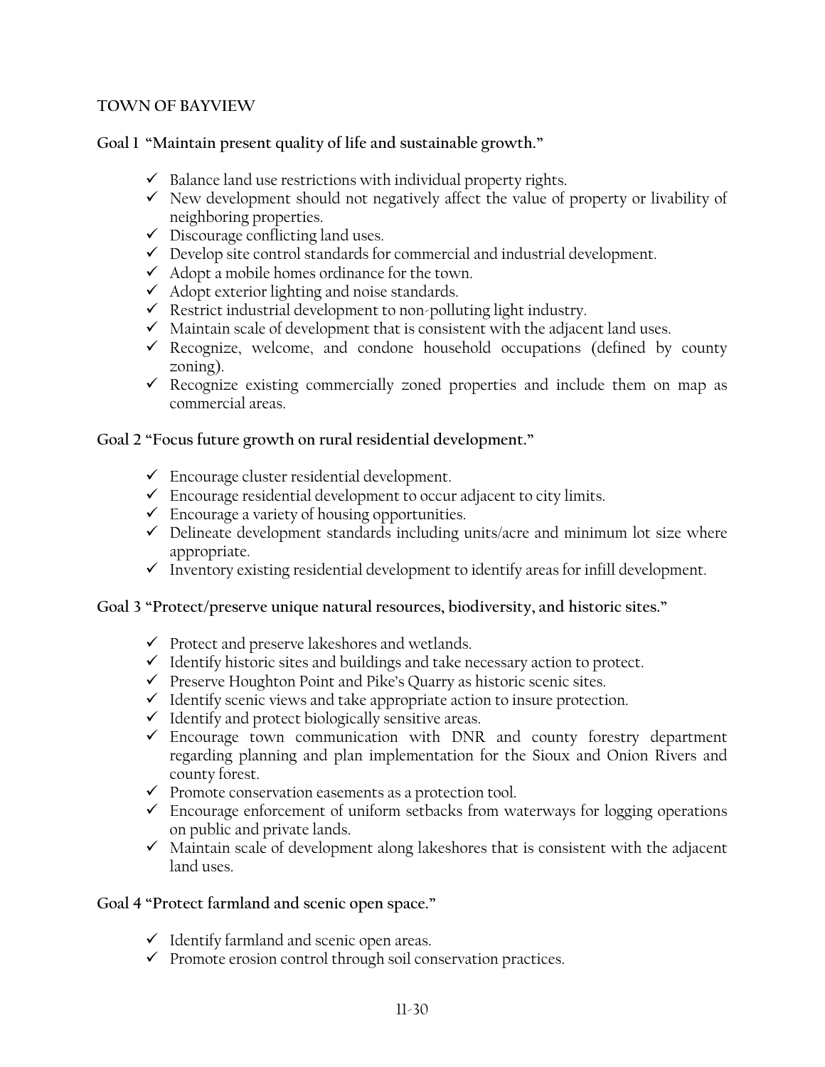**TOWN OF BAYVIEW**

**Goal 1 "Maintain present quality of life and sustainable growth."**

- ✓ Balance land use restrictions with individual property rights.
- ✓ New development should not negatively affect the value of property or livability of neighboring properties.
- ✓ Discourage conflicting land uses.
- ✓ Develop site control standards for commercial and industrial development.
- ✓ Adopt a mobile homes ordinance for the town.
- ✓ Adopt exterior lighting and noise standards.
- ✓ Restrict industrial development to non-polluting light industry.
- ✓ Maintain scale of development that is consistent with the adjacent land uses.
- ✓ Recognize, welcome, and condone household occupations (defined by county zoning).
- ✓ Recognize existing commercially zoned properties and include them on map as commercial areas.

**Goal 2 "Focus future growth on rural residential development."**

- ✓ Encourage cluster residential development.
- ✓ Encourage residential development to occur adjacent to city limits.
- ✓ Encourage a variety of housing opportunities.
- ✓ Delineate development standards including units/acre and minimum lot size where appropriate.
- ✓ Inventory existing residential development to identify areas for infill development.

**Goal 3 "Protect/preserve unique natural resources, biodiversity, and historic sites."**

- ✓ Protect and preserve lakeshores and wetlands.
- ✓ Identify historic sites and buildings and take necessary action to protect.
- ✓ Preserve Houghton Point and Pike's Quarry as historic scenic sites.
- ✓ Identify scenic views and take appropriate action to insure protection.
- ✓ Identify and protect biologically sensitive areas.
- ✓ Encourage town communication with DNR and county forestry department regarding planning and plan implementation for the Sioux and Onion Rivers and county forest.
- ✓ Promote conservation easements as a protection tool.
- ✓ Encourage enforcement of uniform setbacks from waterways for logging operations on public and private lands.
- ✓ Maintain scale of development along lakeshores that is consistent with the adjacent land uses.

**Goal 4 "Protect farmland and scenic open space."**

- ✓ Identify farmland and scenic open areas.
- ✓ Promote erosion control through soil conservation practices.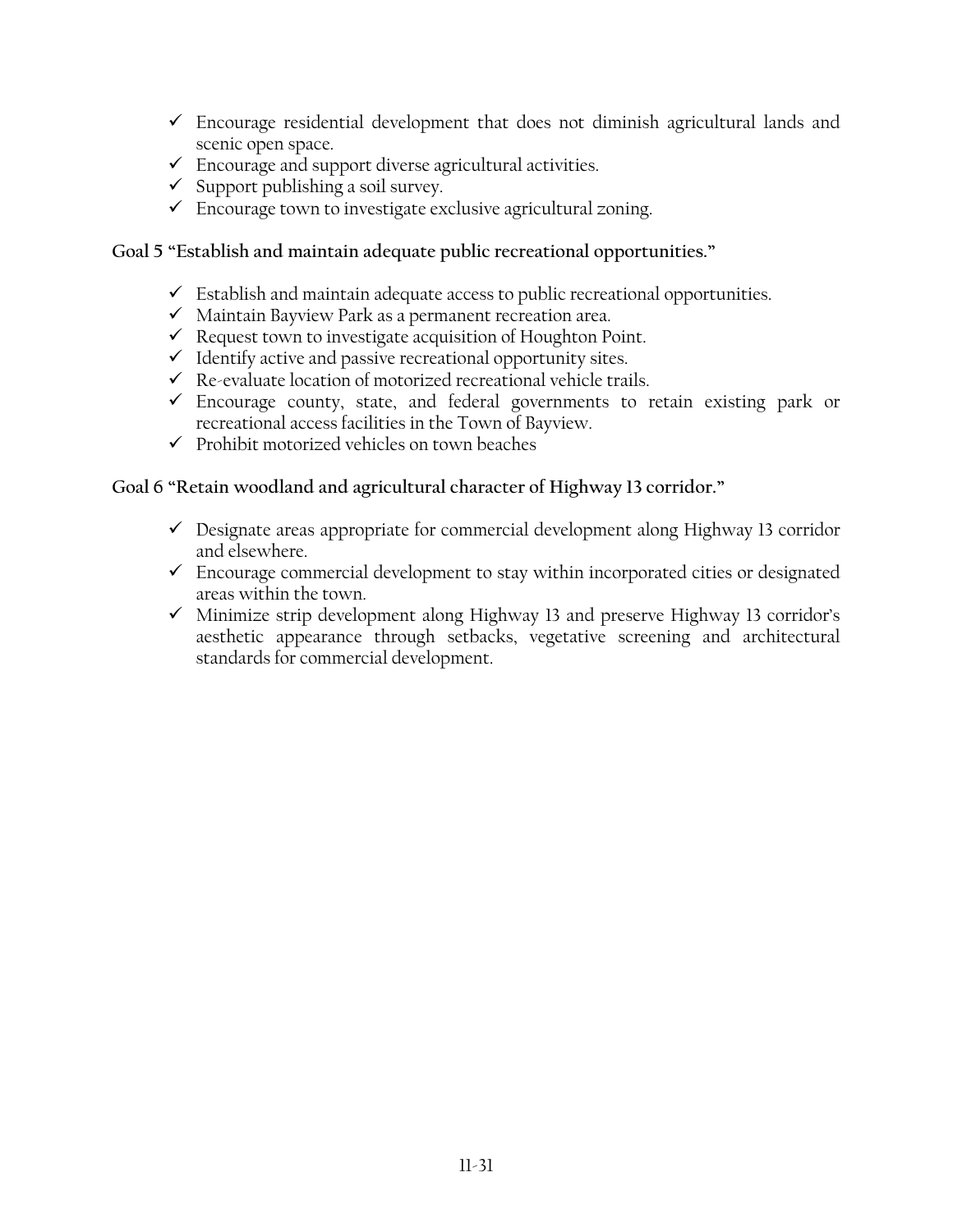- ✓ Encourage residential development that does not diminish agricultural lands and scenic open space.
- ✓ Encourage and support diverse agricultural activities.
- ✓ Support publishing a soil survey.
- ✓ Encourage town to investigate exclusive agricultural zoning.

**Goal 5 "Establish and maintain adequate public recreational opportunities."**

- ✓ Establish and maintain adequate access to public recreational opportunities.
- ✓ Maintain Bayview Park as a permanent recreation area.
- ✓ Request town to investigate acquisition of Houghton Point.
- ✓ Identify active and passive recreational opportunity sites.
- ✓ Re-evaluate location of motorized recreational vehicle trails.
- ✓ Encourage county, state, and federal governments to retain existing park or recreational access facilities in the Town of Bayview.
- ✓ Prohibit motorized vehicles on town beaches

**Goal 6 "Retain woodland and agricultural character of Highway 13 corridor."**

- ✓ Designate areas appropriate for commercial development along Highway 13 corridor and elsewhere.
- ✓ Encourage commercial development to stay within incorporated cities or designated areas within the town.
- ✓ Minimize strip development along Highway 13 and preserve Highway 13 corridor's aesthetic appearance through setbacks, vegetative screening and architectural standards for commercial development.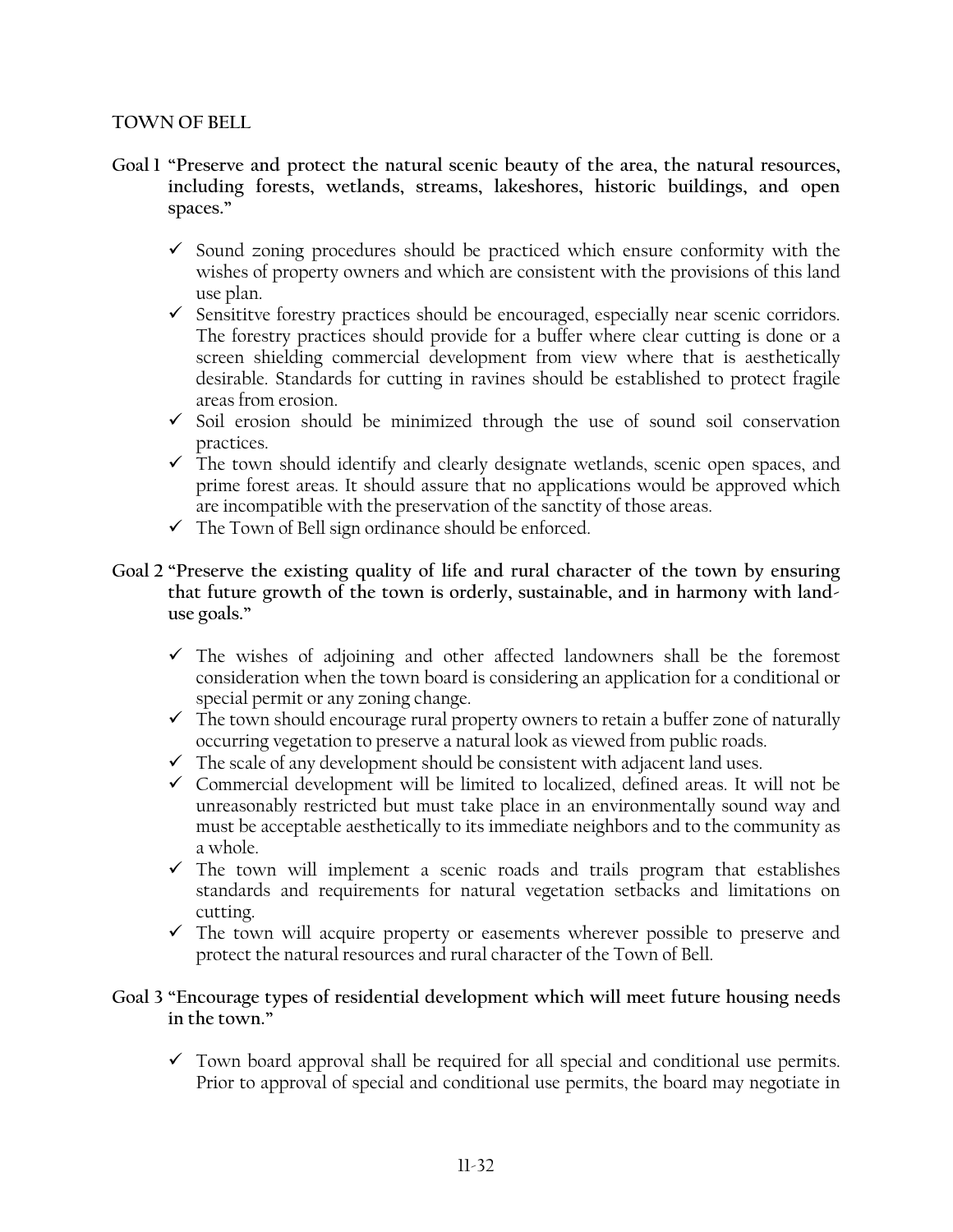**TOWN OF BELL**

**Goal 1 "Preserve and protect the natural scenic beauty of the area, the natural resources, including forests, wetlands, streams, lakeshores, historic buildings, and open spaces."**

- ✓ Sound zoning procedures should be practiced which ensure conformity with the wishes of property owners and which are consistent with the provisions of this land use plan.
- ✓ Sensititve forestry practices should be encouraged, especially near scenic corridors. The forestry practices should provide for a buffer where clear cutting is done or a screen shielding commercial development from view where that is aesthetically desirable. Standards for cutting in ravines should be established to protect fragile areas from erosion.
- ✓ Soil erosion should be minimized through the use of sound soil conservation practices.
- ✓ The town should identify and clearly designate wetlands, scenic open spaces, and prime forest areas. It should assure that no applications would be approved which are incompatible with the preservation of the sanctity of those areas.
- ✓ The Town of Bell sign ordinance should be enforced.

**Goal 2 "Preserve the existing quality of life and rural character of the town by ensuring that future growth of the town is orderly, sustainable, and in harmony with land-use goals."**

- ✓ The wishes of adjoining and other affected landowners shall be the foremost consideration when the town board is considering an application for a conditional or special permit or any zoning change.
- ✓ The town should encourage rural property owners to retain a buffer zone of naturally occurring vegetation to preserve a natural look as viewed from public roads.
- ✓ The scale of any development should be consistent with adjacent land uses.
- ✓ Commercial development will be limited to localized, defined areas. It will not be unreasonably restricted but must take place in an environmentally sound way and must be acceptable aesthetically to its immediate neighbors and to the community as a whole.
- ✓ The town will implement a scenic roads and trails program that establishes standards and requirements for natural vegetation setbacks and limitations on cutting.
- ✓ The town will acquire property or easements wherever possible to preserve and protect the natural resources and rural character of the Town of Bell.

**Goal 3 "Encourage types of residential development which will meet future housing needs in the town."**

- ✓ Town board approval shall be required for all special and conditional use permits. Prior to approval of special and conditional use permits, the board may negotiate in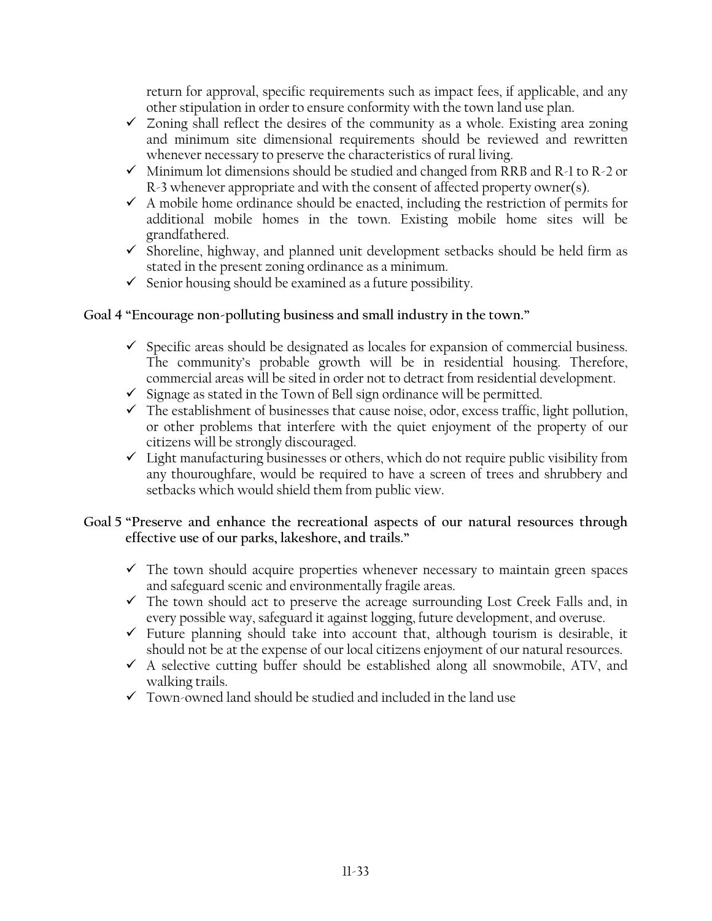return for approval, specific requirements such as impact fees, if applicable, and any other stipulation in order to ensure conformity with the town land use plan.

- ✓ Zoning shall reflect the desires of the community as a whole. Existing area zoning and minimum site dimensional requirements should be reviewed and rewritten whenever necessary to preserve the characteristics of rural living.
- ✓ Minimum lot dimensions should be studied and changed from RRB and R-1 to R-2 or R-3 whenever appropriate and with the consent of affected property owner(s).
- ✓ A mobile home ordinance should be enacted, including the restriction of permits for additional mobile homes in the town. Existing mobile home sites will be grandfathered.
- ✓ Shoreline, highway, and planned unit development setbacks should be held firm as stated in the present zoning ordinance as a minimum.
- ✓ Senior housing should be examined as a future possibility.

**Goal 4 "Encourage non-polluting business and small industry in the town."**

- ✓ Specific areas should be designated as locales for expansion of commercial business. The community's probable growth will be in residential housing. Therefore, commercial areas will be sited in order not to detract from residential development.
- ✓ Signage as stated in the Town of Bell sign ordinance will be permitted.
- ✓ The establishment of businesses that cause noise, odor, excess traffic, light pollution, or other problems that interfere with the quiet enjoyment of the property of our citizens will be strongly discouraged.
- ✓ Light manufacturing businesses or others, which do not require public visibility from any thouroughfare, would be required to have a screen of trees and shrubbery and setbacks which would shield them from public view.

**Goal 5 "Preserve and enhance the recreational aspects of our natural resources through effective use of our parks, lakeshore, and trails."**

- ✓ The town should acquire properties whenever necessary to maintain green spaces and safeguard scenic and environmentally fragile areas.
- ✓ The town should act to preserve the acreage surrounding Lost Creek Falls and, in every possible way, safeguard it against logging, future development, and overuse.
- ✓ Future planning should take into account that, although tourism is desirable, it should not be at the expense of our local citizens enjoyment of our natural resources.
- ✓ A selective cutting buffer should be established along all snowmobile, ATV, and walking trails.
- ✓ Town-owned land should be studied and included in the land use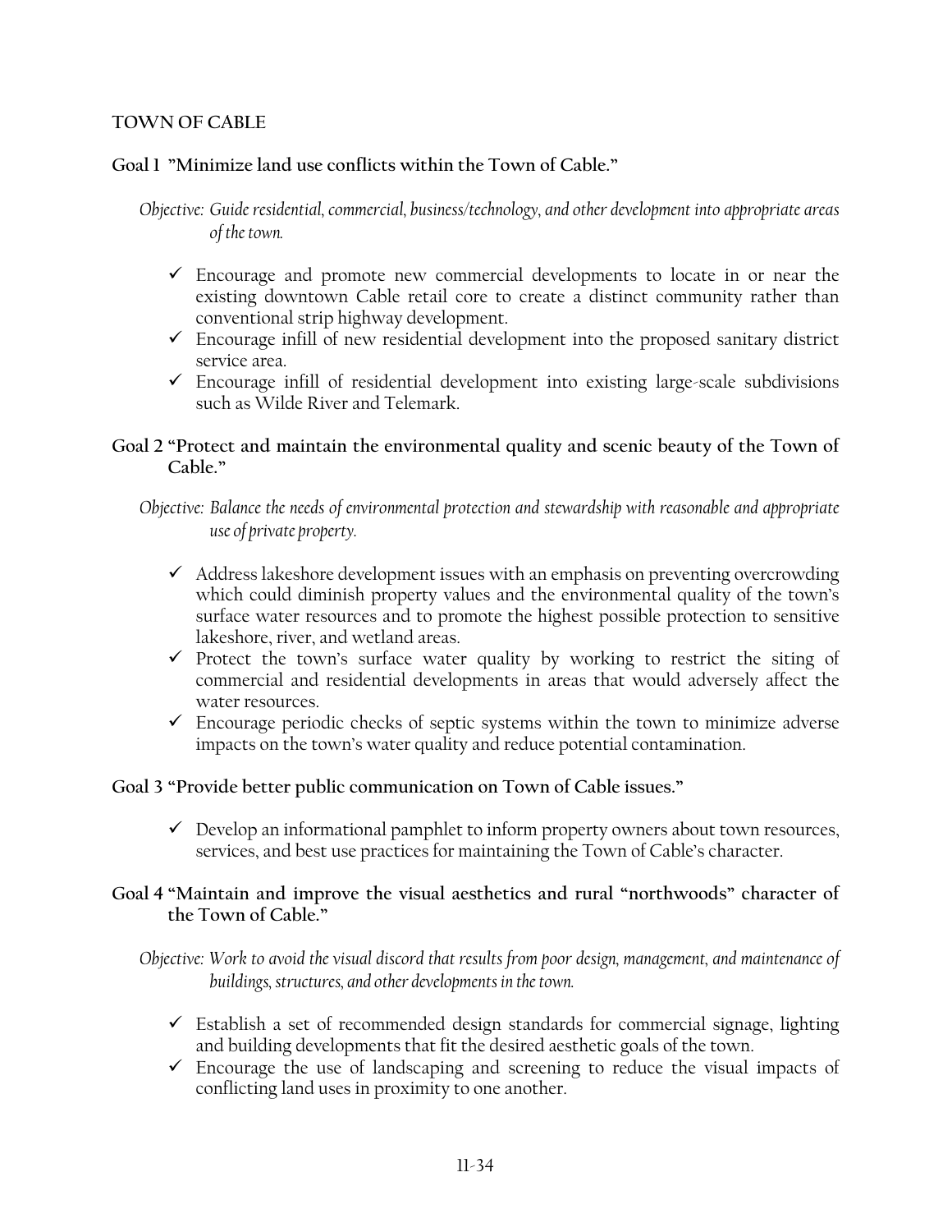## TOWN OF CABLE

### Goal 1 "Minimize land use conflicts within the Town of Cable."

*Objective: Guide residential, commercial, business/technology, and other development into appropriate areas of the town.*

- ✓ Encourage and promote new commercial developments to locate in or near the existing downtown Cable retail core to create a distinct community rather than conventional strip highway development.
- ✓ Encourage infill of new residential development into the proposed sanitary district service area.
- ✓ Encourage infill of residential development into existing large-scale subdivisions such as Wilde River and Telemark.

### Goal 2 "Protect and maintain the environmental quality and scenic beauty of the Town of Cable."

*Objective: Balance the needs of environmental protection and stewardship with reasonable and appropriate use of private property.*

- ✓ Address lakeshore development issues with an emphasis on preventing overcrowding which could diminish property values and the environmental quality of the town's surface water resources and to promote the highest possible protection to sensitive lakeshore, river, and wetland areas.
- ✓ Protect the town's surface water quality by working to restrict the siting of commercial and residential developments in areas that would adversely affect the water resources.
- ✓ Encourage periodic checks of septic systems within the town to minimize adverse impacts on the town's water quality and reduce potential contamination.

### Goal 3 "Provide better public communication on Town of Cable issues."

- ✓ Develop an informational pamphlet to inform property owners about town resources, services, and best use practices for maintaining the Town of Cable's character.

### Goal 4 "Maintain and improve the visual aesthetics and rural "northwoods" character of the Town of Cable."

*Objective: Work to avoid the visual discord that results from poor design, management, and maintenance of buildings, structures, and other developments in the town.*

- ✓ Establish a set of recommended design standards for commercial signage, lighting and building developments that fit the desired aesthetic goals of the town.
- ✓ Encourage the use of landscaping and screening to reduce the visual impacts of conflicting land uses in proximity to one another.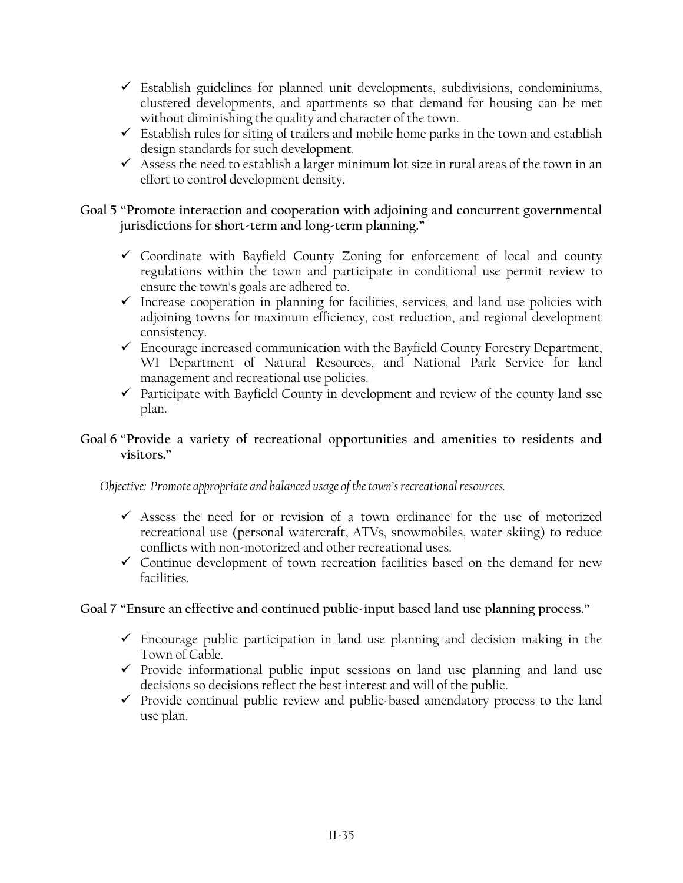- ✓ Establish guidelines for planned unit developments, subdivisions, condominiums, clustered developments, and apartments so that demand for housing can be met without diminishing the quality and character of the town.
- ✓ Establish rules for siting of trailers and mobile home parks in the town and establish design standards for such development.
- ✓ Assess the need to establish a larger minimum lot size in rural areas of the town in an effort to control development density.

**Goal 5 "Promote interaction and cooperation with adjoining and concurrent governmental jurisdictions for short-term and long-term planning."**

- ✓ Coordinate with Bayfield County Zoning for enforcement of local and county regulations within the town and participate in conditional use permit review to ensure the town's goals are adhered to.
- ✓ Increase cooperation in planning for facilities, services, and land use policies with adjoining towns for maximum efficiency, cost reduction, and regional development consistency.
- ✓ Encourage increased communication with the Bayfield County Forestry Department, WI Department of Natural Resources, and National Park Service for land management and recreational use policies.
- ✓ Participate with Bayfield County in development and review of the county land sse plan.

**Goal 6 "Provide a variety of recreational opportunities and amenities to residents and visitors."**

*Objective: Promote appropriate and balanced usage of the town's recreational resources.*

- ✓ Assess the need for or revision of a town ordinance for the use of motorized recreational use (personal watercraft, ATVs, snowmobiles, water skiing) to reduce conflicts with non-motorized and other recreational uses.
- ✓ Continue development of town recreation facilities based on the demand for new facilities.

**Goal 7 "Ensure an effective and continued public-input based land use planning process."**

- ✓ Encourage public participation in land use planning and decision making in the Town of Cable.
- ✓ Provide informational public input sessions on land use planning and land use decisions so decisions reflect the best interest and will of the public.
- ✓ Provide continual public review and public-based amendatory process to the land use plan.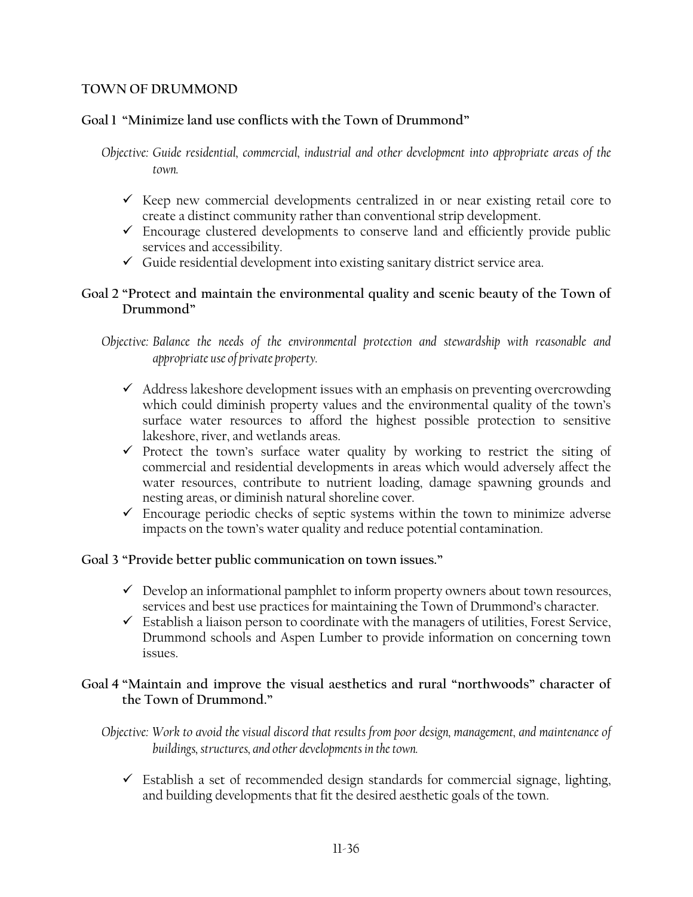## TOWN OF DRUMMOND

### Goal 1 "Minimize land use conflicts with the Town of Drummond"

*Objective: Guide residential, commercial, industrial and other development into appropriate areas of the town.*

- ✓ Keep new commercial developments centralized in or near existing retail core to create a distinct community rather than conventional strip development.
- ✓ Encourage clustered developments to conserve land and efficiently provide public services and accessibility.
- ✓ Guide residential development into existing sanitary district service area.

### Goal 2 "Protect and maintain the environmental quality and scenic beauty of the Town of Drummond"

*Objective: Balance the needs of the environmental protection and stewardship with reasonable and appropriate use of private property.*

- ✓ Address lakeshore development issues with an emphasis on preventing overcrowding which could diminish property values and the environmental quality of the town's surface water resources to afford the highest possible protection to sensitive lakeshore, river, and wetlands areas.
- ✓ Protect the town's surface water quality by working to restrict the siting of commercial and residential developments in areas which would adversely affect the water resources, contribute to nutrient loading, damage spawning grounds and nesting areas, or diminish natural shoreline cover.
- ✓ Encourage periodic checks of septic systems within the town to minimize adverse impacts on the town's water quality and reduce potential contamination.

### Goal 3 "Provide better public communication on town issues."

- ✓ Develop an informational pamphlet to inform property owners about town resources, services and best use practices for maintaining the Town of Drummond's character.
- ✓ Establish a liaison person to coordinate with the managers of utilities, Forest Service, Drummond schools and Aspen Lumber to provide information on concerning town issues.

### Goal 4 "Maintain and improve the visual aesthetics and rural "northwoods" character of the Town of Drummond."

*Objective: Work to avoid the visual discord that results from poor design, management, and maintenance of buildings, structures, and other developments in the town.*

- ✓ Establish a set of recommended design standards for commercial signage, lighting, and building developments that fit the desired aesthetic goals of the town.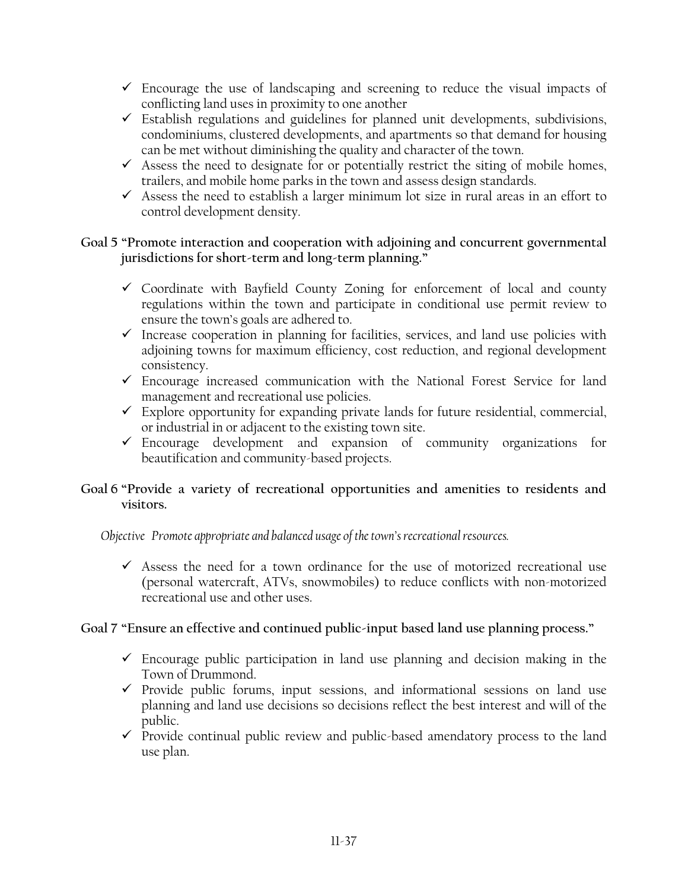- ✓ Encourage the use of landscaping and screening to reduce the visual impacts of conflicting land uses in proximity to one another
- ✓ Establish regulations and guidelines for planned unit developments, subdivisions, condominiums, clustered developments, and apartments so that demand for housing can be met without diminishing the quality and character of the town.
- ✓ Assess the need to designate for or potentially restrict the siting of mobile homes, trailers, and mobile home parks in the town and assess design standards.
- ✓ Assess the need to establish a larger minimum lot size in rural areas in an effort to control development density.

**Goal 5 "Promote interaction and cooperation with adjoining and concurrent governmental jurisdictions for short-term and long-term planning."**

- ✓ Coordinate with Bayfield County Zoning for enforcement of local and county regulations within the town and participate in conditional use permit review to ensure the town's goals are adhered to.
- ✓ Increase cooperation in planning for facilities, services, and land use policies with adjoining towns for maximum efficiency, cost reduction, and regional development consistency.
- ✓ Encourage increased communication with the National Forest Service for land management and recreational use policies.
- ✓ Explore opportunity for expanding private lands for future residential, commercial, or industrial in or adjacent to the existing town site.
- ✓ Encourage development and expansion of community organizations for beautification and community-based projects.

**Goal 6 "Provide a variety of recreational opportunities and amenities to residents and visitors.**

*Objective Promote appropriate and balanced usage of the town's recreational resources.*

- ✓ Assess the need for a town ordinance for the use of motorized recreational use (personal watercraft, ATVs, snowmobiles) to reduce conflicts with non-motorized recreational use and other uses.

**Goal 7 "Ensure an effective and continued public-input based land use planning process."**

- ✓ Encourage public participation in land use planning and decision making in the Town of Drummond.
- ✓ Provide public forums, input sessions, and informational sessions on land use planning and land use decisions so decisions reflect the best interest and will of the public.
- ✓ Provide continual public review and public-based amendatory process to the land use plan.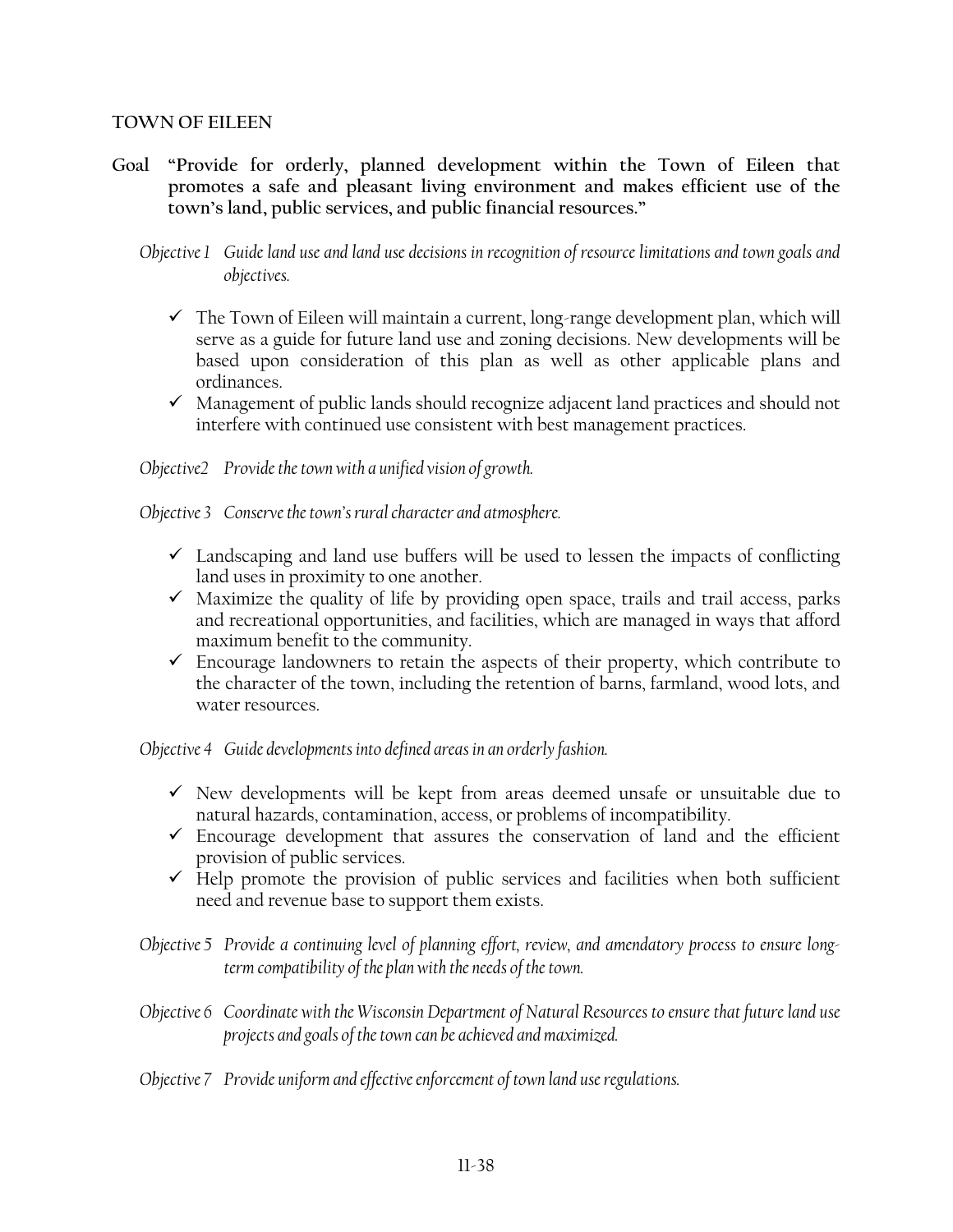## TOWN OF EILEEN

**Goal "Provide for orderly, planned development within the Town of Eileen that promotes a safe and pleasant living environment and makes efficient use of the town's land, public services, and public financial resources."**

*Objective 1 Guide land use and land use decisions in recognition of resource limitations and town goals and objectives.*

- ✓ The Town of Eileen will maintain a current, long-range development plan, which will serve as a guide for future land use and zoning decisions. New developments will be based upon consideration of this plan as well as other applicable plans and ordinances.
- ✓ Management of public lands should recognize adjacent land practices and should not interfere with continued use consistent with best management practices.

*Objective2 Provide the town with a unified vision of growth.*

*Objective 3 Conserve the town's rural character and atmosphere.*

- ✓ Landscaping and land use buffers will be used to lessen the impacts of conflicting land uses in proximity to one another.
- ✓ Maximize the quality of life by providing open space, trails and trail access, parks and recreational opportunities, and facilities, which are managed in ways that afford maximum benefit to the community.
- ✓ Encourage landowners to retain the aspects of their property, which contribute to the character of the town, including the retention of barns, farmland, wood lots, and water resources.

*Objective 4 Guide developments into defined areas in an orderly fashion.*

- ✓ New developments will be kept from areas deemed unsafe or unsuitable due to natural hazards, contamination, access, or problems of incompatibility.
- ✓ Encourage development that assures the conservation of land and the efficient provision of public services.
- ✓ Help promote the provision of public services and facilities when both sufficient need and revenue base to support them exists.

*Objective 5 Provide a continuing level of planning effort, review, and amendatory process to ensure long-term compatibility of the plan with the needs of the town.*

*Objective 6 Coordinate with the Wisconsin Department of Natural Resources to ensure that future land use projects and goals of the town can be achieved and maximized.*

*Objective 7 Provide uniform and effective enforcement of town land use regulations.*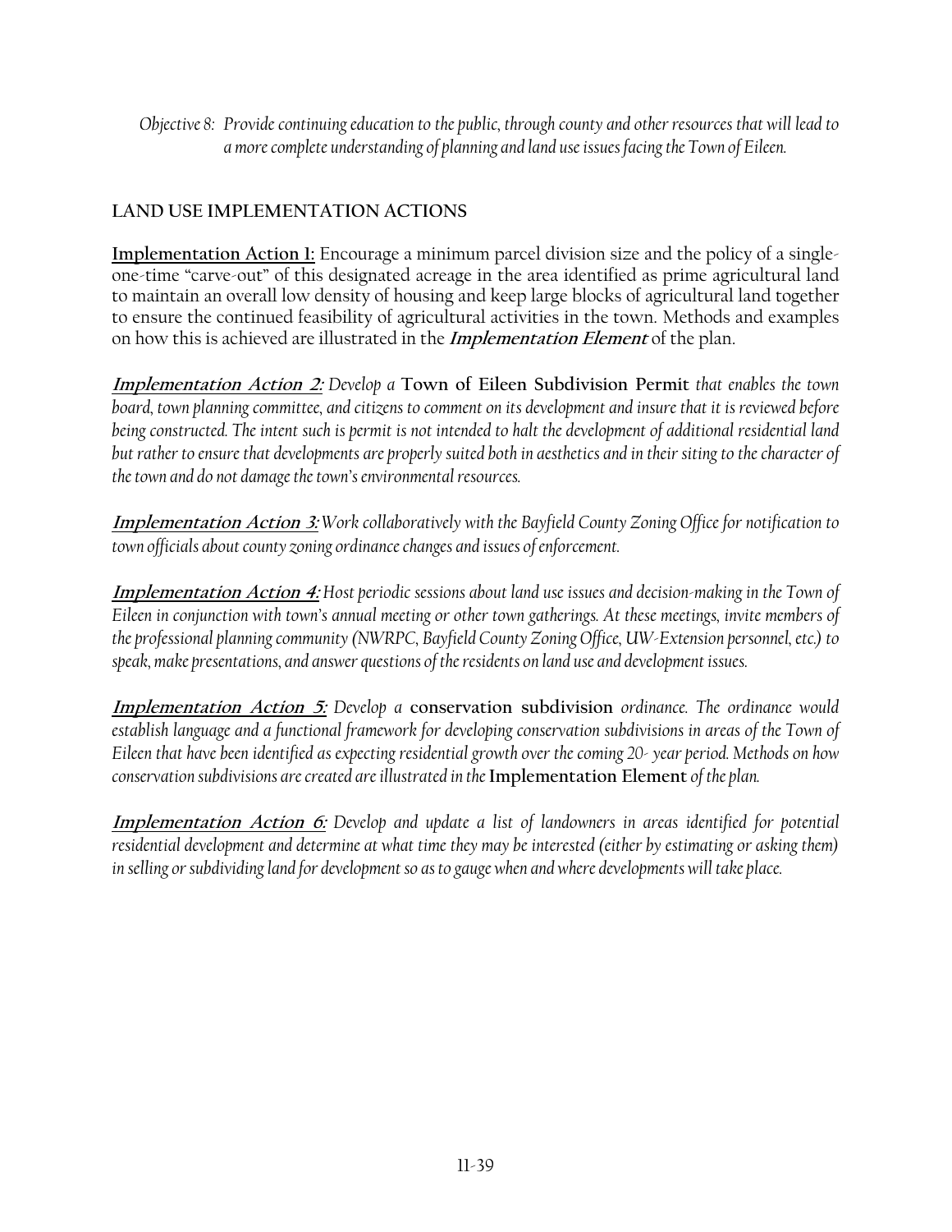*Objective 8: Provide continuing education to the public, through county and other resources that will lead to a more complete understanding of planning and land use issues facing the Town of Eileen.*

## LAND USE IMPLEMENTATION ACTIONS

**Implementation Action 1:** Encourage a minimum parcel division size and the policy of a single-one-time "carve-out" of this designated acreage in the area identified as prime agricultural land to maintain an overall low density of housing and keep large blocks of agricultural land together to ensure the continued feasibility of agricultural activities in the town. Methods and examples on how this is achieved are illustrated in the ***Implementation Element*** of the plan.

***Implementation Action 2:*** *Develop a* **Town of Eileen Subdivision Permit** *that enables the town board, town planning committee, and citizens to comment on its development and insure that it is reviewed before being constructed. The intent such is permit is not intended to halt the development of additional residential land but rather to ensure that developments are properly suited both in aesthetics and in their siting to the character of the town and do not damage the town's environmental resources.*

***Implementation Action 3:*** *Work collaboratively with the Bayfield County Zoning Office for notification to town officials about county zoning ordinance changes and issues of enforcement.*

***Implementation Action 4:*** *Host periodic sessions about land use issues and decision-making in the Town of Eileen in conjunction with town's annual meeting or other town gatherings. At these meetings, invite members of the professional planning community (NWRPC, Bayfield County Zoning Office, UW-Extension personnel, etc.) to speak, make presentations, and answer questions of the residents on land use and development issues.*

***Implementation Action 5:*** *Develop a* **conservation subdivision** *ordinance. The ordinance would establish language and a functional framework for developing conservation subdivisions in areas of the Town of Eileen that have been identified as expecting residential growth over the coming 20- year period. Methods on how conservation subdivisions are created are illustrated in the* **Implementation Element** *of the plan.*

***Implementation Action 6:*** *Develop and update a list of landowners in areas identified for potential residential development and determine at what time they may be interested (either by estimating or asking them) in selling or subdividing land for development so as to gauge when and where developments will take place.*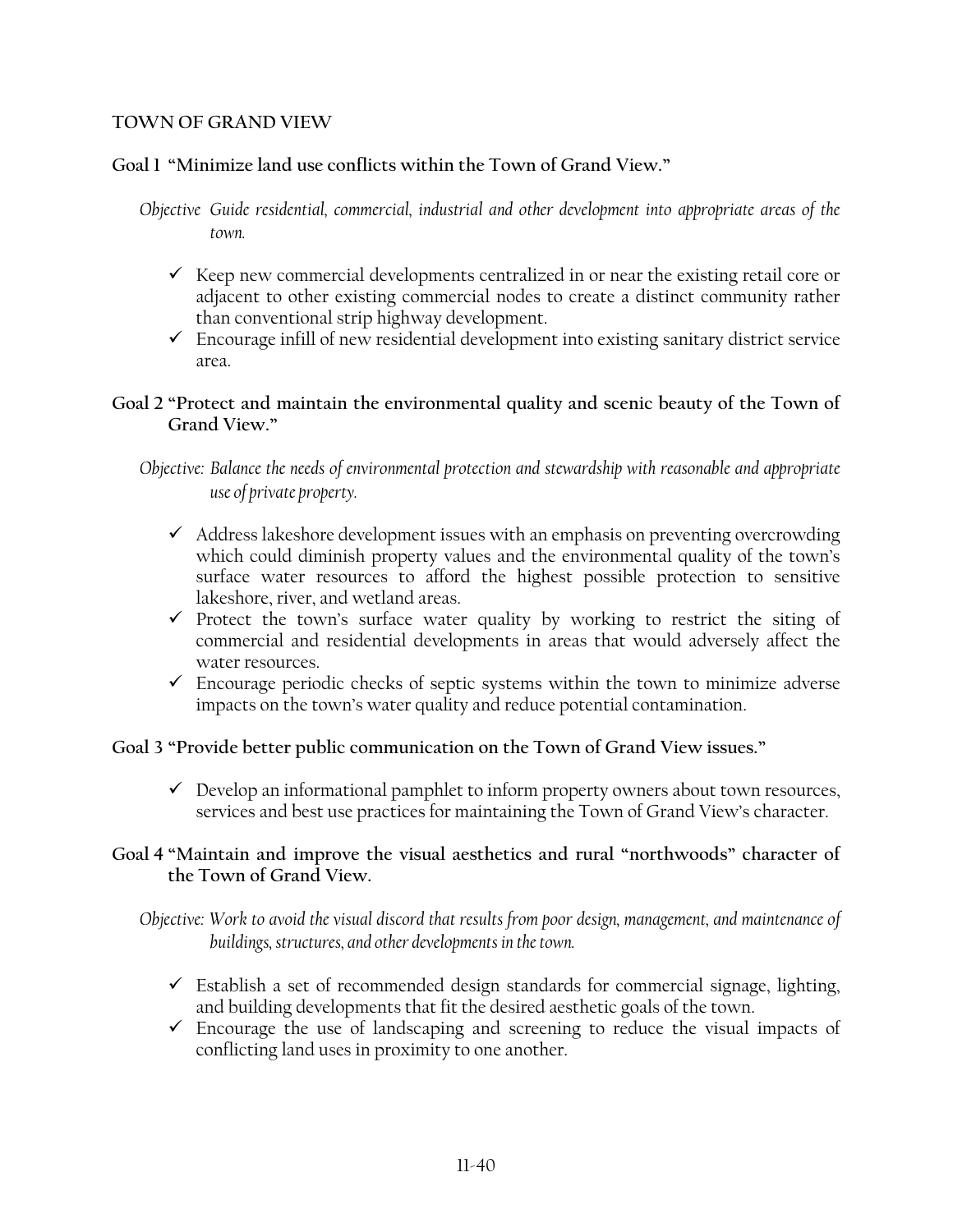## TOWN OF GRAND VIEW

### Goal 1 "Minimize land use conflicts within the Town of Grand View."

*Objective Guide residential, commercial, industrial and other development into appropriate areas of the town.*

- ✓ Keep new commercial developments centralized in or near the existing retail core or adjacent to other existing commercial nodes to create a distinct community rather than conventional strip highway development.
- ✓ Encourage infill of new residential development into existing sanitary district service area.

### Goal 2 "Protect and maintain the environmental quality and scenic beauty of the Town of Grand View."

*Objective: Balance the needs of environmental protection and stewardship with reasonable and appropriate use of private property.*

- ✓ Address lakeshore development issues with an emphasis on preventing overcrowding which could diminish property values and the environmental quality of the town's surface water resources to afford the highest possible protection to sensitive lakeshore, river, and wetland areas.
- ✓ Protect the town's surface water quality by working to restrict the siting of commercial and residential developments in areas that would adversely affect the water resources.
- ✓ Encourage periodic checks of septic systems within the town to minimize adverse impacts on the town's water quality and reduce potential contamination.

### Goal 3 "Provide better public communication on the Town of Grand View issues."

- ✓ Develop an informational pamphlet to inform property owners about town resources, services and best use practices for maintaining the Town of Grand View's character.

### Goal 4 "Maintain and improve the visual aesthetics and rural "northwoods" character of the Town of Grand View.

*Objective: Work to avoid the visual discord that results from poor design, management, and maintenance of buildings, structures, and other developments in the town.*

- ✓ Establish a set of recommended design standards for commercial signage, lighting, and building developments that fit the desired aesthetic goals of the town.
- ✓ Encourage the use of landscaping and screening to reduce the visual impacts of conflicting land uses in proximity to one another.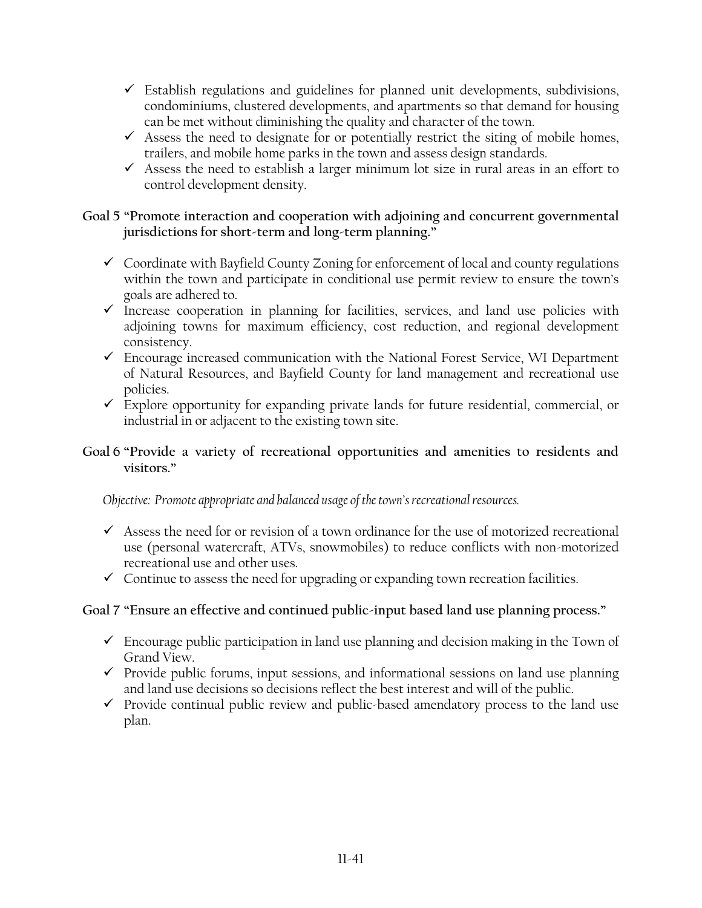- ✓ Establish regulations and guidelines for planned unit developments, subdivisions, condominiums, clustered developments, and apartments so that demand for housing can be met without diminishing the quality and character of the town.
- ✓ Assess the need to designate for or potentially restrict the siting of mobile homes, trailers, and mobile home parks in the town and assess design standards.
- ✓ Assess the need to establish a larger minimum lot size in rural areas in an effort to control development density.

**Goal 5 "Promote interaction and cooperation with adjoining and concurrent governmental jurisdictions for short-term and long-term planning."**

- ✓ Coordinate with Bayfield County Zoning for enforcement of local and county regulations within the town and participate in conditional use permit review to ensure the town's goals are adhered to.
- ✓ Increase cooperation in planning for facilities, services, and land use policies with adjoining towns for maximum efficiency, cost reduction, and regional development consistency.
- ✓ Encourage increased communication with the National Forest Service, WI Department of Natural Resources, and Bayfield County for land management and recreational use policies.
- ✓ Explore opportunity for expanding private lands for future residential, commercial, or industrial in or adjacent to the existing town site.

**Goal 6 "Provide a variety of recreational opportunities and amenities to residents and visitors."**

*Objective: Promote appropriate and balanced usage of the town's recreational resources.*

- ✓ Assess the need for or revision of a town ordinance for the use of motorized recreational use (personal watercraft, ATVs, snowmobiles) to reduce conflicts with non-motorized recreational use and other uses.
- ✓ Continue to assess the need for upgrading or expanding town recreation facilities.

**Goal 7 "Ensure an effective and continued public-input based land use planning process."**

- ✓ Encourage public participation in land use planning and decision making in the Town of Grand View.
- ✓ Provide public forums, input sessions, and informational sessions on land use planning and land use decisions so decisions reflect the best interest and will of the public.
- ✓ Provide continual public review and public-based amendatory process to the land use plan.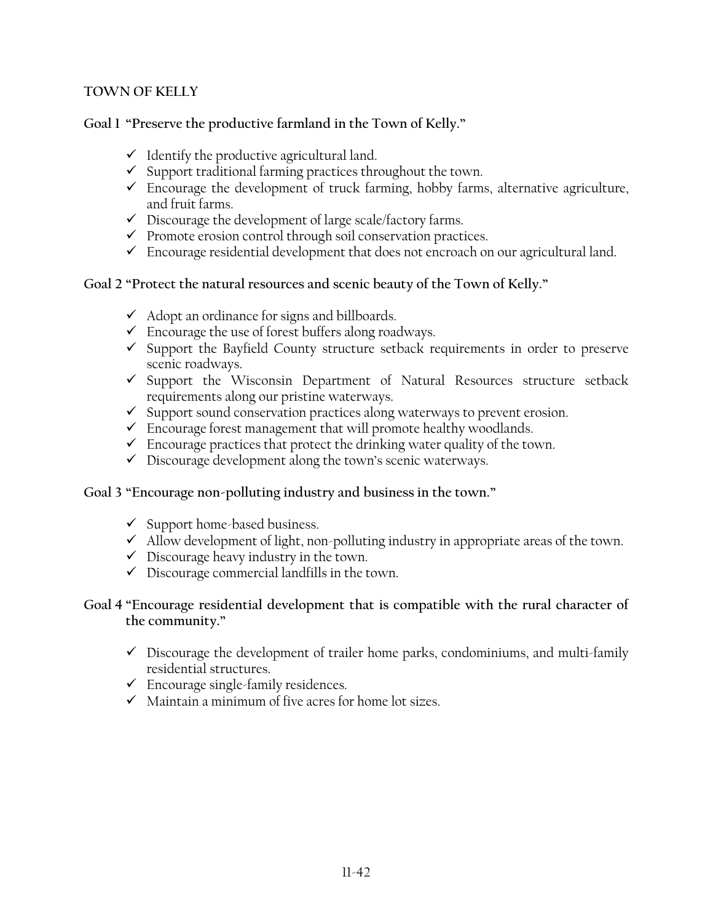## TOWN OF KELLY

### Goal 1 "Preserve the productive farmland in the Town of Kelly."

- ✓ Identify the productive agricultural land.
- ✓ Support traditional farming practices throughout the town.
- ✓ Encourage the development of truck farming, hobby farms, alternative agriculture, and fruit farms.
- ✓ Discourage the development of large scale/factory farms.
- ✓ Promote erosion control through soil conservation practices.
- ✓ Encourage residential development that does not encroach on our agricultural land.

### Goal 2 "Protect the natural resources and scenic beauty of the Town of Kelly."

- ✓ Adopt an ordinance for signs and billboards.
- ✓ Encourage the use of forest buffers along roadways.
- ✓ Support the Bayfield County structure setback requirements in order to preserve scenic roadways.
- ✓ Support the Wisconsin Department of Natural Resources structure setback requirements along our pristine waterways.
- ✓ Support sound conservation practices along waterways to prevent erosion.
- ✓ Encourage forest management that will promote healthy woodlands.
- ✓ Encourage practices that protect the drinking water quality of the town.
- ✓ Discourage development along the town's scenic waterways.

### Goal 3 "Encourage non-polluting industry and business in the town."

- ✓ Support home-based business.
- ✓ Allow development of light, non-polluting industry in appropriate areas of the town.
- ✓ Discourage heavy industry in the town.
- ✓ Discourage commercial landfills in the town.

### Goal 4 "Encourage residential development that is compatible with the rural character of the community."

- ✓ Discourage the development of trailer home parks, condominiums, and multi-family residential structures.
- ✓ Encourage single-family residences.
- ✓ Maintain a minimum of five acres for home lot sizes.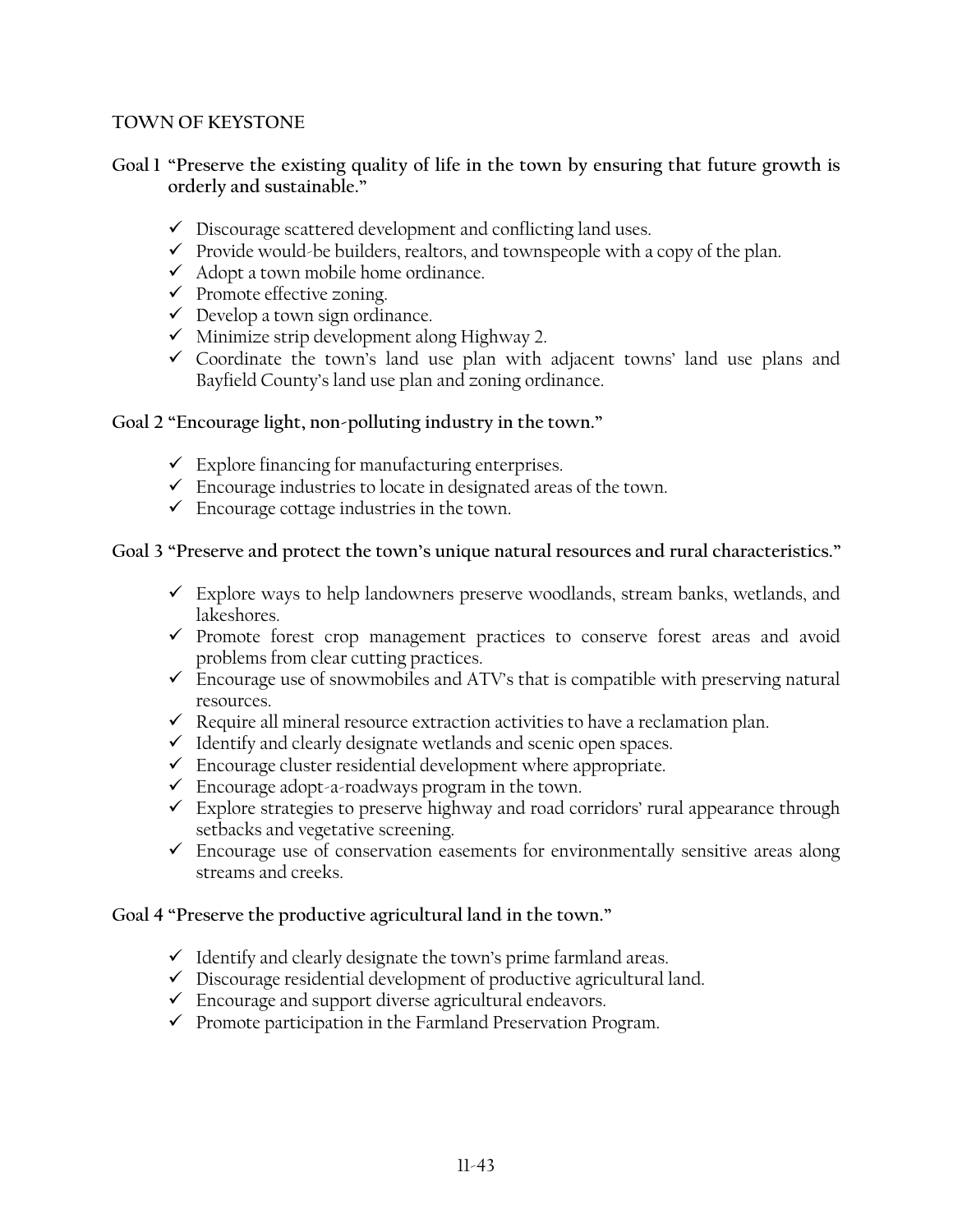**TOWN OF KEYSTONE**

**Goal 1 "Preserve the existing quality of life in the town by ensuring that future growth is orderly and sustainable."**

- ✓ Discourage scattered development and conflicting land uses.
- ✓ Provide would-be builders, realtors, and townspeople with a copy of the plan.
- ✓ Adopt a town mobile home ordinance.
- ✓ Promote effective zoning.
- ✓ Develop a town sign ordinance.
- ✓ Minimize strip development along Highway 2.
- ✓ Coordinate the town's land use plan with adjacent towns' land use plans and Bayfield County's land use plan and zoning ordinance.

**Goal 2 "Encourage light, non-polluting industry in the town."**

- ✓ Explore financing for manufacturing enterprises.
- ✓ Encourage industries to locate in designated areas of the town.
- ✓ Encourage cottage industries in the town.

**Goal 3 "Preserve and protect the town's unique natural resources and rural characteristics."**

- ✓ Explore ways to help landowners preserve woodlands, stream banks, wetlands, and lakeshores.
- ✓ Promote forest crop management practices to conserve forest areas and avoid problems from clear cutting practices.
- ✓ Encourage use of snowmobiles and ATV's that is compatible with preserving natural resources.
- ✓ Require all mineral resource extraction activities to have a reclamation plan.
- ✓ Identify and clearly designate wetlands and scenic open spaces.
- ✓ Encourage cluster residential development where appropriate.
- ✓ Encourage adopt-a-roadways program in the town.
- ✓ Explore strategies to preserve highway and road corridors' rural appearance through setbacks and vegetative screening.
- ✓ Encourage use of conservation easements for environmentally sensitive areas along streams and creeks.

**Goal 4 "Preserve the productive agricultural land in the town."**

- ✓ Identify and clearly designate the town's prime farmland areas.
- ✓ Discourage residential development of productive agricultural land.
- ✓ Encourage and support diverse agricultural endeavors.
- ✓ Promote participation in the Farmland Preservation Program.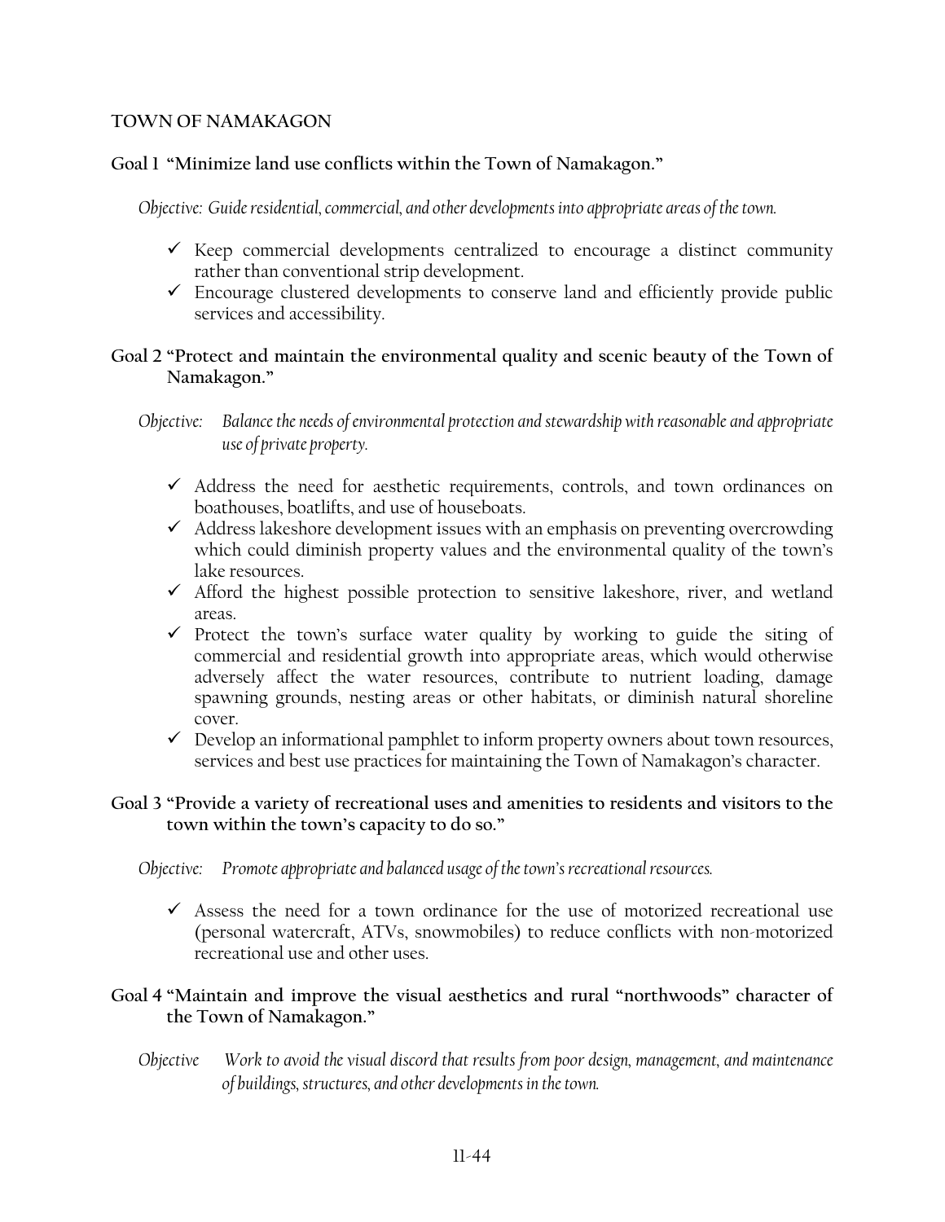**TOWN OF NAMAKAGON**

**Goal 1 "Minimize land use conflicts within the Town of Namakagon."**

*Objective: Guide residential, commercial, and other developments into appropriate areas of the town.*

- ✓ Keep commercial developments centralized to encourage a distinct community rather than conventional strip development.
- ✓ Encourage clustered developments to conserve land and efficiently provide public services and accessibility.

**Goal 2 "Protect and maintain the environmental quality and scenic beauty of the Town of Namakagon."**

*Objective: Balance the needs of environmental protection and stewardship with reasonable and appropriate use of private property.*

- ✓ Address the need for aesthetic requirements, controls, and town ordinances on boathouses, boatlifts, and use of houseboats.
- ✓ Address lakeshore development issues with an emphasis on preventing overcrowding which could diminish property values and the environmental quality of the town's lake resources.
- ✓ Afford the highest possible protection to sensitive lakeshore, river, and wetland areas.
- ✓ Protect the town's surface water quality by working to guide the siting of commercial and residential growth into appropriate areas, which would otherwise adversely affect the water resources, contribute to nutrient loading, damage spawning grounds, nesting areas or other habitats, or diminish natural shoreline cover.
- ✓ Develop an informational pamphlet to inform property owners about town resources, services and best use practices for maintaining the Town of Namakagon's character.

**Goal 3 "Provide a variety of recreational uses and amenities to residents and visitors to the town within the town's capacity to do so."**

*Objective: Promote appropriate and balanced usage of the town's recreational resources.*

- ✓ Assess the need for a town ordinance for the use of motorized recreational use (personal watercraft, ATVs, snowmobiles) to reduce conflicts with non-motorized recreational use and other uses.

**Goal 4 "Maintain and improve the visual aesthetics and rural "northwoods" character of the Town of Namakagon."**

*Objective Work to avoid the visual discord that results from poor design, management, and maintenance of buildings, structures, and other developments in the town.*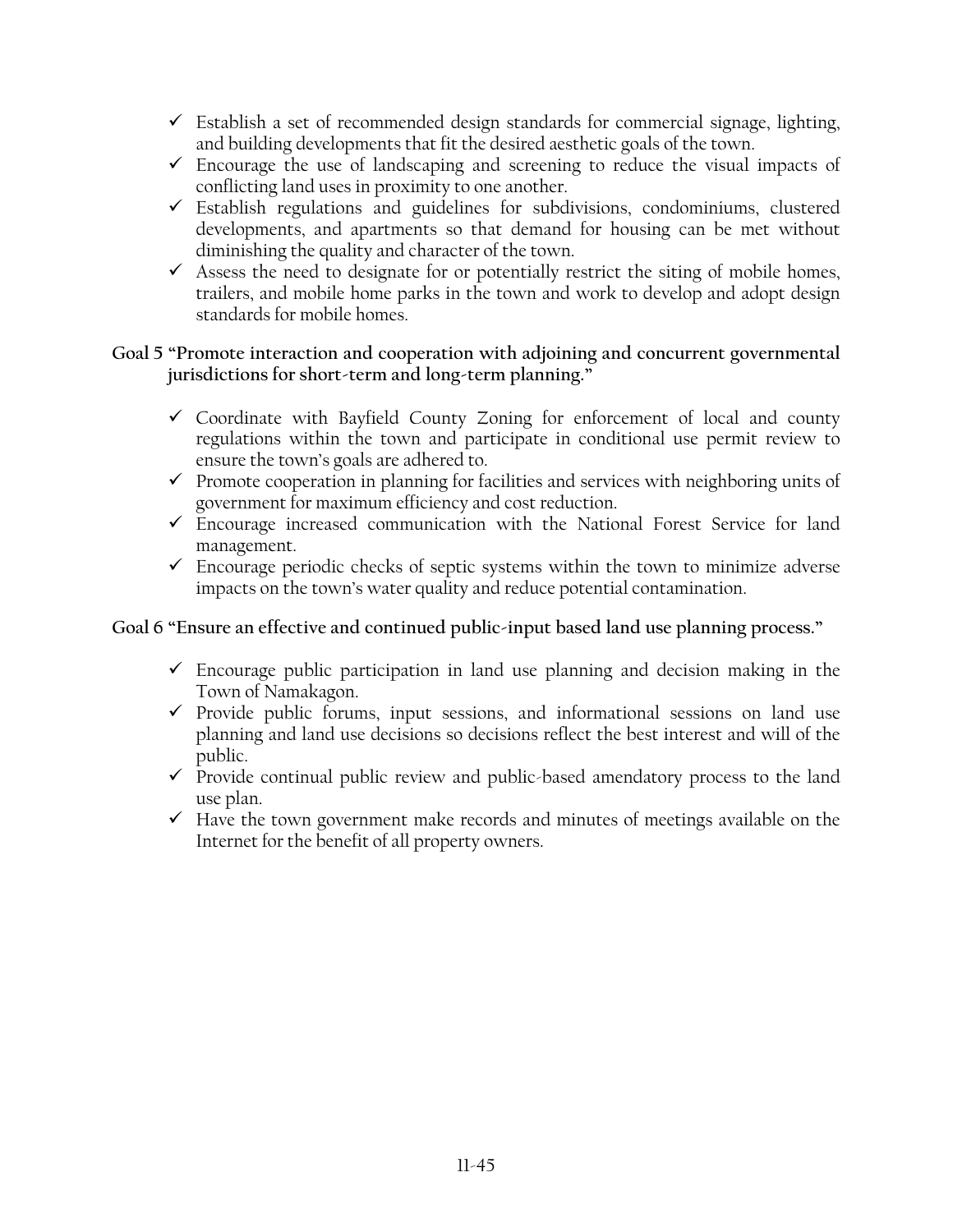- ✓ Establish a set of recommended design standards for commercial signage, lighting, and building developments that fit the desired aesthetic goals of the town.
- ✓ Encourage the use of landscaping and screening to reduce the visual impacts of conflicting land uses in proximity to one another.
- ✓ Establish regulations and guidelines for subdivisions, condominiums, clustered developments, and apartments so that demand for housing can be met without diminishing the quality and character of the town.
- ✓ Assess the need to designate for or potentially restrict the siting of mobile homes, trailers, and mobile home parks in the town and work to develop and adopt design standards for mobile homes.

**Goal 5 "Promote interaction and cooperation with adjoining and concurrent governmental jurisdictions for short-term and long-term planning."**

- ✓ Coordinate with Bayfield County Zoning for enforcement of local and county regulations within the town and participate in conditional use permit review to ensure the town's goals are adhered to.
- ✓ Promote cooperation in planning for facilities and services with neighboring units of government for maximum efficiency and cost reduction.
- ✓ Encourage increased communication with the National Forest Service for land management.
- ✓ Encourage periodic checks of septic systems within the town to minimize adverse impacts on the town's water quality and reduce potential contamination.

**Goal 6 "Ensure an effective and continued public-input based land use planning process."**

- ✓ Encourage public participation in land use planning and decision making in the Town of Namakagon.
- ✓ Provide public forums, input sessions, and informational sessions on land use planning and land use decisions so decisions reflect the best interest and will of the public.
- ✓ Provide continual public review and public-based amendatory process to the land use plan.
- ✓ Have the town government make records and minutes of meetings available on the Internet for the benefit of all property owners.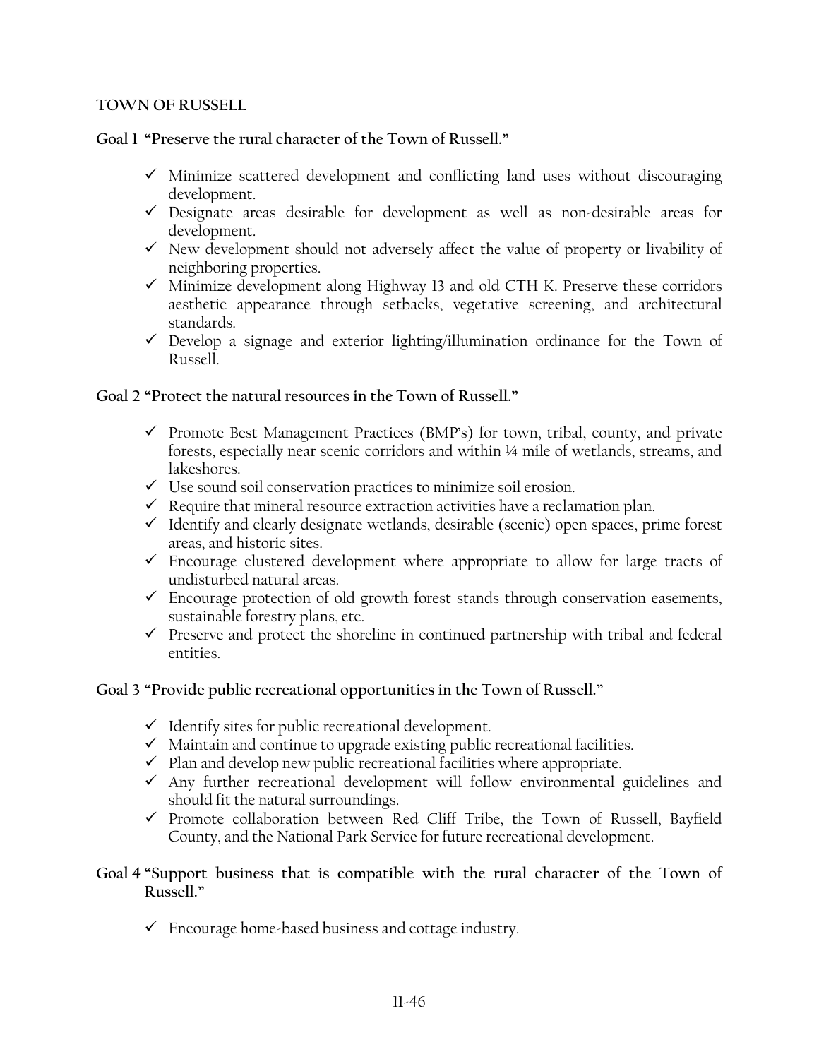**TOWN OF RUSSELL**

**Goal 1 "Preserve the rural character of the Town of Russell."**

- ✓ Minimize scattered development and conflicting land uses without discouraging development.
- ✓ Designate areas desirable for development as well as non-desirable areas for development.
- ✓ New development should not adversely affect the value of property or livability of neighboring properties.
- ✓ Minimize development along Highway 13 and old CTH K. Preserve these corridors aesthetic appearance through setbacks, vegetative screening, and architectural standards.
- ✓ Develop a signage and exterior lighting/illumination ordinance for the Town of Russell.

**Goal 2 "Protect the natural resources in the Town of Russell."**

- ✓ Promote Best Management Practices (BMP's) for town, tribal, county, and private forests, especially near scenic corridors and within ¼ mile of wetlands, streams, and lakeshores.
- ✓ Use sound soil conservation practices to minimize soil erosion.
- ✓ Require that mineral resource extraction activities have a reclamation plan.
- ✓ Identify and clearly designate wetlands, desirable (scenic) open spaces, prime forest areas, and historic sites.
- ✓ Encourage clustered development where appropriate to allow for large tracts of undisturbed natural areas.
- ✓ Encourage protection of old growth forest stands through conservation easements, sustainable forestry plans, etc.
- ✓ Preserve and protect the shoreline in continued partnership with tribal and federal entities.

**Goal 3 "Provide public recreational opportunities in the Town of Russell."**

- ✓ Identify sites for public recreational development.
- ✓ Maintain and continue to upgrade existing public recreational facilities.
- ✓ Plan and develop new public recreational facilities where appropriate.
- ✓ Any further recreational development will follow environmental guidelines and should fit the natural surroundings.
- ✓ Promote collaboration between Red Cliff Tribe, the Town of Russell, Bayfield County, and the National Park Service for future recreational development.

**Goal 4 "Support business that is compatible with the rural character of the Town of Russell."**

- ✓ Encourage home-based business and cottage industry.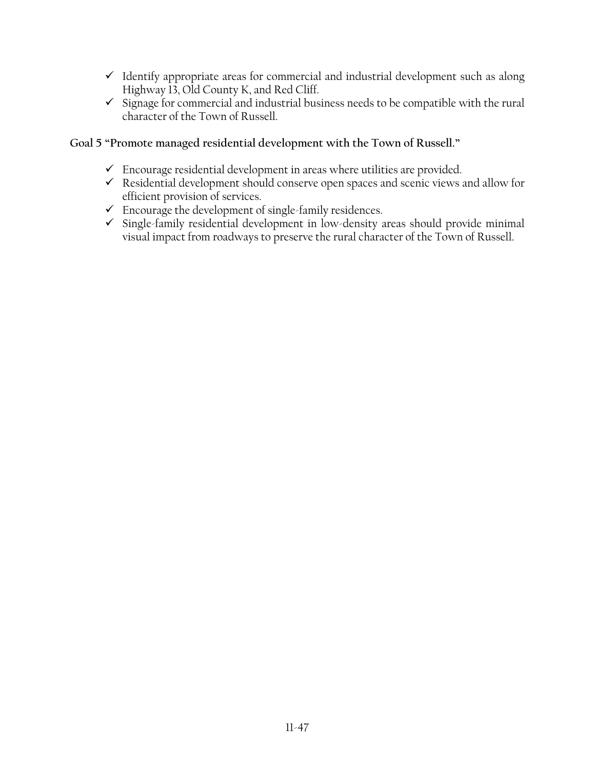- ✓ Identify appropriate areas for commercial and industrial development such as along Highway 13, Old County K, and Red Cliff.
- ✓ Signage for commercial and industrial business needs to be compatible with the rural character of the Town of Russell.

**Goal 5 "Promote managed residential development with the Town of Russell."**

- ✓ Encourage residential development in areas where utilities are provided.
- ✓ Residential development should conserve open spaces and scenic views and allow for efficient provision of services.
- ✓ Encourage the development of single-family residences.
- ✓ Single-family residential development in low-density areas should provide minimal visual impact from roadways to preserve the rural character of the Town of Russell.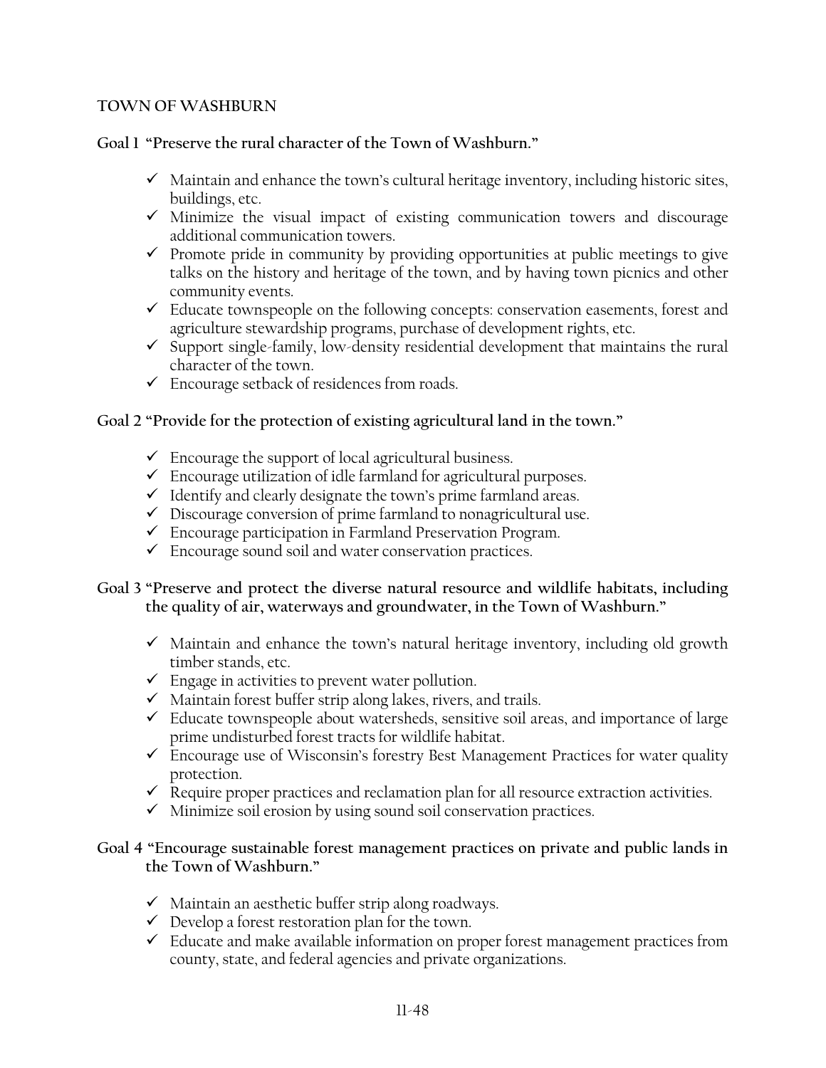## TOWN OF WASHBURN

### Goal 1 "Preserve the rural character of the Town of Washburn."

- ✓ Maintain and enhance the town's cultural heritage inventory, including historic sites, buildings, etc.
- ✓ Minimize the visual impact of existing communication towers and discourage additional communication towers.
- ✓ Promote pride in community by providing opportunities at public meetings to give talks on the history and heritage of the town, and by having town picnics and other community events.
- ✓ Educate townspeople on the following concepts: conservation easements, forest and agriculture stewardship programs, purchase of development rights, etc.
- ✓ Support single-family, low-density residential development that maintains the rural character of the town.
- ✓ Encourage setback of residences from roads.

### Goal 2 "Provide for the protection of existing agricultural land in the town."

- ✓ Encourage the support of local agricultural business.
- ✓ Encourage utilization of idle farmland for agricultural purposes.
- ✓ Identify and clearly designate the town's prime farmland areas.
- ✓ Discourage conversion of prime farmland to nonagricultural use.
- ✓ Encourage participation in Farmland Preservation Program.
- ✓ Encourage sound soil and water conservation practices.

### Goal 3 "Preserve and protect the diverse natural resource and wildlife habitats, including the quality of air, waterways and groundwater, in the Town of Washburn."

- ✓ Maintain and enhance the town's natural heritage inventory, including old growth timber stands, etc.
- ✓ Engage in activities to prevent water pollution.
- ✓ Maintain forest buffer strip along lakes, rivers, and trails.
- ✓ Educate townspeople about watersheds, sensitive soil areas, and importance of large prime undisturbed forest tracts for wildlife habitat.
- ✓ Encourage use of Wisconsin's forestry Best Management Practices for water quality protection.
- ✓ Require proper practices and reclamation plan for all resource extraction activities.
- ✓ Minimize soil erosion by using sound soil conservation practices.

### Goal 4 "Encourage sustainable forest management practices on private and public lands in the Town of Washburn."

- ✓ Maintain an aesthetic buffer strip along roadways.
- ✓ Develop a forest restoration plan for the town.
- ✓ Educate and make available information on proper forest management practices from county, state, and federal agencies and private organizations.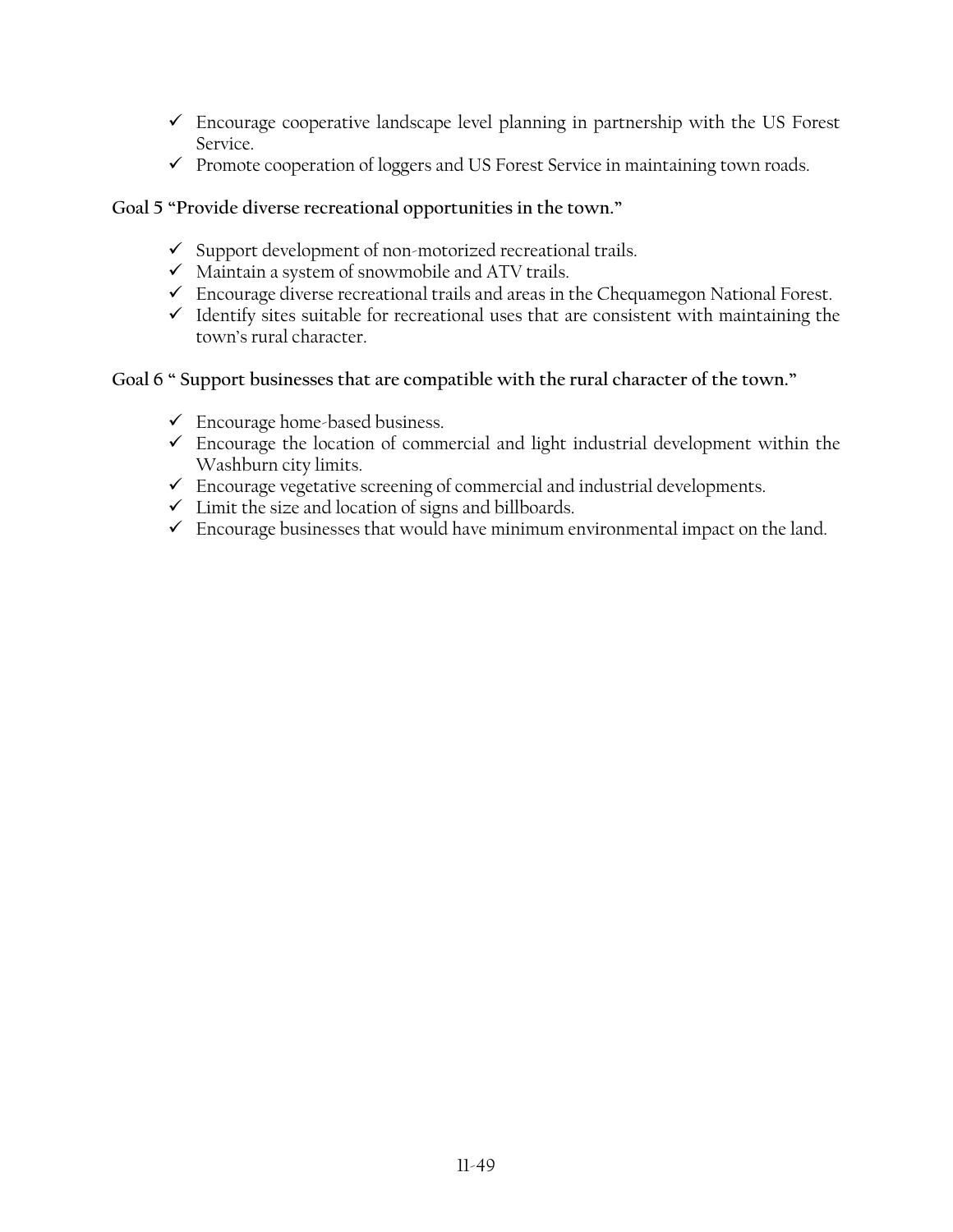- ✓ Encourage cooperative landscape level planning in partnership with the US Forest Service.
- ✓ Promote cooperation of loggers and US Forest Service in maintaining town roads.

**Goal 5 "Provide diverse recreational opportunities in the town."**

- ✓ Support development of non-motorized recreational trails.
- ✓ Maintain a system of snowmobile and ATV trails.
- ✓ Encourage diverse recreational trails and areas in the Chequamegon National Forest.
- ✓ Identify sites suitable for recreational uses that are consistent with maintaining the town's rural character.

**Goal 6 " Support businesses that are compatible with the rural character of the town."**

- ✓ Encourage home-based business.
- ✓ Encourage the location of commercial and light industrial development within the Washburn city limits.
- ✓ Encourage vegetative screening of commercial and industrial developments.
- ✓ Limit the size and location of signs and billboards.
- ✓ Encourage businesses that would have minimum environmental impact on the land.